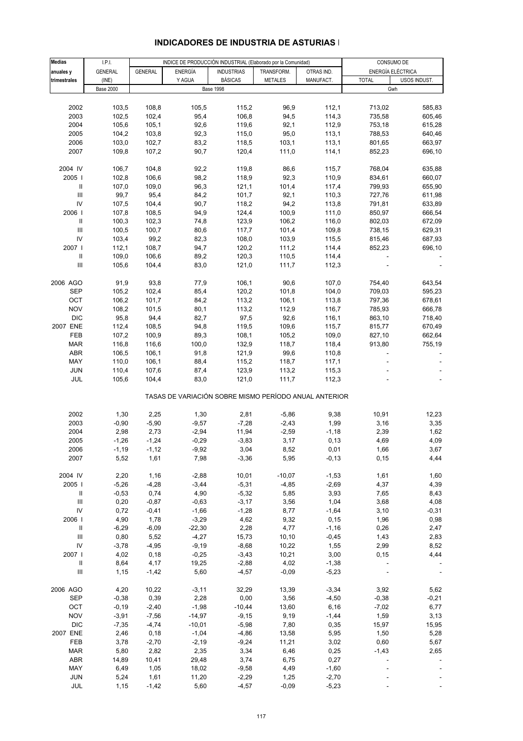# INDICADORES DE INDUSTRIA DE ASTURIAS I

| Medias anuales y trimestrales | I.P.I. GENERAL (INE) | INDICE DE PRODUCCIÓN INDUSTRIAL (Elaborado por la Comunidad) GENERAL | ENERGÍA Y AGUA | INDUSTRIAS BÁSICAS | TRANSFORM. METALES | OTRAS IND. MANUFACT. | CONSUMO DE ENERGÍA ELÉCTRICA TOTAL | USOS INDUST. |
|---|---|---|---|---|---|---|---|---|
| | Base 2000 | Base 1998 | | | | | Gwh | |
| 2002 | 103,5 | 108,8 | 105,5 | 115,2 | 96,9 | 112,1 | 713,02 | 585,83 |
| 2003 | 102,5 | 102,4 | 95,4 | 106,8 | 94,5 | 114,3 | 735,58 | 605,46 |
| 2004 | 105,6 | 105,1 | 92,6 | 119,6 | 92,1 | 112,9 | 753,18 | 615,28 |
| 2005 | 104,2 | 103,8 | 92,3 | 115,0 | 95,0 | 113,1 | 788,53 | 640,46 |
| 2006 | 103,0 | 102,7 | 83,2 | 118,5 | 103,1 | 113,1 | 801,65 | 663,97 |
| 2007 | 109,8 | 107,2 | 90,7 | 120,4 | 111,0 | 114,1 | 852,23 | 696,10 |
| 2004 IV | 106,7 | 104,8 | 92,2 | 119,8 | 86,6 | 115,7 | 768,04 | 635,88 |
| 2005 I | 102,8 | 106,6 | 98,2 | 118,9 | 92,3 | 110,9 | 834,61 | 660,07 |
| II | 107,0 | 109,0 | 96,3 | 121,1 | 101,4 | 117,4 | 799,93 | 655,90 |
| III | 99,7 | 95,4 | 84,2 | 101,7 | 92,1 | 110,3 | 727,76 | 611,98 |
| IV | 107,5 | 104,4 | 90,7 | 118,2 | 94,2 | 113,8 | 791,81 | 633,89 |
| 2006 I | 107,8 | 108,5 | 94,9 | 124,4 | 100,9 | 111,0 | 850,97 | 666,54 |
| II | 100,3 | 102,3 | 74,8 | 123,9 | 106,2 | 116,0 | 802,03 | 672,09 |
| III | 100,5 | 100,7 | 80,6 | 117,7 | 101,4 | 109,8 | 738,15 | 629,31 |
| IV | 103,4 | 99,2 | 82,3 | 108,0 | 103,9 | 115,5 | 815,46 | 687,93 |
| 2007 I | 112,1 | 108,7 | 94,7 | 120,2 | 111,2 | 114,4 | 852,23 | 696,10 |
| II | 109,0 | 106,6 | 89,2 | 120,3 | 110,5 | 114,4 | - | - |
| III | 105,6 | 104,4 | 83,0 | 121,0 | 111,7 | 112,3 | - | - |
| 2006 AGO | 91,9 | 93,8 | 77,9 | 106,1 | 90,6 | 107,0 | 754,40 | 643,54 |
| SEP | 105,2 | 102,4 | 85,4 | 120,2 | 101,8 | 104,0 | 709,03 | 595,23 |
| OCT | 106,2 | 101,7 | 84,2 | 113,2 | 106,1 | 113,8 | 797,36 | 678,61 |
| NOV | 108,2 | 101,5 | 80,1 | 113,2 | 112,9 | 116,7 | 785,93 | 666,78 |
| DIC | 95,8 | 94,4 | 82,7 | 97,5 | 92,6 | 116,1 | 863,10 | 718,40 |
| 2007 ENE | 112,4 | 108,5 | 94,8 | 119,5 | 109,6 | 115,7 | 815,77 | 670,49 |
| FEB | 107,2 | 100,9 | 89,3 | 108,1 | 105,2 | 109,0 | 827,10 | 662,64 |
| MAR | 116,8 | 116,6 | 100,0 | 132,9 | 118,7 | 118,4 | 913,80 | 755,19 |
| ABR | 106,5 | 106,1 | 91,8 | 121,9 | 99,6 | 110,8 | - | - |
| MAY | 110,0 | 106,1 | 88,4 | 115,2 | 118,7 | 117,1 | - | - |
| JUN | 110,4 | 107,6 | 87,4 | 123,9 | 113,2 | 115,3 | - | - |
| JUL | 105,6 | 104,4 | 83,0 | 121,0 | 111,7 | 112,3 | - | - |
| TASAS DE VARIACIÓN SOBRE MISMO PERÍODO ANUAL ANTERIOR | | | | | | | | |
| 2002 | 1,30 | 2,25 | 1,30 | 2,81 | -5,86 | 9,38 | 10,91 | 12,23 |
| 2003 | -0,90 | -5,90 | -9,57 | -7,28 | -2,43 | 1,99 | 3,16 | 3,35 |
| 2004 | 2,98 | 2,73 | -2,94 | 11,94 | -2,59 | -1,18 | 2,39 | 1,62 |
| 2005 | -1,26 | -1,24 | -0,29 | -3,83 | 3,17 | 0,13 | 4,69 | 4,09 |
| 2006 | -1,19 | -1,12 | -9,92 | 3,04 | 8,52 | 0,01 | 1,66 | 3,67 |
| 2007 | 5,52 | 1,61 | 7,98 | -3,36 | 5,95 | -0,13 | 0,15 | 4,44 |
| 2004 IV | 2,20 | 1,16 | -2,88 | 10,01 | -10,07 | -1,53 | 1,61 | 1,60 |
| 2005 I | -5,26 | -4,28 | -3,44 | -5,31 | -4,85 | -2,69 | 4,37 | 4,39 |
| II | -0,53 | 0,74 | 4,90 | -5,32 | 5,85 | 3,93 | 7,65 | 8,43 |
| III | 0,20 | -0,87 | -0,63 | -3,17 | 3,56 | 1,04 | 3,68 | 4,08 |
| IV | 0,72 | -0,41 | -1,66 | -1,28 | 8,77 | -1,64 | 3,10 | -0,31 |
| 2006 I | 4,90 | 1,78 | -3,29 | 4,62 | 9,32 | 0,15 | 1,96 | 0,98 |
| II | -6,29 | -6,09 | -22,30 | 2,28 | 4,77 | -1,16 | 0,26 | 2,47 |
| III | 0,80 | 5,52 | -4,27 | 15,73 | 10,10 | -0,45 | 1,43 | 2,83 |
| IV | -3,78 | -4,95 | -9,19 | -8,68 | 10,22 | 1,55 | 2,99 | 8,52 |
| 2007 I | 4,02 | 0,18 | -0,25 | -3,43 | 10,21 | 3,00 | 0,15 | 4,44 |
| II | 8,64 | 4,17 | 19,25 | -2,88 | 4,02 | -1,38 | - | - |
| III | 1,15 | -1,42 | 5,60 | -4,57 | -0,09 | -5,23 | - | - |
| 2006 AGO | 4,20 | 10,22 | -3,11 | 32,29 | 13,39 | -3,34 | 3,92 | 5,62 |
| SEP | -0,38 | 0,39 | 2,28 | 0,00 | 3,56 | -4,50 | -0,38 | -0,21 |
| OCT | -0,19 | -2,40 | -1,98 | -10,44 | 13,60 | 6,16 | -7,02 | 6,77 |
| NOV | -3,91 | -7,56 | -14,97 | -9,15 | 9,19 | -1,44 | 1,59 | 3,13 |
| DIC | -7,35 | -4,74 | -10,01 | -5,98 | 7,80 | 0,35 | 15,97 | 15,95 |
| 2007 ENE | 2,46 | 0,18 | -1,04 | -4,86 | 13,58 | 5,95 | 1,50 | 5,28 |
| FEB | 3,78 | -2,70 | -2,19 | -9,24 | 11,21 | 3,02 | 0,60 | 5,67 |
| MAR | 5,80 | 2,82 | 2,35 | 3,34 | 6,46 | 0,25 | -1,43 | 2,65 |
| ABR | 14,89 | 10,41 | 29,48 | 3,74 | 6,75 | 0,27 | - | - |
| MAY | 6,49 | 1,05 | 18,02 | -9,58 | 4,49 | -1,60 | - | - |
| JUN | 5,24 | 1,61 | 11,20 | -2,29 | 1,25 | -2,70 | - | - |
| JUL | 1,15 | -1,42 | 5,60 | -4,57 | -0,09 | -5,23 | - | - |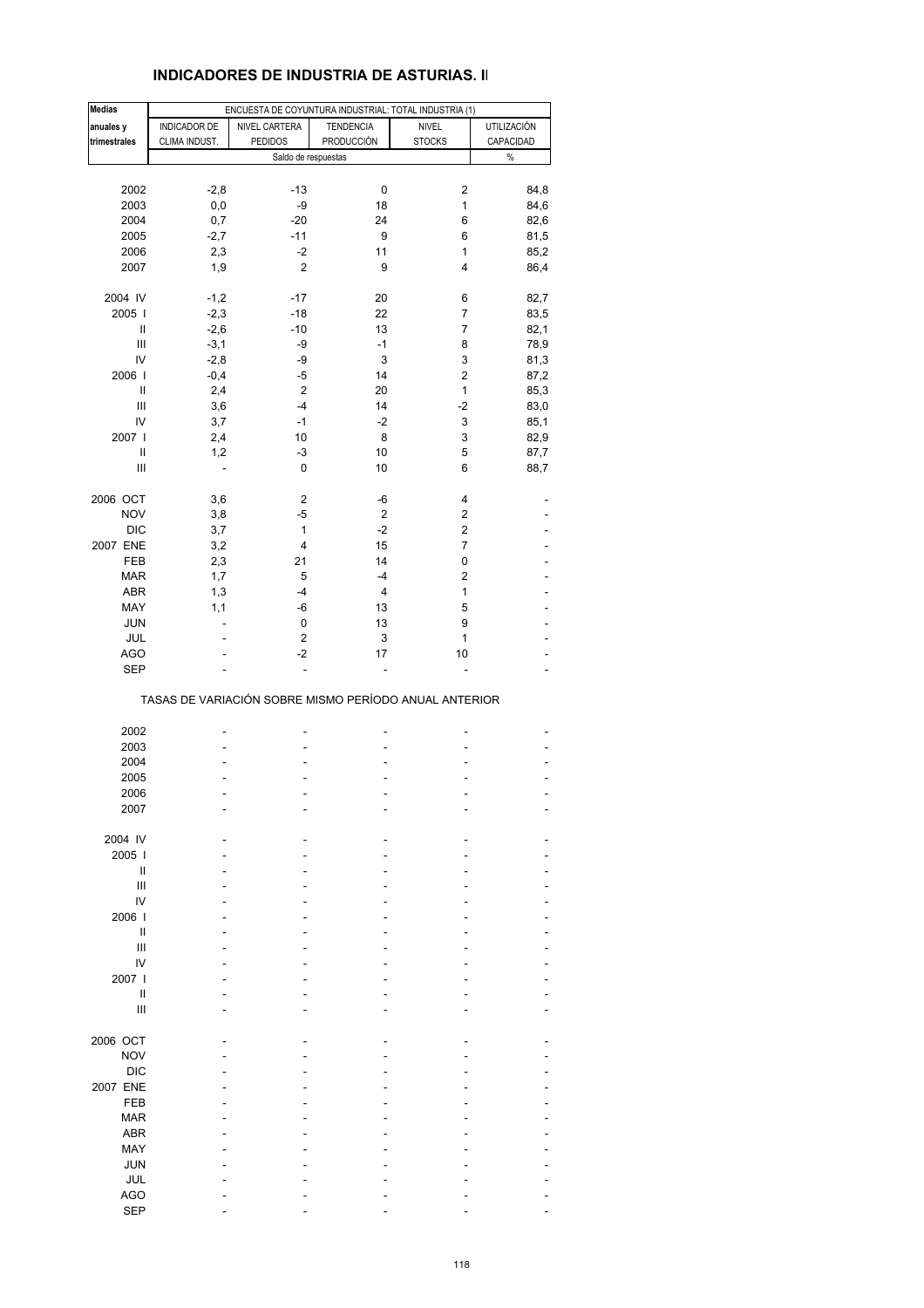# INDICADORES DE INDUSTRIA DE ASTURIAS. II

| Medias anuales y trimestrales | ENCUESTA DE COYUNTURA INDUSTRIAL: TOTAL INDUSTRIA (1) | | | | |
|---|---|---|---|---|---|
| | INDICADOR DE CLIMA INDUST. | NIVEL CARTERA PEDIDOS | TENDENCIA PRODUCCIÓN | NIVEL STOCKS | UTILIZACIÓN CAPACIDAD |
| | Saldo de respuestas | | | | % |
| 2002 | -2,8 | -13 | 0 | 2 | 84,8 |
| 2003 | 0,0 | -9 | 18 | 1 | 84,6 |
| 2004 | 0,7 | -20 | 24 | 6 | 82,6 |
| 2005 | -2,7 | -11 | 9 | 6 | 81,5 |
| 2006 | 2,3 | -2 | 11 | 1 | 85,2 |
| 2007 | 1,9 | 2 | 9 | 4 | 86,4 |
| 2004 IV | -1,2 | -17 | 20 | 6 | 82,7 |
| 2005 I | -2,3 | -18 | 22 | 7 | 83,5 |
| II | -2,6 | -10 | 13 | 7 | 82,1 |
| III | -3,1 | -9 | -1 | 8 | 78,9 |
| IV | -2,8 | -9 | 3 | 3 | 81,3 |
| 2006 I | -0,4 | -5 | 14 | 2 | 87,2 |
| II | 2,4 | 2 | 20 | 1 | 85,3 |
| III | 3,6 | -4 | 14 | -2 | 83,0 |
| IV | 3,7 | -1 | -2 | 3 | 85,1 |
| 2007 I | 2,4 | 10 | 8 | 3 | 82,9 |
| II | 1,2 | -3 | 10 | 5 | 87,7 |
| III | - | 0 | 10 | 6 | 88,7 |
| 2006 OCT | 3,6 | 2 | -6 | 4 | - |
| NOV | 3,8 | -5 | 2 | 2 | - |
| DIC | 3,7 | 1 | -2 | 2 | - |
| 2007 ENE | 3,2 | 4 | 15 | 7 | - |
| FEB | 2,3 | 21 | 14 | 0 | - |
| MAR | 1,7 | 5 | -4 | 2 | - |
| ABR | 1,3 | -4 | 4 | 1 | - |
| MAY | 1,1 | -6 | 13 | 5 | - |
| JUN | - | 0 | 13 | 9 | - |
| JUL | - | 2 | 3 | 1 | - |
| AGO | - | -2 | 17 | 10 | - |
| SEP | - | - | - | - | - |

TASAS DE VARIACIÓN SOBRE MISMO PERÍODO ANUAL ANTERIOR

| | | | | | |
|---|---|---|---|---|---|
| 2002 | - | - | - | - | - |
| 2003 | - | - | - | - | - |
| 2004 | - | - | - | - | - |
| 2005 | - | - | - | - | - |
| 2006 | - | - | - | - | - |
| 2007 | - | - | - | - | - |
| 2004 IV | - | - | - | - | - |
| 2005 I | - | - | - | - | - |
| II | - | - | - | - | - |
| III | - | - | - | - | - |
| IV | - | - | - | - | - |
| 2006 I | - | - | - | - | - |
| II | - | - | - | - | - |
| III | - | - | - | - | - |
| IV | - | - | - | - | - |
| 2007 I | - | - | - | - | - |
| II | - | - | - | - | - |
| III | - | - | - | - | - |
| 2006 OCT | - | - | - | - | - |
| NOV | - | - | - | - | - |
| DIC | - | - | - | - | - |
| 2007 ENE | - | - | - | - | - |
| FEB | - | - | - | - | - |
| MAR | - | - | - | - | - |
| ABR | - | - | - | - | - |
| MAY | - | - | - | - | - |
| JUN | - | - | - | - | - |
| JUL | - | - | - | - | - |
| AGO | - | - | - | - | - |
| SEP | - | - | - | - | - |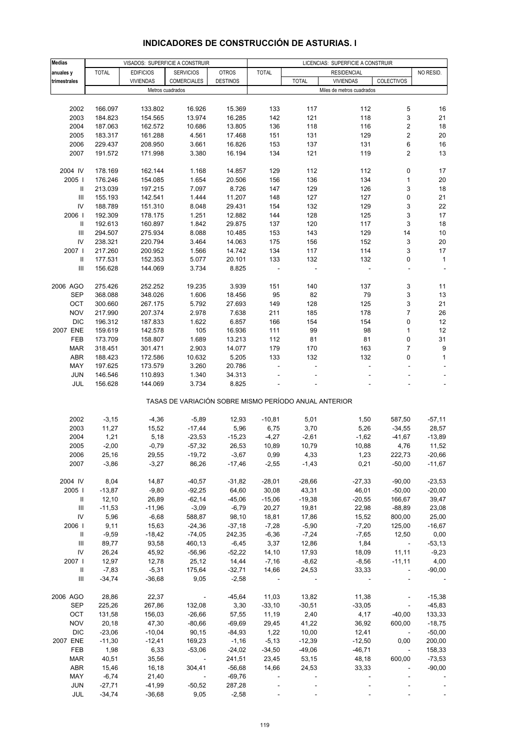# INDICADORES DE CONSTRUCCIÓN DE ASTURIAS. I

| Medias anuales y trimestrales | VISADOS: SUPERFICIE A CONSTRUIR | | | | LICENCIAS: SUPERFICIE A CONSTRUIR | | | | |
|---|---|---|---|---|---|---|---|---|---|
| | TOTAL | EDIFICIOS VIVIENDAS | SERVICIOS COMERCIALES | OTROS DESTINOS | TOTAL | RESIDENCIAL | | | NO RESID. |
| | | | | | | TOTAL | VIVIENDAS | COLECTIVOS | |
| | Metros cuadrados | | | | Miles de metros cuadrados | | | | |
| 2002 | 166.097 | 133.802 | 16.926 | 15.369 | 133 | 117 | 112 | 5 | 16 |
| 2003 | 184.823 | 154.565 | 13.974 | 16.285 | 142 | 121 | 118 | 3 | 21 |
| 2004 | 187.063 | 162.572 | 10.686 | 13.805 | 136 | 118 | 116 | 2 | 18 |
| 2005 | 183.317 | 161.288 | 4.561 | 17.468 | 151 | 131 | 129 | 2 | 20 |
| 2006 | 229.437 | 208.950 | 3.661 | 16.826 | 153 | 137 | 131 | 6 | 16 |
| 2007 | 191.572 | 171.998 | 3.380 | 16.194 | 134 | 121 | 119 | 2 | 13 |
| 2004 IV | 178.169 | 162.144 | 1.168 | 14.857 | 129 | 112 | 112 | 0 | 17 |
| 2005 I | 176.246 | 154.085 | 1.654 | 20.506 | 156 | 136 | 134 | 1 | 20 |
| II | 213.039 | 197.215 | 7.097 | 8.726 | 147 | 129 | 126 | 3 | 18 |
| III | 155.193 | 142.541 | 1.444 | 11.207 | 148 | 127 | 127 | 0 | 21 |
| IV | 188.789 | 151.310 | 8.048 | 29.431 | 154 | 132 | 129 | 3 | 22 |
| 2006 I | 192.309 | 178.175 | 1.251 | 12.882 | 144 | 128 | 125 | 3 | 17 |
| II | 192.613 | 160.897 | 1.842 | 29.875 | 137 | 120 | 117 | 3 | 18 |
| III | 294.507 | 275.934 | 8.088 | 10.485 | 153 | 143 | 129 | 14 | 10 |
| IV | 238.321 | 220.794 | 3.464 | 14.063 | 175 | 156 | 152 | 3 | 20 |
| 2007 I | 217.260 | 200.952 | 1.566 | 14.742 | 134 | 117 | 114 | 3 | 17 |
| II | 177.531 | 152.353 | 5.077 | 20.101 | 133 | 132 | 132 | 0 | 1 |
| III | 156.628 | 144.069 | 3.734 | 8.825 | - | - | - | - | - |
| 2006 AGO | 275.426 | 252.252 | 19.235 | 3.939 | 151 | 140 | 137 | 3 | 11 |
| SEP | 368.088 | 348.026 | 1.606 | 18.456 | 95 | 82 | 79 | 3 | 13 |
| OCT | 300.660 | 267.175 | 5.792 | 27.693 | 149 | 128 | 125 | 3 | 21 |
| NOV | 217.990 | 207.374 | 2.978 | 7.638 | 211 | 185 | 178 | 7 | 26 |
| DIC | 196.312 | 187.833 | 1.622 | 6.857 | 166 | 154 | 154 | 0 | 12 |
| 2007 ENE | 159.619 | 142.578 | 105 | 16.936 | 111 | 99 | 98 | 1 | 12 |
| FEB | 173.709 | 158.807 | 1.689 | 13.213 | 112 | 81 | 81 | 0 | 31 |
| MAR | 318.451 | 301.471 | 2.903 | 14.077 | 179 | 170 | 163 | 7 | 9 |
| ABR | 188.423 | 172.586 | 10.632 | 5.205 | 133 | 132 | 132 | 0 | 1 |
| MAY | 197.625 | 173.579 | 3.260 | 20.786 | - | - | - | - | - |
| JUN | 146.546 | 110.893 | 1.340 | 34.313 | - | - | - | - | - |
| JUL | 156.628 | 144.069 | 3.734 | 8.825 | - | - | - | - | - |
| **TASAS DE VARIACIÓN SOBRE MISMO PERÍODO ANUAL ANTERIOR** | | | | | | | | | |
| 2002 | -3,15 | -4,36 | -5,89 | 12,93 | -10,81 | 5,01 | 1,50 | 587,50 | -57,11 |
| 2003 | 11,27 | 15,52 | -17,44 | 5,96 | 6,75 | 3,70 | 5,26 | -34,55 | 28,57 |
| 2004 | 1,21 | 5,18 | -23,53 | -15,23 | -4,27 | -2,61 | -1,62 | -41,67 | -13,89 |
| 2005 | -2,00 | -0,79 | -57,32 | 26,53 | 10,89 | 10,79 | 10,88 | 4,76 | 11,52 |
| 2006 | 25,16 | 29,55 | -19,72 | -3,67 | 0,99 | 4,33 | 1,23 | 222,73 | -20,66 |
| 2007 | -3,86 | -3,27 | 86,26 | -17,46 | -2,55 | -1,43 | 0,21 | -50,00 | -11,67 |
| 2004 IV | 8,04 | 14,87 | -40,57 | -31,82 | -28,01 | -28,66 | -27,33 | -90,00 | -23,53 |
| 2005 I | -13,87 | -9,80 | -92,25 | 64,60 | 30,08 | 43,31 | 46,01 | -50,00 | -20,00 |
| II | 12,10 | 26,89 | -62,14 | -45,06 | -15,06 | -19,38 | -20,55 | 166,67 | 39,47 |
| III | -11,53 | -11,96 | -3,09 | -6,79 | 20,27 | 19,81 | 22,98 | -88,89 | 23,08 |
| IV | 5,96 | -6,68 | 588,87 | 98,10 | 18,81 | 17,86 | 15,52 | 800,00 | 25,00 |
| 2006 I | 9,11 | 15,63 | -24,36 | -37,18 | -7,28 | -5,90 | -7,20 | 125,00 | -16,67 |
| II | -9,59 | -18,42 | -74,05 | 242,35 | -6,36 | -7,24 | -7,65 | 12,50 | 0,00 |
| III | 89,77 | 93,58 | 460,13 | -6,45 | 3,37 | 12,86 | 1,84 | - | -53,13 |
| IV | 26,24 | 45,92 | -56,96 | -52,22 | 14,10 | 17,93 | 18,09 | 11,11 | -9,23 |
| 2007 I | 12,97 | 12,78 | 25,12 | 14,44 | -7,16 | -8,62 | -8,56 | -11,11 | 4,00 |
| II | -7,83 | -5,31 | 175,64 | -32,71 | 14,66 | 24,53 | 33,33 | - | -90,00 |
| III | -34,74 | -36,68 | 9,05 | -2,58 | - | - | - | - | - |
| 2006 AGO | 28,86 | 22,37 | - | -45,64 | 11,03 | 13,82 | 11,38 | - | -15,38 |
| SEP | 225,26 | 267,86 | 132,08 | 3,30 | -33,10 | -30,51 | -33,05 | - | -45,83 |
| OCT | 131,58 | 156,03 | -26,66 | 57,55 | 11,19 | 2,40 | 4,17 | -40,00 | 133,33 |
| NOV | 20,18 | 47,30 | -80,66 | -69,69 | 29,45 | 41,22 | 36,92 | 600,00 | -18,75 |
| DIC | -23,06 | -10,04 | 90,15 | -84,93 | 1,22 | 10,00 | 12,41 | - | -50,00 |
| 2007 ENE | -11,30 | -12,41 | 169,23 | -1,16 | -5,13 | -12,39 | -12,50 | 0,00 | 200,00 |
| FEB | 1,98 | 6,33 | -53,06 | -24,02 | -34,50 | -49,06 | -46,71 | - | 158,33 |
| MAR | 40,51 | 35,56 | - | 241,51 | 23,45 | 53,15 | 48,18 | 600,00 | -73,53 |
| ABR | 15,46 | 16,18 | 304,41 | -56,68 | 14,66 | 24,53 | 33,33 | - | -90,00 |
| MAY | -6,74 | 21,40 | - | -69,76 | - | - | - | - | - |
| JUN | -27,71 | -41,99 | -50,52 | 287,28 | - | - | - | - | - |
| JUL | -34,74 | -36,68 | 9,05 | -2,58 | - | - | - | - | - |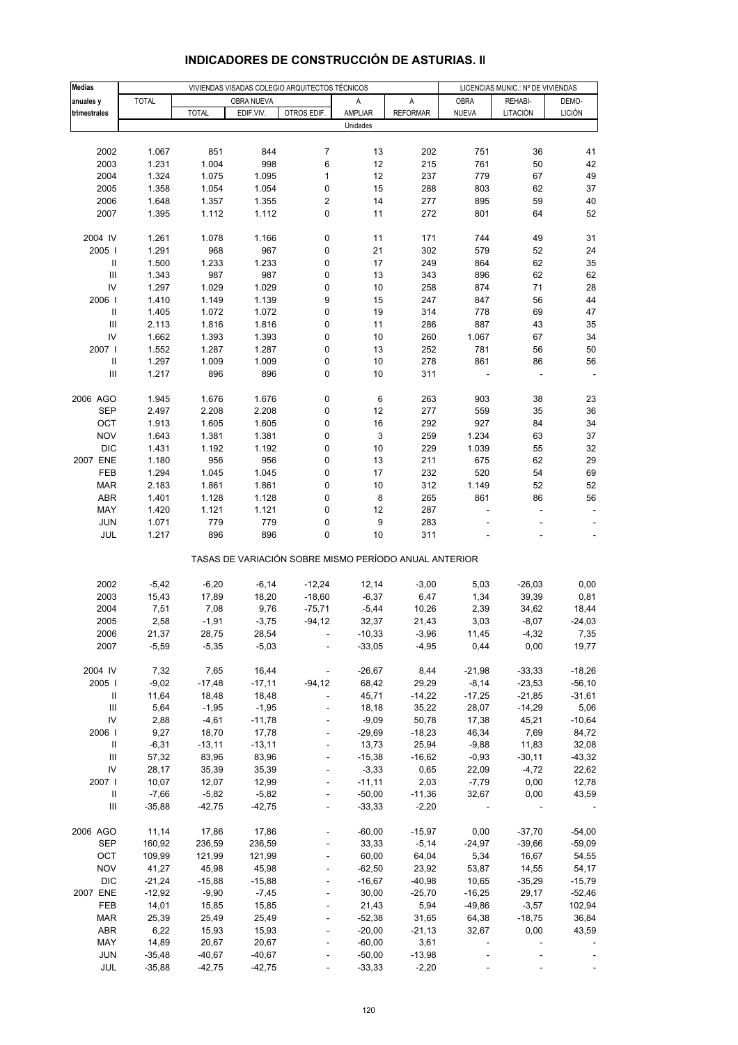# INDICADORES DE CONSTRUCCIÓN DE ASTURIAS. II

| Medias anuales y trimestrales | VIVIENDAS VISADAS COLEGIO ARQUITECTOS TÉCNICOS | | | | | | LICENCIAS MUNIC.: Nº DE VIVIENDAS | | |
|---|---|---|---|---|---|---|---|---|---|
| | TOTAL | OBRA NUEVA | | | A AMPLIAR | A REFORMAR | OBRA NUEVA | REHABI-LITACIÓN | DEMO-LICIÓN |
| | | TOTAL | EDIF.VIV. | OTROS EDIF. | | | | | |
| | Unidades | | | | | | | | |
| 2002 | 1.067 | 851 | 844 | 7 | 13 | 202 | 751 | 36 | 41 |
| 2003 | 1.231 | 1.004 | 998 | 6 | 12 | 215 | 761 | 50 | 42 |
| 2004 | 1.324 | 1.075 | 1.095 | 1 | 12 | 237 | 779 | 67 | 49 |
| 2005 | 1.358 | 1.054 | 1.054 | 0 | 15 | 288 | 803 | 62 | 37 |
| 2006 | 1.648 | 1.357 | 1.355 | 2 | 14 | 277 | 895 | 59 | 40 |
| 2007 | 1.395 | 1.112 | 1.112 | 0 | 11 | 272 | 801 | 64 | 52 |
| 2004 IV | 1.261 | 1.078 | 1.166 | 0 | 11 | 171 | 744 | 49 | 31 |
| 2005 I | 1.291 | 968 | 967 | 0 | 21 | 302 | 579 | 52 | 24 |
| II | 1.500 | 1.233 | 1.233 | 0 | 17 | 249 | 864 | 62 | 35 |
| III | 1.343 | 987 | 987 | 0 | 13 | 343 | 896 | 62 | 62 |
| IV | 1.297 | 1.029 | 1.029 | 0 | 10 | 258 | 874 | 71 | 28 |
| 2006 I | 1.410 | 1.149 | 1.139 | 9 | 15 | 247 | 847 | 56 | 44 |
| II | 1.405 | 1.072 | 1.072 | 0 | 19 | 314 | 778 | 69 | 47 |
| III | 2.113 | 1.816 | 1.816 | 0 | 11 | 286 | 887 | 43 | 35 |
| IV | 1.662 | 1.393 | 1.393 | 0 | 10 | 260 | 1.067 | 67 | 34 |
| 2007 I | 1.552 | 1.287 | 1.287 | 0 | 13 | 252 | 781 | 56 | 50 |
| II | 1.297 | 1.009 | 1.009 | 0 | 10 | 278 | 861 | 86 | 56 |
| III | 1.217 | 896 | 896 | 0 | 10 | 311 | - | - | - |
| 2006 AGO | 1.945 | 1.676 | 1.676 | 0 | 6 | 263 | 903 | 38 | 23 |
| SEP | 2.497 | 2.208 | 2.208 | 0 | 12 | 277 | 559 | 35 | 36 |
| OCT | 1.913 | 1.605 | 1.605 | 0 | 16 | 292 | 927 | 84 | 34 |
| NOV | 1.643 | 1.381 | 1.381 | 0 | 3 | 259 | 1.234 | 63 | 37 |
| DIC | 1.431 | 1.192 | 1.192 | 0 | 10 | 229 | 1.039 | 55 | 32 |
| 2007 ENE | 1.180 | 956 | 956 | 0 | 13 | 211 | 675 | 62 | 29 |
| FEB | 1.294 | 1.045 | 1.045 | 0 | 17 | 232 | 520 | 54 | 69 |
| MAR | 2.183 | 1.861 | 1.861 | 0 | 10 | 312 | 1.149 | 52 | 52 |
| ABR | 1.401 | 1.128 | 1.128 | 0 | 8 | 265 | 861 | 86 | 56 |
| MAY | 1.420 | 1.121 | 1.121 | 0 | 12 | 287 | - | - | - |
| JUN | 1.071 | 779 | 779 | 0 | 9 | 283 | - | - | - |
| JUL | 1.217 | 896 | 896 | 0 | 10 | 311 | - | - | - |
| | TASAS DE VARIACIÓN SOBRE MISMO PERÍODO ANUAL ANTERIOR | | | | | | | | |
| 2002 | -5,42 | -6,20 | -6,14 | -12,24 | 12,14 | -3,00 | 5,03 | -26,03 | 0,00 |
| 2003 | 15,43 | 17,89 | 18,20 | -18,60 | -6,37 | 6,47 | 1,34 | 39,39 | 0,81 |
| 2004 | 7,51 | 7,08 | 9,76 | -75,71 | -5,44 | 10,26 | 2,39 | 34,62 | 18,44 |
| 2005 | 2,58 | -1,91 | -3,75 | -94,12 | 32,37 | 21,43 | 3,03 | -8,07 | -24,03 |
| 2006 | 21,37 | 28,75 | 28,54 | - | -10,33 | -3,96 | 11,45 | -4,32 | 7,35 |
| 2007 | -5,59 | -5,35 | -5,03 | - | -33,05 | -4,95 | 0,44 | 0,00 | 19,77 |
| 2004 IV | 7,32 | 7,65 | 16,44 | - | -26,67 | 8,44 | -21,98 | -33,33 | -18,26 |
| 2005 I | -9,02 | -17,48 | -17,11 | -94,12 | 68,42 | 29,29 | -8,14 | -23,53 | -56,10 |
| II | 11,64 | 18,48 | 18,48 | - | 45,71 | -14,22 | -17,25 | -21,85 | -31,61 |
| III | 5,64 | -1,95 | -1,95 | - | 18,18 | 35,22 | 28,07 | -14,29 | 5,06 |
| IV | 2,88 | -4,61 | -11,78 | - | -9,09 | 50,78 | 17,38 | 45,21 | -10,64 |
| 2006 I | 9,27 | 18,70 | 17,78 | - | -29,69 | -18,23 | 46,34 | 7,69 | 84,72 |
| II | -6,31 | -13,11 | -13,11 | - | 13,73 | 25,94 | -9,88 | 11,83 | 32,08 |
| III | 57,32 | 83,96 | 83,96 | - | -15,38 | -16,62 | -0,93 | -30,11 | -43,32 |
| IV | 28,17 | 35,39 | 35,39 | - | -3,33 | 0,65 | 22,09 | -4,72 | 22,62 |
| 2007 I | 10,07 | 12,07 | 12,99 | - | -11,11 | 2,03 | -7,79 | 0,00 | 12,78 |
| II | -7,66 | -5,82 | -5,82 | - | -50,00 | -11,36 | 32,67 | 0,00 | 43,59 |
| III | -35,88 | -42,75 | -42,75 | - | -33,33 | -2,20 | - | - | - |
| 2006 AGO | 11,14 | 17,86 | 17,86 | - | -60,00 | -15,97 | 0,00 | -37,70 | -54,00 |
| SEP | 160,92 | 236,59 | 236,59 | - | 33,33 | -5,14 | -24,97 | -39,66 | -59,09 |
| OCT | 109,99 | 121,99 | 121,99 | - | 60,00 | 64,04 | 5,34 | 16,67 | 54,55 |
| NOV | 41,27 | 45,98 | 45,98 | - | -62,50 | 23,92 | 53,87 | 14,55 | 54,17 |
| DIC | -21,24 | -15,88 | -15,88 | - | -16,67 | -40,98 | 10,65 | -35,29 | -15,79 |
| 2007 ENE | -12,92 | -9,90 | -7,45 | - | 30,00 | -25,70 | -16,25 | 29,17 | -52,46 |
| FEB | 14,01 | 15,85 | 15,85 | - | 21,43 | 5,94 | -49,86 | -3,57 | 102,94 |
| MAR | 25,39 | 25,49 | 25,49 | - | -52,38 | 31,65 | 64,38 | -18,75 | 36,84 |
| ABR | 6,22 | 15,93 | 15,93 | - | -20,00 | -21,13 | 32,67 | 0,00 | 43,59 |
| MAY | 14,89 | 20,67 | 20,67 | - | -60,00 | 3,61 | - | - | - |
| JUN | -35,48 | -40,67 | -40,67 | - | -50,00 | -13,98 | - | - | - |
| JUL | -35,88 | -42,75 | -42,75 | - | -33,33 | -2,20 | - | - | - |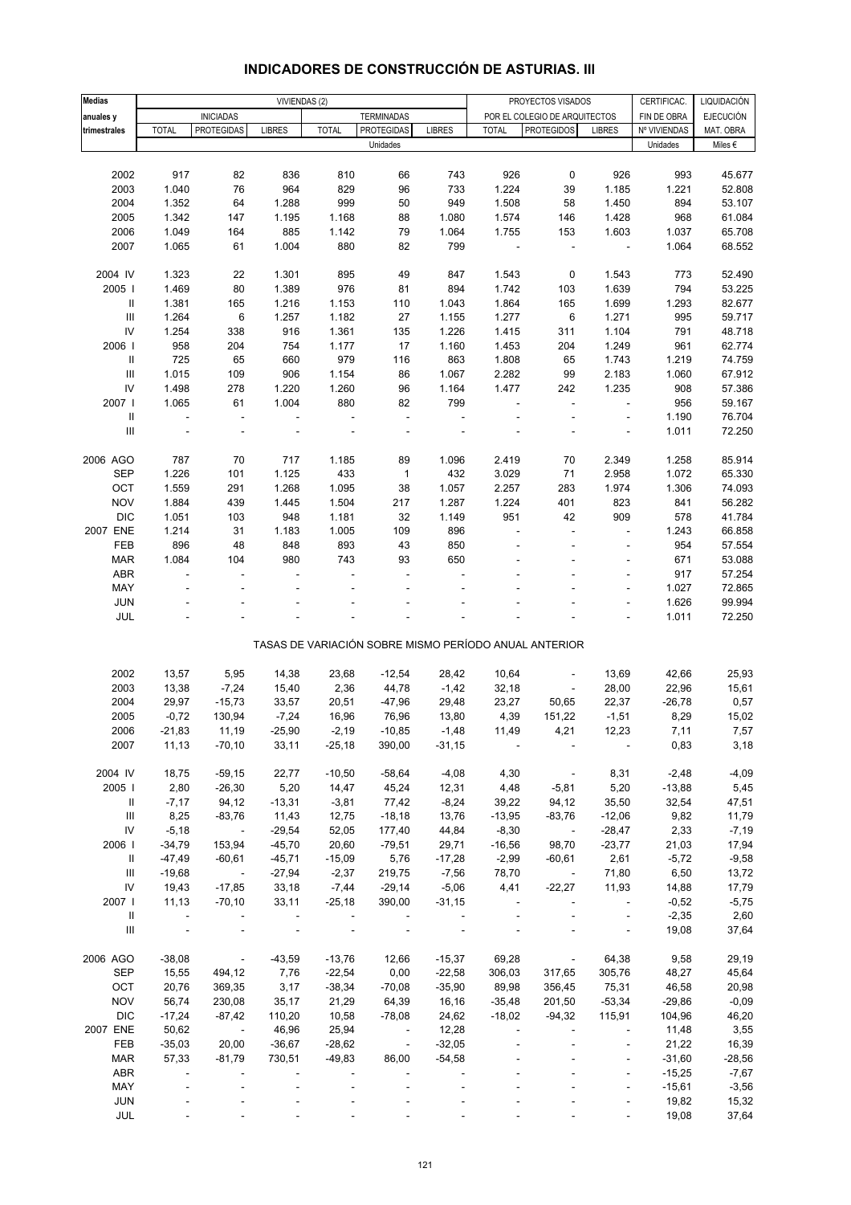# INDICADORES DE CONSTRUCCIÓN DE ASTURIAS. III

| Medias anuales y trimestrales | VIVIENDAS (2) | | | | | | PROYECTOS VISADOS | | | CERTIFICAC. | LIQUIDACIÓN |
|---|---|---|---|---|---|---|---|---|---|---|---|
| | INICIADAS | | | TERMINADAS | | | POR EL COLEGIO DE ARQUITECTOS | | | FIN DE OBRA | EJECUCIÓN |
| | TOTAL | PROTEGIDAS | LIBRES | TOTAL | PROTEGIDAS | LIBRES | TOTAL | PROTEGIDOS | LIBRES | Nº VIVIENDAS | MAT. OBRA |
| | Unidades | | | | | | | | | Unidades | Miles € |
| 2002 | 917 | 82 | 836 | 810 | 66 | 743 | 926 | 0 | 926 | 993 | 45.677 |
| 2003 | 1.040 | 76 | 964 | 829 | 96 | 733 | 1.224 | 39 | 1.185 | 1.221 | 52.808 |
| 2004 | 1.352 | 64 | 1.288 | 999 | 50 | 949 | 1.508 | 58 | 1.450 | 894 | 53.107 |
| 2005 | 1.342 | 147 | 1.195 | 1.168 | 88 | 1.080 | 1.574 | 146 | 1.428 | 968 | 61.084 |
| 2006 | 1.049 | 164 | 885 | 1.142 | 79 | 1.064 | 1.755 | 153 | 1.603 | 1.037 | 65.708 |
| 2007 | 1.065 | 61 | 1.004 | 880 | 82 | 799 | - | - | - | 1.064 | 68.552 |
| 2004 IV | 1.323 | 22 | 1.301 | 895 | 49 | 847 | 1.543 | 0 | 1.543 | 773 | 52.490 |
| 2005 I | 1.469 | 80 | 1.389 | 976 | 81 | 894 | 1.742 | 103 | 1.639 | 794 | 53.225 |
| II | 1.381 | 165 | 1.216 | 1.153 | 110 | 1.043 | 1.864 | 165 | 1.699 | 1.293 | 82.677 |
| III | 1.264 | 6 | 1.257 | 1.182 | 27 | 1.155 | 1.277 | 6 | 1.271 | 995 | 59.717 |
| IV | 1.254 | 338 | 916 | 1.361 | 135 | 1.226 | 1.415 | 311 | 1.104 | 791 | 48.718 |
| 2006 I | 958 | 204 | 754 | 1.177 | 17 | 1.160 | 1.453 | 204 | 1.249 | 961 | 62.774 |
| II | 725 | 65 | 660 | 979 | 116 | 863 | 1.808 | 65 | 1.743 | 1.219 | 74.759 |
| III | 1.015 | 109 | 906 | 1.154 | 86 | 1.067 | 2.282 | 99 | 2.183 | 1.060 | 67.912 |
| IV | 1.498 | 278 | 1.220 | 1.260 | 96 | 1.164 | 1.477 | 242 | 1.235 | 908 | 57.386 |
| 2007 I | 1.065 | 61 | 1.004 | 880 | 82 | 799 | - | - | - | 956 | 59.167 |
| II | - | - | - | - | - | - | - | - | - | 1.190 | 76.704 |
| III | - | - | - | - | - | - | - | - | - | 1.011 | 72.250 |
| 2006 AGO | 787 | 70 | 717 | 1.185 | 89 | 1.096 | 2.419 | 70 | 2.349 | 1.258 | 85.914 |
| SEP | 1.226 | 101 | 1.125 | 433 | 1 | 432 | 3.029 | 71 | 2.958 | 1.072 | 65.330 |
| OCT | 1.559 | 291 | 1.268 | 1.095 | 38 | 1.057 | 2.257 | 283 | 1.974 | 1.306 | 74.093 |
| NOV | 1.884 | 439 | 1.445 | 1.504 | 217 | 1.287 | 1.224 | 401 | 823 | 841 | 56.282 |
| DIC | 1.051 | 103 | 948 | 1.181 | 32 | 1.149 | 951 | 42 | 909 | 578 | 41.784 |
| 2007 ENE | 1.214 | 31 | 1.183 | 1.005 | 109 | 896 | - | - | - | 1.243 | 66.858 |
| FEB | 896 | 48 | 848 | 893 | 43 | 850 | - | - | - | 954 | 57.554 |
| MAR | 1.084 | 104 | 980 | 743 | 93 | 650 | - | - | - | 671 | 53.088 |
| ABR | - | - | - | - | - | - | - | - | - | 917 | 57.254 |
| MAY | - | - | - | - | - | - | - | - | - | 1.027 | 72.865 |
| JUN | - | - | - | - | - | - | - | - | - | 1.626 | 99.994 |
| JUL | - | - | - | - | - | - | - | - | - | 1.011 | 72.250 |
| | TASAS DE VARIACIÓN SOBRE MISMO PERÍODO ANUAL ANTERIOR | | | | | | | | | | |
| 2002 | 13,57 | 5,95 | 14,38 | 23,68 | -12,54 | 28,42 | 10,64 | - | 13,69 | 42,66 | 25,93 |
| 2003 | 13,38 | -7,24 | 15,40 | 2,36 | 44,78 | -1,42 | 32,18 | - | 28,00 | 22,96 | 15,61 |
| 2004 | 29,97 | -15,73 | 33,57 | 20,51 | -47,96 | 29,48 | 23,27 | 50,65 | 22,37 | -26,78 | 0,57 |
| 2005 | -0,72 | 130,94 | -7,24 | 16,96 | 76,96 | 13,80 | 4,39 | 151,22 | -1,51 | 8,29 | 15,02 |
| 2006 | -21,83 | 11,19 | -25,90 | -2,19 | -10,85 | -1,48 | 11,49 | 4,21 | 12,23 | 7,11 | 7,57 |
| 2007 | 11,13 | -70,10 | 33,11 | -25,18 | 390,00 | -31,15 | - | - | - | 0,83 | 3,18 |
| 2004 IV | 18,75 | -59,15 | 22,77 | -10,50 | -58,64 | -4,08 | 4,30 | - | 8,31 | -2,48 | -4,09 |
| 2005 I | 2,80 | -26,30 | 5,20 | 14,47 | 45,24 | 12,31 | 4,48 | -5,81 | 5,20 | -13,88 | 5,45 |
| II | -7,17 | 94,12 | -13,31 | -3,81 | 77,42 | -8,24 | 39,22 | 94,12 | 35,50 | 32,54 | 47,51 |
| III | 8,25 | -83,76 | 11,43 | 12,75 | -18,18 | 13,76 | -13,95 | -83,76 | -12,06 | 9,82 | 11,79 |
| IV | -5,18 | - | -29,54 | 52,05 | 177,40 | 44,84 | -8,30 | - | -28,47 | 2,33 | -7,19 |
| 2006 I | -34,79 | 153,94 | -45,70 | 20,60 | -79,51 | 29,71 | -16,56 | 98,70 | -23,77 | 21,03 | 17,94 |
| II | -47,49 | -60,61 | -45,71 | -15,09 | 5,76 | -17,28 | -2,99 | -60,61 | 2,61 | -5,72 | -9,58 |
| III | -19,68 | - | -27,94 | -2,37 | 219,75 | -7,56 | 78,70 | - | 71,80 | 6,50 | 13,72 |
| IV | 19,43 | -17,85 | 33,18 | -7,44 | -29,14 | -5,06 | 4,41 | -22,27 | 11,93 | 14,88 | 17,79 |
| 2007 I | 11,13 | -70,10 | 33,11 | -25,18 | 390,00 | -31,15 | - | - | - | -0,52 | -5,75 |
| II | - | - | - | - | - | - | - | - | - | -2,35 | 2,60 |
| III | - | - | - | - | - | - | - | - | - | 19,08 | 37,64 |
| 2006 AGO | -38,08 | - | -43,59 | -13,76 | 12,66 | -15,37 | 69,28 | - | 64,38 | 9,58 | 29,19 |
| SEP | 15,55 | 494,12 | 7,76 | -22,54 | 0,00 | -22,58 | 306,03 | 317,65 | 305,76 | 48,27 | 45,64 |
| OCT | 20,76 | 369,35 | 3,17 | -38,34 | -70,08 | -35,90 | 89,98 | 356,45 | 75,31 | 46,58 | 20,98 |
| NOV | 56,74 | 230,08 | 35,17 | 21,29 | 64,39 | 16,16 | -35,48 | 201,50 | -53,34 | -29,86 | -0,09 |
| DIC | -17,24 | -87,42 | 110,20 | 10,58 | -78,08 | 24,62 | -18,02 | -94,32 | 115,91 | 104,96 | 46,20 |
| 2007 ENE | 50,62 | - | 46,96 | 25,94 | - | 12,28 | - | - | - | 11,48 | 3,55 |
| FEB | -35,03 | 20,00 | -36,67 | -28,62 | - | -32,05 | - | - | - | 21,22 | 16,39 |
| MAR | 57,33 | -81,79 | 730,51 | -49,83 | 86,00 | -54,58 | - | - | - | -31,60 | -28,56 |
| ABR | - | - | - | - | - | - | - | - | - | -15,25 | -7,67 |
| MAY | - | - | - | - | - | - | - | - | - | -15,61 | -3,56 |
| JUN | - | - | - | - | - | - | - | - | - | 19,82 | 15,32 |
| JUL | - | - | - | - | - | - | - | - | - | 19,08 | 37,64 |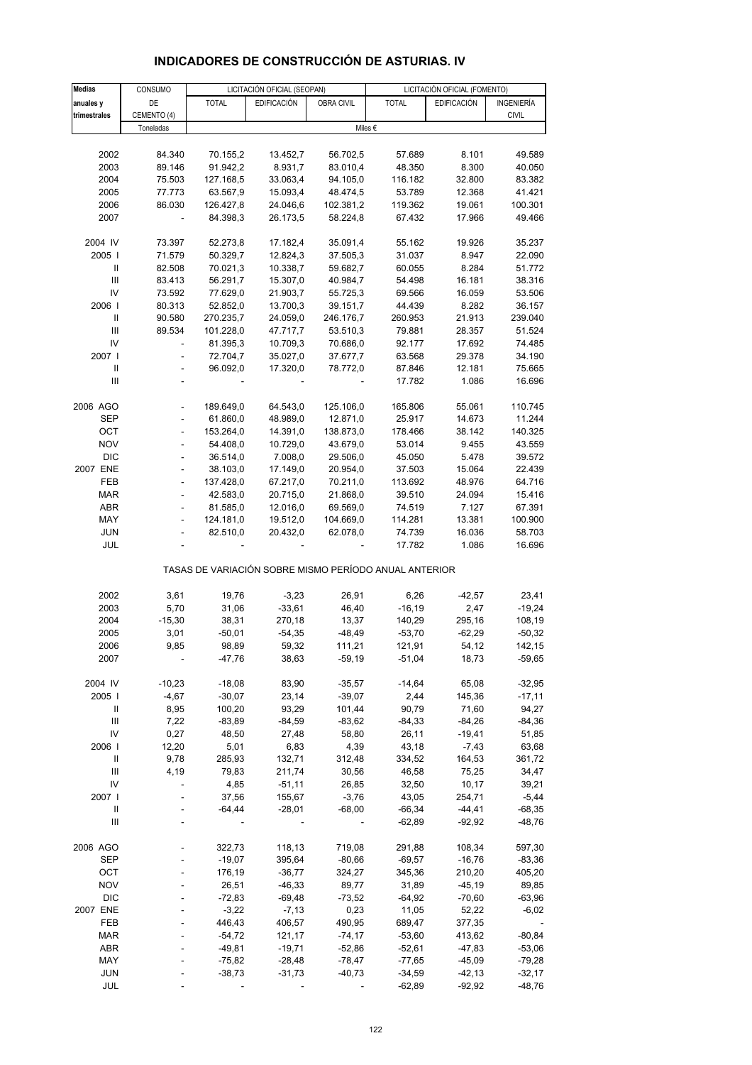# INDICADORES DE CONSTRUCCIÓN DE ASTURIAS. IV

| Medias anuales y trimestrales | CONSUMO DE CEMENTO (4) | LICITACIÓN OFICIAL (SEOPAN) | | | LICITACIÓN OFICIAL (FOMENTO) | | |
|---|---|---|---|---|---|---|---|
| | | TOTAL | EDIFICACIÓN | OBRA CIVIL | TOTAL | EDIFICACIÓN | INGENIERÍA CIVIL |
| | Toneladas | Miles € | | | | | |
| 2002 | 84.340 | 70.155,2 | 13.452,7 | 56.702,5 | 57.689 | 8.101 | 49.589 |
| 2003 | 89.146 | 91.942,2 | 8.931,7 | 83.010,4 | 48.350 | 8.300 | 40.050 |
| 2004 | 75.503 | 127.168,5 | 33.063,4 | 94.105,0 | 116.182 | 32.800 | 83.382 |
| 2005 | 77.773 | 63.567,9 | 15.093,4 | 48.474,5 | 53.789 | 12.368 | 41.421 |
| 2006 | 86.030 | 126.427,8 | 24.046,6 | 102.381,2 | 119.362 | 19.061 | 100.301 |
| 2007 | - | 84.398,3 | 26.173,5 | 58.224,8 | 67.432 | 17.966 | 49.466 |
| 2004 IV | 73.397 | 52.273,8 | 17.182,4 | 35.091,4 | 55.162 | 19.926 | 35.237 |
| 2005 I | 71.579 | 50.329,7 | 12.824,3 | 37.505,3 | 31.037 | 8.947 | 22.090 |
| II | 82.508 | 70.021,3 | 10.338,7 | 59.682,7 | 60.055 | 8.284 | 51.772 |
| III | 83.413 | 56.291,7 | 15.307,0 | 40.984,7 | 54.498 | 16.181 | 38.316 |
| IV | 73.592 | 77.629,0 | 21.903,7 | 55.725,3 | 69.566 | 16.059 | 53.506 |
| 2006 I | 80.313 | 52.852,0 | 13.700,3 | 39.151,7 | 44.439 | 8.282 | 36.157 |
| II | 90.580 | 270.235,7 | 24.059,0 | 246.176,7 | 260.953 | 21.913 | 239.040 |
| III | 89.534 | 101.228,0 | 47.717,7 | 53.510,3 | 79.881 | 28.357 | 51.524 |
| IV | - | 81.395,3 | 10.709,3 | 70.686,0 | 92.177 | 17.692 | 74.485 |
| 2007 I | - | 72.704,7 | 35.027,0 | 37.677,7 | 63.568 | 29.378 | 34.190 |
| II | - | 96.092,0 | 17.320,0 | 78.772,0 | 87.846 | 12.181 | 75.665 |
| III | - | - | - | - | 17.782 | 1.086 | 16.696 |
| 2006 AGO | - | 189.649,0 | 64.543,0 | 125.106,0 | 165.806 | 55.061 | 110.745 |
| SEP | - | 61.860,0 | 48.989,0 | 12.871,0 | 25.917 | 14.673 | 11.244 |
| OCT | - | 153.264,0 | 14.391,0 | 138.873,0 | 178.466 | 38.142 | 140.325 |
| NOV | - | 54.408,0 | 10.729,0 | 43.679,0 | 53.014 | 9.455 | 43.559 |
| DIC | - | 36.514,0 | 7.008,0 | 29.506,0 | 45.050 | 5.478 | 39.572 |
| 2007 ENE | - | 38.103,0 | 17.149,0 | 20.954,0 | 37.503 | 15.064 | 22.439 |
| FEB | - | 137.428,0 | 67.217,0 | 70.211,0 | 113.692 | 48.976 | 64.716 |
| MAR | - | 42.583,0 | 20.715,0 | 21.868,0 | 39.510 | 24.094 | 15.416 |
| ABR | - | 81.585,0 | 12.016,0 | 69.569,0 | 74.519 | 7.127 | 67.391 |
| MAY | - | 124.181,0 | 19.512,0 | 104.669,0 | 114.281 | 13.381 | 100.900 |
| JUN | - | 82.510,0 | 20.432,0 | 62.078,0 | 74.739 | 16.036 | 58.703 |
| JUL | - | - | - | - | 17.782 | 1.086 | 16.696 |
| TASAS DE VARIACIÓN SOBRE MISMO PERÍODO ANUAL ANTERIOR | | | | | | | |
| 2002 | 3,61 | 19,76 | -3,23 | 26,91 | 6,26 | -42,57 | 23,41 |
| 2003 | 5,70 | 31,06 | -33,61 | 46,40 | -16,19 | 2,47 | -19,24 |
| 2004 | -15,30 | 38,31 | 270,18 | 13,37 | 140,29 | 295,16 | 108,19 |
| 2005 | 3,01 | -50,01 | -54,35 | -48,49 | -53,70 | -62,29 | -50,32 |
| 2006 | 9,85 | 98,89 | 59,32 | 111,21 | 121,91 | 54,12 | 142,15 |
| 2007 | - | -47,76 | 38,63 | -59,19 | -51,04 | 18,73 | -59,65 |
| 2004 IV | -10,23 | -18,08 | 83,90 | -35,57 | -14,64 | 65,08 | -32,95 |
| 2005 I | -4,67 | -30,07 | 23,14 | -39,07 | 2,44 | 145,36 | -17,11 |
| II | 8,95 | 100,20 | 93,29 | 101,44 | 90,79 | 71,60 | 94,27 |
| III | 7,22 | -83,89 | -84,59 | -83,62 | -84,33 | -84,26 | -84,36 |
| IV | 0,27 | 48,50 | 27,48 | 58,80 | 26,11 | -19,41 | 51,85 |
| 2006 I | 12,20 | 5,01 | 6,83 | 4,39 | 43,18 | -7,43 | 63,68 |
| II | 9,78 | 285,93 | 132,71 | 312,48 | 334,52 | 164,53 | 361,72 |
| III | 4,19 | 79,83 | 211,74 | 30,56 | 46,58 | 75,25 | 34,47 |
| IV | - | 4,85 | -51,11 | 26,85 | 32,50 | 10,17 | 39,21 |
| 2007 I | - | 37,56 | 155,67 | -3,76 | 43,05 | 254,71 | -5,44 |
| II | - | -64,44 | -28,01 | -68,00 | -66,34 | -44,41 | -68,35 |
| III | - | - | - | - | -62,89 | -92,92 | -48,76 |
| 2006 AGO | - | 322,73 | 118,13 | 719,08 | 291,88 | 108,34 | 597,30 |
| SEP | - | -19,07 | 395,64 | -80,66 | -69,57 | -16,76 | -83,36 |
| OCT | - | 176,19 | -36,77 | 324,27 | 345,36 | 210,20 | 405,20 |
| NOV | - | 26,51 | -46,33 | 89,77 | 31,89 | -45,19 | 89,85 |
| DIC | - | -72,83 | -69,48 | -73,52 | -64,92 | -70,60 | -63,96 |
| 2007 ENE | - | -3,22 | -7,13 | 0,23 | 11,05 | 52,22 | -6,02 |
| FEB | - | 446,43 | 406,57 | 490,95 | 689,47 | 377,35 | - |
| MAR | - | -54,72 | 121,17 | -74,17 | -53,60 | 413,62 | -80,84 |
| ABR | - | -49,81 | -19,71 | -52,86 | -52,61 | -47,83 | -53,06 |
| MAY | - | -75,82 | -28,48 | -78,47 | -77,65 | -45,09 | -79,28 |
| JUN | - | -38,73 | -31,73 | -40,73 | -34,59 | -42,13 | -32,17 |
| JUL | - | - | - | - | -62,89 | -92,92 | -48,76 |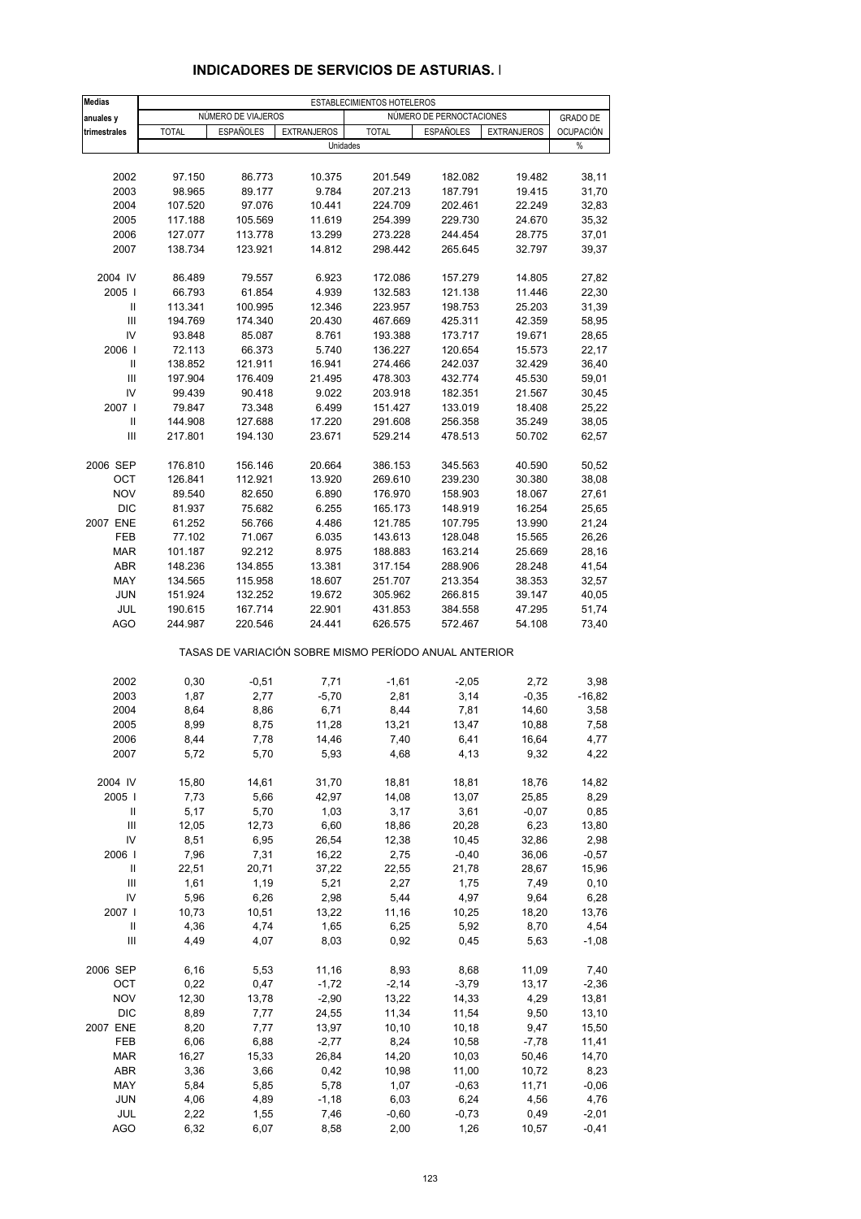## INDICADORES DE SERVICIOS DE ASTURIAS. I

| Medias anuales y trimestrales | ESTABLECIMIENTOS HOTELEROS | | | | | | |
|---|---|---|---|---|---|---|---|
| | NÚMERO DE VIAJEROS | | | NÚMERO DE PERNOCTACIONES | | | GRADO DE OCUPACIÓN |
| | TOTAL | ESPAÑOLES | EXTRANJEROS | TOTAL | ESPAÑOLES | EXTRANJEROS | |
| | Unidades | | | | | | % |
| 2002 | 97.150 | 86.773 | 10.375 | 201.549 | 182.082 | 19.482 | 38,11 |
| 2003 | 98.965 | 89.177 | 9.784 | 207.213 | 187.791 | 19.415 | 31,70 |
| 2004 | 107.520 | 97.076 | 10.441 | 224.709 | 202.461 | 22.249 | 32,83 |
| 2005 | 117.188 | 105.569 | 11.619 | 254.399 | 229.730 | 24.670 | 35,32 |
| 2006 | 127.077 | 113.778 | 13.299 | 273.228 | 244.454 | 28.775 | 37,01 |
| 2007 | 138.734 | 123.921 | 14.812 | 298.442 | 265.645 | 32.797 | 39,37 |
| 2004 IV | 86.489 | 79.557 | 6.923 | 172.086 | 157.279 | 14.805 | 27,82 |
| 2005 I | 66.793 | 61.854 | 4.939 | 132.583 | 121.138 | 11.446 | 22,30 |
| II | 113.341 | 100.995 | 12.346 | 223.957 | 198.753 | 25.203 | 31,39 |
| III | 194.769 | 174.340 | 20.430 | 467.669 | 425.311 | 42.359 | 58,95 |
| IV | 93.848 | 85.087 | 8.761 | 193.388 | 173.717 | 19.671 | 28,65 |
| 2006 I | 72.113 | 66.373 | 5.740 | 136.227 | 120.654 | 15.573 | 22,17 |
| II | 138.852 | 121.911 | 16.941 | 274.466 | 242.037 | 32.429 | 36,40 |
| III | 197.904 | 176.409 | 21.495 | 478.303 | 432.774 | 45.530 | 59,01 |
| IV | 99.439 | 90.418 | 9.022 | 203.918 | 182.351 | 21.567 | 30,45 |
| 2007 I | 79.847 | 73.348 | 6.499 | 151.427 | 133.019 | 18.408 | 25,22 |
| II | 144.908 | 127.688 | 17.220 | 291.608 | 256.358 | 35.249 | 38,05 |
| III | 217.801 | 194.130 | 23.671 | 529.214 | 478.513 | 50.702 | 62,57 |
| 2006 SEP | 176.810 | 156.146 | 20.664 | 386.153 | 345.563 | 40.590 | 50,52 |
| OCT | 126.841 | 112.921 | 13.920 | 269.610 | 239.230 | 30.380 | 38,08 |
| NOV | 89.540 | 82.650 | 6.890 | 176.970 | 158.903 | 18.067 | 27,61 |
| DIC | 81.937 | 75.682 | 6.255 | 165.173 | 148.919 | 16.254 | 25,65 |
| 2007 ENE | 61.252 | 56.766 | 4.486 | 121.785 | 107.795 | 13.990 | 21,24 |
| FEB | 77.102 | 71.067 | 6.035 | 143.613 | 128.048 | 15.565 | 26,26 |
| MAR | 101.187 | 92.212 | 8.975 | 188.883 | 163.214 | 25.669 | 28,16 |
| ABR | 148.236 | 134.855 | 13.381 | 317.154 | 288.906 | 28.248 | 41,54 |
| MAY | 134.565 | 115.958 | 18.607 | 251.707 | 213.354 | 38.353 | 32,57 |
| JUN | 151.924 | 132.252 | 19.672 | 305.962 | 266.815 | 39.147 | 40,05 |
| JUL | 190.615 | 167.714 | 22.901 | 431.853 | 384.558 | 47.295 | 51,74 |
| AGO | 244.987 | 220.546 | 24.441 | 626.575 | 572.467 | 54.108 | 73,40 |
| | TASAS DE VARIACIÓN SOBRE MISMO PERÍODO ANUAL ANTERIOR | | | | | | |
| 2002 | 0,30 | -0,51 | 7,71 | -1,61 | -2,05 | 2,72 | 3,98 |
| 2003 | 1,87 | 2,77 | -5,70 | 2,81 | 3,14 | -0,35 | -16,82 |
| 2004 | 8,64 | 8,86 | 6,71 | 8,44 | 7,81 | 14,60 | 3,58 |
| 2005 | 8,99 | 8,75 | 11,28 | 13,21 | 13,47 | 10,88 | 7,58 |
| 2006 | 8,44 | 7,78 | 14,46 | 7,40 | 6,41 | 16,64 | 4,77 |
| 2007 | 5,72 | 5,70 | 5,93 | 4,68 | 4,13 | 9,32 | 4,22 |
| 2004 IV | 15,80 | 14,61 | 31,70 | 18,81 | 18,81 | 18,76 | 14,82 |
| 2005 I | 7,73 | 5,66 | 42,97 | 14,08 | 13,07 | 25,85 | 8,29 |
| II | 5,17 | 5,70 | 1,03 | 3,17 | 3,61 | -0,07 | 0,85 |
| III | 12,05 | 12,73 | 6,60 | 18,86 | 20,28 | 6,23 | 13,80 |
| IV | 8,51 | 6,95 | 26,54 | 12,38 | 10,45 | 32,86 | 2,98 |
| 2006 I | 7,96 | 7,31 | 16,22 | 2,75 | -0,40 | 36,06 | -0,57 |
| II | 22,51 | 20,71 | 37,22 | 22,55 | 21,78 | 28,67 | 15,96 |
| III | 1,61 | 1,19 | 5,21 | 2,27 | 1,75 | 7,49 | 0,10 |
| IV | 5,96 | 6,26 | 2,98 | 5,44 | 4,97 | 9,64 | 6,28 |
| 2007 I | 10,73 | 10,51 | 13,22 | 11,16 | 10,25 | 18,20 | 13,76 |
| II | 4,36 | 4,74 | 1,65 | 6,25 | 5,92 | 8,70 | 4,54 |
| III | 4,49 | 4,07 | 8,03 | 0,92 | 0,45 | 5,63 | -1,08 |
| 2006 SEP | 6,16 | 5,53 | 11,16 | 8,93 | 8,68 | 11,09 | 7,40 |
| OCT | 0,22 | 0,47 | -1,72 | -2,14 | -3,79 | 13,17 | -2,36 |
| NOV | 12,30 | 13,78 | -2,90 | 13,22 | 14,33 | 4,29 | 13,81 |
| DIC | 8,89 | 7,77 | 24,55 | 11,34 | 11,54 | 9,50 | 13,10 |
| 2007 ENE | 8,20 | 7,77 | 13,97 | 10,10 | 10,18 | 9,47 | 15,50 |
| FEB | 6,06 | 6,88 | -2,77 | 8,24 | 10,58 | -7,78 | 11,41 |
| MAR | 16,27 | 15,33 | 26,84 | 14,20 | 10,03 | 50,46 | 14,70 |
| ABR | 3,36 | 3,66 | 0,42 | 10,98 | 11,00 | 10,72 | 8,23 |
| MAY | 5,84 | 5,85 | 5,78 | 1,07 | -0,63 | 11,71 | -0,06 |
| JUN | 4,06 | 4,89 | -1,18 | 6,03 | 6,24 | 4,56 | 4,76 |
| JUL | 2,22 | 1,55 | 7,46 | -0,60 | -0,73 | 0,49 | -2,01 |
| AGO | 6,32 | 6,07 | 8,58 | 2,00 | 1,26 | 10,57 | -0,41 |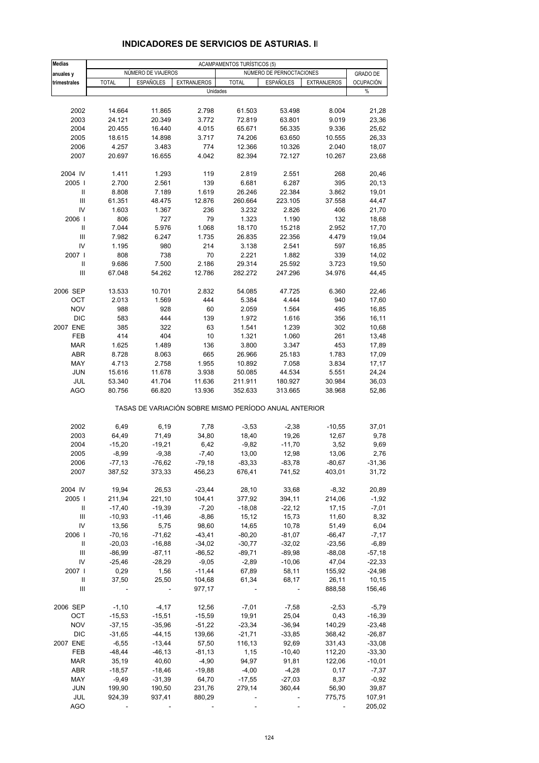# INDICADORES DE SERVICIOS DE ASTURIAS. II

| Medias anuales y trimestrales | ACAMPAMENTOS TURÍSTICOS (5) | | | | | | |
|---|---|---|---|---|---|---|---|
| | NÚMERO DE VIAJEROS | | | NÚMERO DE PERNOCTACIONES | | | GRADO DE OCUPACIÓN |
| | TOTAL | ESPAÑOLES | EXTRANJEROS | TOTAL | ESPAÑOLES | EXTRANJEROS | |
| | Unidades | | | | | | % |
| 2002 | 14.664 | 11.865 | 2.798 | 61.503 | 53.498 | 8.004 | 21,28 |
| 2003 | 24.121 | 20.349 | 3.772 | 72.819 | 63.801 | 9.019 | 23,36 |
| 2004 | 20.455 | 16.440 | 4.015 | 65.671 | 56.335 | 9.336 | 25,62 |
| 2005 | 18.615 | 14.898 | 3.717 | 74.206 | 63.650 | 10.555 | 26,33 |
| 2006 | 4.257 | 3.483 | 774 | 12.366 | 10.326 | 2.040 | 18,07 |
| 2007 | 20.697 | 16.655 | 4.042 | 82.394 | 72.127 | 10.267 | 23,68 |
| 2004 IV | 1.411 | 1.293 | 119 | 2.819 | 2.551 | 268 | 20,46 |
| 2005 I | 2.700 | 2.561 | 139 | 6.681 | 6.287 | 395 | 20,13 |
| II | 8.808 | 7.189 | 1.619 | 26.246 | 22.384 | 3.862 | 19,01 |
| III | 61.351 | 48.475 | 12.876 | 260.664 | 223.105 | 37.558 | 44,47 |
| IV | 1.603 | 1.367 | 236 | 3.232 | 2.826 | 406 | 21,70 |
| 2006 I | 806 | 727 | 79 | 1.323 | 1.190 | 132 | 18,68 |
| II | 7.044 | 5.976 | 1.068 | 18.170 | 15.218 | 2.952 | 17,70 |
| III | 7.982 | 6.247 | 1.735 | 26.835 | 22.356 | 4.479 | 19,04 |
| IV | 1.195 | 980 | 214 | 3.138 | 2.541 | 597 | 16,85 |
| 2007 I | 808 | 738 | 70 | 2.221 | 1.882 | 339 | 14,02 |
| II | 9.686 | 7.500 | 2.186 | 29.314 | 25.592 | 3.723 | 19,50 |
| III | 67.048 | 54.262 | 12.786 | 282.272 | 247.296 | 34.976 | 44,45 |
| 2006 SEP | 13.533 | 10.701 | 2.832 | 54.085 | 47.725 | 6.360 | 22,46 |
| OCT | 2.013 | 1.569 | 444 | 5.384 | 4.444 | 940 | 17,60 |
| NOV | 988 | 928 | 60 | 2.059 | 1.564 | 495 | 16,85 |
| DIC | 583 | 444 | 139 | 1.972 | 1.616 | 356 | 16,11 |
| 2007 ENE | 385 | 322 | 63 | 1.541 | 1.239 | 302 | 10,68 |
| FEB | 414 | 404 | 10 | 1.321 | 1.060 | 261 | 13,48 |
| MAR | 1.625 | 1.489 | 136 | 3.800 | 3.347 | 453 | 17,89 |
| ABR | 8.728 | 8.063 | 665 | 26.966 | 25.183 | 1.783 | 17,09 |
| MAY | 4.713 | 2.758 | 1.955 | 10.892 | 7.058 | 3.834 | 17,17 |
| JUN | 15.616 | 11.678 | 3.938 | 50.085 | 44.534 | 5.551 | 24,24 |
| JUL | 53.340 | 41.704 | 11.636 | 211.911 | 180.927 | 30.984 | 36,03 |
| AGO | 80.756 | 66.820 | 13.936 | 352.633 | 313.665 | 38.968 | 52,86 |
| | TASAS DE VARIACIÓN SOBRE MISMO PERÍODO ANUAL ANTERIOR | | | | | | |
| 2002 | 6,49 | 6,19 | 7,78 | -3,53 | -2,38 | -10,55 | 37,01 |
| 2003 | 64,49 | 71,49 | 34,80 | 18,40 | 19,26 | 12,67 | 9,78 |
| 2004 | -15,20 | -19,21 | 6,42 | -9,82 | -11,70 | 3,52 | 9,69 |
| 2005 | -8,99 | -9,38 | -7,40 | 13,00 | 12,98 | 13,06 | 2,76 |
| 2006 | -77,13 | -76,62 | -79,18 | -83,33 | -83,78 | -80,67 | -31,36 |
| 2007 | 387,52 | 373,33 | 456,23 | 676,41 | 741,52 | 403,01 | 31,72 |
| 2004 IV | 19,94 | 26,53 | -23,44 | 28,10 | 33,68 | -8,32 | 20,89 |
| 2005 I | 211,94 | 221,10 | 104,41 | 377,92 | 394,11 | 214,06 | -1,92 |
| II | -17,40 | -19,39 | -7,20 | -18,08 | -22,12 | 17,15 | -7,01 |
| III | -10,93 | -11,46 | -8,86 | 15,12 | 15,73 | 11,60 | 8,32 |
| IV | 13,56 | 5,75 | 98,60 | 14,65 | 10,78 | 51,49 | 6,04 |
| 2006 I | -70,16 | -71,62 | -43,41 | -80,20 | -81,07 | -66,47 | -7,17 |
| II | -20,03 | -16,88 | -34,02 | -30,77 | -32,02 | -23,56 | -6,89 |
| III | -86,99 | -87,11 | -86,52 | -89,71 | -89,98 | -88,08 | -57,18 |
| IV | -25,46 | -28,29 | -9,05 | -2,89 | -10,06 | 47,04 | -22,33 |
| 2007 I | 0,29 | 1,56 | -11,44 | 67,89 | 58,11 | 155,92 | -24,98 |
| II | 37,50 | 25,50 | 104,68 | 61,34 | 68,17 | 26,11 | 10,15 |
| III | - | - | 977,17 | - | - | 888,58 | 156,46 |
| 2006 SEP | -1,10 | -4,17 | 12,56 | -7,01 | -7,58 | -2,53 | -5,79 |
| OCT | -15,53 | -15,51 | -15,59 | 19,91 | 25,04 | 0,43 | -16,39 |
| NOV | -37,15 | -35,96 | -51,22 | -23,34 | -36,94 | 140,29 | -23,48 |
| DIC | -31,65 | -44,15 | 139,66 | -21,71 | -33,85 | 368,42 | -26,87 |
| 2007 ENE | -6,55 | -13,44 | 57,50 | 116,13 | 92,69 | 331,43 | -33,08 |
| FEB | -48,44 | -46,13 | -81,13 | 1,15 | -10,40 | 112,20 | -33,30 |
| MAR | 35,19 | 40,60 | -4,90 | 94,97 | 91,81 | 122,06 | -10,01 |
| ABR | -18,57 | -18,46 | -19,88 | -4,00 | -4,28 | 0,17 | -7,37 |
| MAY | -9,49 | -31,39 | 64,70 | -17,55 | -27,03 | 8,37 | -0,92 |
| JUN | 199,90 | 190,50 | 231,76 | 279,14 | 360,44 | 56,90 | 39,87 |
| JUL | 924,39 | 937,41 | 880,29 | - | - | 775,75 | 107,91 |
| AGO | - | - | - | - | - | - | 205,02 |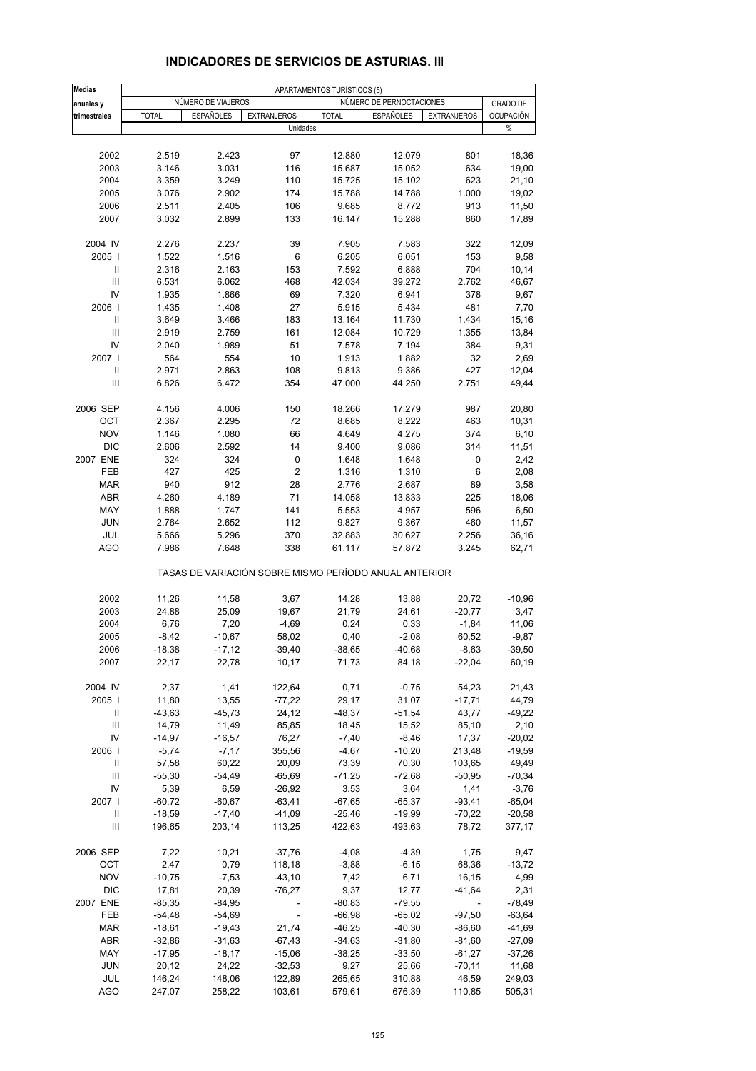## INDICADORES DE SERVICIOS DE ASTURIAS. III

| Medias anuales y trimestrales | APARTAMENTOS TURÍSTICOS (5) | | | | | | |
|---|---|---|---|---|---|---|---|
| | NÚMERO DE VIAJEROS | | | NÚMERO DE PERNOCTACIONES | | | GRADO DE OCUPACIÓN |
| | TOTAL | ESPAÑOLES | EXTRANJEROS | TOTAL | ESPAÑOLES | EXTRANJEROS | |
| | Unidades | | | | | | % |
| 2002 | 2.519 | 2.423 | 97 | 12.880 | 12.079 | 801 | 18,36 |
| 2003 | 3.146 | 3.031 | 116 | 15.687 | 15.052 | 634 | 19,00 |
| 2004 | 3.359 | 3.249 | 110 | 15.725 | 15.102 | 623 | 21,10 |
| 2005 | 3.076 | 2.902 | 174 | 15.788 | 14.788 | 1.000 | 19,02 |
| 2006 | 2.511 | 2.405 | 106 | 9.685 | 8.772 | 913 | 11,50 |
| 2007 | 3.032 | 2.899 | 133 | 16.147 | 15.288 | 860 | 17,89 |
| 2004 IV | 2.276 | 2.237 | 39 | 7.905 | 7.583 | 322 | 12,09 |
| 2005 I | 1.522 | 1.516 | 6 | 6.205 | 6.051 | 153 | 9,58 |
| II | 2.316 | 2.163 | 153 | 7.592 | 6.888 | 704 | 10,14 |
| III | 6.531 | 6.062 | 468 | 42.034 | 39.272 | 2.762 | 46,67 |
| IV | 1.935 | 1.866 | 69 | 7.320 | 6.941 | 378 | 9,67 |
| 2006 I | 1.435 | 1.408 | 27 | 5.915 | 5.434 | 481 | 7,70 |
| II | 3.649 | 3.466 | 183 | 13.164 | 11.730 | 1.434 | 15,16 |
| III | 2.919 | 2.759 | 161 | 12.084 | 10.729 | 1.355 | 13,84 |
| IV | 2.040 | 1.989 | 51 | 7.578 | 7.194 | 384 | 9,31 |
| 2007 I | 564 | 554 | 10 | 1.913 | 1.882 | 32 | 2,69 |
| II | 2.971 | 2.863 | 108 | 9.813 | 9.386 | 427 | 12,04 |
| III | 6.826 | 6.472 | 354 | 47.000 | 44.250 | 2.751 | 49,44 |
| 2006 SEP | 4.156 | 4.006 | 150 | 18.266 | 17.279 | 987 | 20,80 |
| OCT | 2.367 | 2.295 | 72 | 8.685 | 8.222 | 463 | 10,31 |
| NOV | 1.146 | 1.080 | 66 | 4.649 | 4.275 | 374 | 6,10 |
| DIC | 2.606 | 2.592 | 14 | 9.400 | 9.086 | 314 | 11,51 |
| 2007 ENE | 324 | 324 | 0 | 1.648 | 1.648 | 0 | 2,42 |
| FEB | 427 | 425 | 2 | 1.316 | 1.310 | 6 | 2,08 |
| MAR | 940 | 912 | 28 | 2.776 | 2.687 | 89 | 3,58 |
| ABR | 4.260 | 4.189 | 71 | 14.058 | 13.833 | 225 | 18,06 |
| MAY | 1.888 | 1.747 | 141 | 5.553 | 4.957 | 596 | 6,50 |
| JUN | 2.764 | 2.652 | 112 | 9.827 | 9.367 | 460 | 11,57 |
| JUL | 5.666 | 5.296 | 370 | 32.883 | 30.627 | 2.256 | 36,16 |
| AGO | 7.986 | 7.648 | 338 | 61.117 | 57.872 | 3.245 | 62,71 |
| | TASAS DE VARIACIÓN SOBRE MISMO PERÍODO ANUAL ANTERIOR | | | | | | |
| 2002 | 11,26 | 11,58 | 3,67 | 14,28 | 13,88 | 20,72 | -10,96 |
| 2003 | 24,88 | 25,09 | 19,67 | 21,79 | 24,61 | -20,77 | 3,47 |
| 2004 | 6,76 | 7,20 | -4,69 | 0,24 | 0,33 | -1,84 | 11,06 |
| 2005 | -8,42 | -10,67 | 58,02 | 0,40 | -2,08 | 60,52 | -9,87 |
| 2006 | -18,38 | -17,12 | -39,40 | -38,65 | -40,68 | -8,63 | -39,50 |
| 2007 | 22,17 | 22,78 | 10,17 | 71,73 | 84,18 | -22,04 | 60,19 |
| 2004 IV | 2,37 | 1,41 | 122,64 | 0,71 | -0,75 | 54,23 | 21,43 |
| 2005 I | 11,80 | 13,55 | -77,22 | 29,17 | 31,07 | -17,71 | 44,79 |
| II | -43,63 | -45,73 | 24,12 | -48,37 | -51,54 | 43,77 | -49,22 |
| III | 14,79 | 11,49 | 85,85 | 18,45 | 15,52 | 85,10 | 2,10 |
| IV | -14,97 | -16,57 | 76,27 | -7,40 | -8,46 | 17,37 | -20,02 |
| 2006 I | -5,74 | -7,17 | 355,56 | -4,67 | -10,20 | 213,48 | -19,59 |
| II | 57,58 | 60,22 | 20,09 | 73,39 | 70,30 | 103,65 | 49,49 |
| III | -55,30 | -54,49 | -65,69 | -71,25 | -72,68 | -50,95 | -70,34 |
| IV | 5,39 | 6,59 | -26,92 | 3,53 | 3,64 | 1,41 | -3,76 |
| 2007 I | -60,72 | -60,67 | -63,41 | -67,65 | -65,37 | -93,41 | -65,04 |
| II | -18,59 | -17,40 | -41,09 | -25,46 | -19,99 | -70,22 | -20,58 |
| III | 196,65 | 203,14 | 113,25 | 422,63 | 493,63 | 78,72 | 377,17 |
| 2006 SEP | 7,22 | 10,21 | -37,76 | -4,08 | -4,39 | 1,75 | 9,47 |
| OCT | 2,47 | 0,79 | 118,18 | -3,88 | -6,15 | 68,36 | -13,72 |
| NOV | -10,75 | -7,53 | -43,10 | 7,42 | 6,71 | 16,15 | 4,99 |
| DIC | 17,81 | 20,39 | -76,27 | 9,37 | 12,77 | -41,64 | 2,31 |
| 2007 ENE | -85,35 | -84,95 | - | -80,83 | -79,55 | - | -78,49 |
| FEB | -54,48 | -54,69 | - | -66,98 | -65,02 | -97,50 | -63,64 |
| MAR | -18,61 | -19,43 | 21,74 | -46,25 | -40,30 | -86,60 | -41,69 |
| ABR | -32,86 | -31,63 | -67,43 | -34,63 | -31,80 | -81,60 | -27,09 |
| MAY | -17,95 | -18,17 | -15,06 | -38,25 | -33,50 | -61,27 | -37,26 |
| JUN | 20,12 | 24,22 | -32,53 | 9,27 | 25,66 | -70,11 | 11,68 |
| JUL | 146,24 | 148,06 | 122,89 | 265,65 | 310,88 | 46,59 | 249,03 |
| AGO | 247,07 | 258,22 | 103,61 | 579,61 | 676,39 | 110,85 | 505,31 |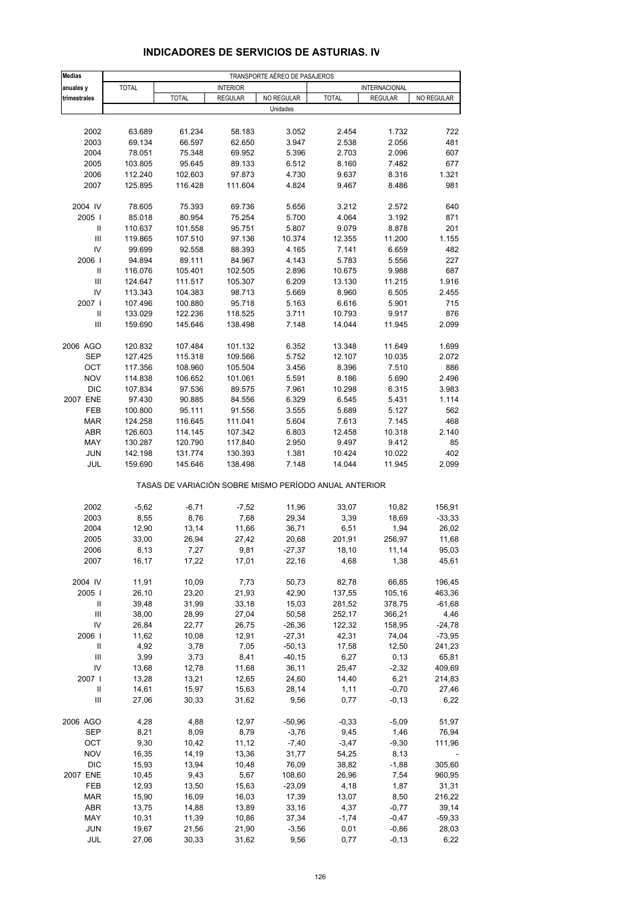## INDICADORES DE SERVICIOS DE ASTURIAS. IV

| Medias anuales y trimestrales | TRANSPORTE AÉREO DE PASAJEROS | | | | | | |
|---|---|---|---|---|---|---|---|
| | TOTAL | INTERIOR | | | INTERNACIONAL | | |
| | | TOTAL | REGULAR | NO REGULAR | TOTAL | REGULAR | NO REGULAR |
| | Unidades | | | | | | |
| 2002 | 63.689 | 61.234 | 58.183 | 3.052 | 2.454 | 1.732 | 722 |
| 2003 | 69.134 | 66.597 | 62.650 | 3.947 | 2.538 | 2.056 | 481 |
| 2004 | 78.051 | 75.348 | 69.952 | 5.396 | 2.703 | 2.096 | 607 |
| 2005 | 103.805 | 95.645 | 89.133 | 6.512 | 8.160 | 7.482 | 677 |
| 2006 | 112.240 | 102.603 | 97.873 | 4.730 | 9.637 | 8.316 | 1.321 |
| 2007 | 125.895 | 116.428 | 111.604 | 4.824 | 9.467 | 8.486 | 981 |
| 2004 IV | 78.605 | 75.393 | 69.736 | 5.656 | 3.212 | 2.572 | 640 |
| 2005 I | 85.018 | 80.954 | 75.254 | 5.700 | 4.064 | 3.192 | 871 |
| II | 110.637 | 101.558 | 95.751 | 5.807 | 9.079 | 8.878 | 201 |
| III | 119.865 | 107.510 | 97.136 | 10.374 | 12.355 | 11.200 | 1.155 |
| IV | 99.699 | 92.558 | 88.393 | 4.165 | 7.141 | 6.659 | 482 |
| 2006 I | 94.894 | 89.111 | 84.967 | 4.143 | 5.783 | 5.556 | 227 |
| II | 116.076 | 105.401 | 102.505 | 2.896 | 10.675 | 9.988 | 687 |
| III | 124.647 | 111.517 | 105.307 | 6.209 | 13.130 | 11.215 | 1.916 |
| IV | 113.343 | 104.383 | 98.713 | 5.669 | 8.960 | 6.505 | 2.455 |
| 2007 I | 107.496 | 100.880 | 95.718 | 5.163 | 6.616 | 5.901 | 715 |
| II | 133.029 | 122.236 | 118.525 | 3.711 | 10.793 | 9.917 | 876 |
| III | 159.690 | 145.646 | 138.498 | 7.148 | 14.044 | 11.945 | 2.099 |
| 2006 AGO | 120.832 | 107.484 | 101.132 | 6.352 | 13.348 | 11.649 | 1.699 |
| SEP | 127.425 | 115.318 | 109.566 | 5.752 | 12.107 | 10.035 | 2.072 |
| OCT | 117.356 | 108.960 | 105.504 | 3.456 | 8.396 | 7.510 | 886 |
| NOV | 114.838 | 106.652 | 101.061 | 5.591 | 8.186 | 5.690 | 2.496 |
| DIC | 107.834 | 97.536 | 89.575 | 7.961 | 10.298 | 6.315 | 3.983 |
| 2007 ENE | 97.430 | 90.885 | 84.556 | 6.329 | 6.545 | 5.431 | 1.114 |
| FEB | 100.800 | 95.111 | 91.556 | 3.555 | 5.689 | 5.127 | 562 |
| MAR | 124.258 | 116.645 | 111.041 | 5.604 | 7.613 | 7.145 | 468 |
| ABR | 126.603 | 114.145 | 107.342 | 6.803 | 12.458 | 10.318 | 2.140 |
| MAY | 130.287 | 120.790 | 117.840 | 2.950 | 9.497 | 9.412 | 85 |
| JUN | 142.198 | 131.774 | 130.393 | 1.381 | 10.424 | 10.022 | 402 |
| JUL | 159.690 | 145.646 | 138.498 | 7.148 | 14.044 | 11.945 | 2.099 |
| | TASAS DE VARIACIÓN SOBRE MISMO PERÍODO ANUAL ANTERIOR | | | | | | |
| 2002 | -5,62 | -6,71 | -7,52 | 11,96 | 33,07 | 10,82 | 156,91 |
| 2003 | 8,55 | 8,76 | 7,68 | 29,34 | 3,39 | 18,69 | -33,33 |
| 2004 | 12,90 | 13,14 | 11,66 | 36,71 | 6,51 | 1,94 | 26,02 |
| 2005 | 33,00 | 26,94 | 27,42 | 20,68 | 201,91 | 256,97 | 11,68 |
| 2006 | 8,13 | 7,27 | 9,81 | -27,37 | 18,10 | 11,14 | 95,03 |
| 2007 | 16,17 | 17,22 | 17,01 | 22,16 | 4,68 | 1,38 | 45,61 |
| 2004 IV | 11,91 | 10,09 | 7,73 | 50,73 | 82,78 | 66,85 | 196,45 |
| 2005 I | 26,10 | 23,20 | 21,93 | 42,90 | 137,55 | 105,16 | 463,36 |
| II | 39,48 | 31,99 | 33,18 | 15,03 | 281,52 | 378,75 | -61,68 |
| III | 38,00 | 28,99 | 27,04 | 50,58 | 252,17 | 366,21 | 4,46 |
| IV | 26,84 | 22,77 | 26,75 | -26,36 | 122,32 | 158,95 | -24,78 |
| 2006 I | 11,62 | 10,08 | 12,91 | -27,31 | 42,31 | 74,04 | -73,95 |
| II | 4,92 | 3,78 | 7,05 | -50,13 | 17,58 | 12,50 | 241,23 |
| III | 3,99 | 3,73 | 8,41 | -40,15 | 6,27 | 0,13 | 65,81 |
| IV | 13,68 | 12,78 | 11,68 | 36,11 | 25,47 | -2,32 | 409,69 |
| 2007 I | 13,28 | 13,21 | 12,65 | 24,60 | 14,40 | 6,21 | 214,83 |
| II | 14,61 | 15,97 | 15,63 | 28,14 | 1,11 | -0,70 | 27,46 |
| III | 27,06 | 30,33 | 31,62 | 9,56 | 0,77 | -0,13 | 6,22 |
| 2006 AGO | 4,28 | 4,88 | 12,97 | -50,96 | -0,33 | -5,09 | 51,97 |
| SEP | 8,21 | 8,09 | 8,79 | -3,76 | 9,45 | 1,46 | 76,94 |
| OCT | 9,30 | 10,42 | 11,12 | -7,40 | -3,47 | -9,30 | 111,96 |
| NOV | 16,35 | 14,19 | 13,36 | 31,77 | 54,25 | 8,13 | - |
| DIC | 15,93 | 13,94 | 10,48 | 76,09 | 38,82 | -1,88 | 305,60 |
| 2007 ENE | 10,45 | 9,43 | 5,67 | 108,60 | 26,96 | 7,54 | 960,95 |
| FEB | 12,93 | 13,50 | 15,63 | -23,09 | 4,18 | 1,87 | 31,31 |
| MAR | 15,90 | 16,09 | 16,03 | 17,39 | 13,07 | 8,50 | 216,22 |
| ABR | 13,75 | 14,88 | 13,89 | 33,16 | 4,37 | -0,77 | 39,14 |
| MAY | 10,31 | 11,39 | 10,86 | 37,34 | -1,74 | -0,47 | -59,33 |
| JUN | 19,67 | 21,56 | 21,90 | -3,56 | 0,01 | -0,86 | 28,03 |
| JUL | 27,06 | 30,33 | 31,62 | 9,56 | 0,77 | -0,13 | 6,22 |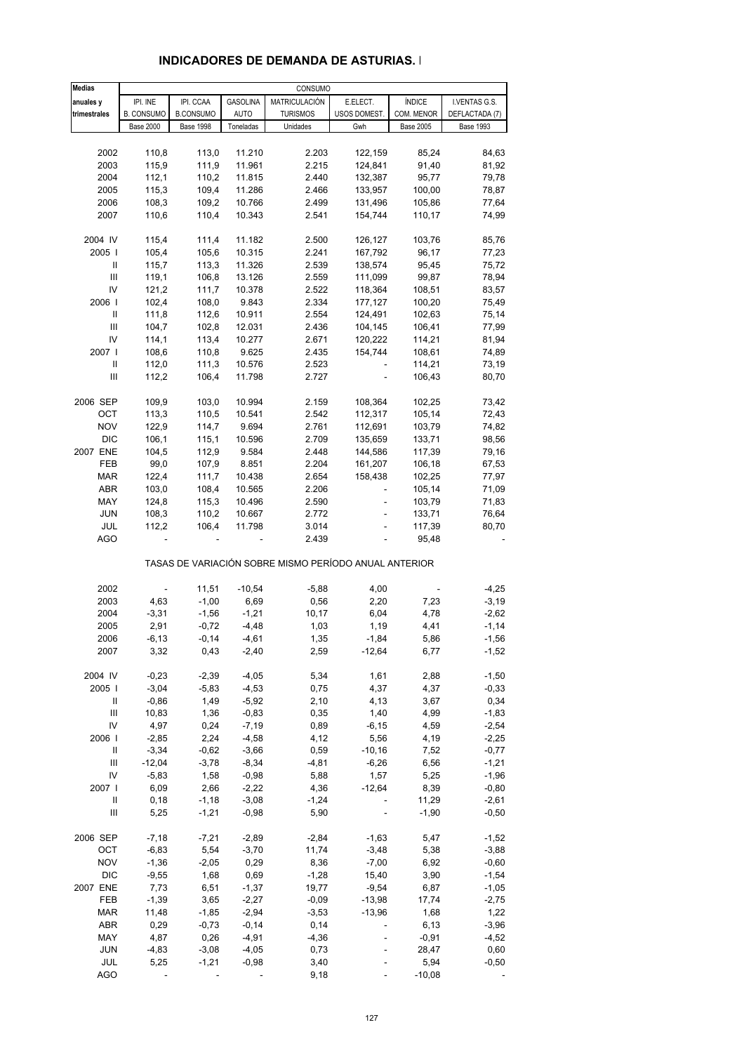## INDICADORES DE DEMANDA DE ASTURIAS. I

| Medias anuales y trimestrales | CONSUMO | | | | | | |
|---|---|---|---|---|---|---|---|
| | IPI. INE B. CONSUMO | IPI. CCAA B.CONSUMO | GASOLINA AUTO | MATRICULACIÓN TURISMOS | E.ELECT. USOS DOMEST. | ÍNDICE COM. MENOR | I.VENTAS G.S. DEFLACTADA (7) |
| | Base 2000 | Base 1998 | Toneladas | Unidades | Gwh | Base 2005 | Base 1993 |
| 2002 | 110,8 | 113,0 | 11.210 | 2.203 | 122,159 | 85,24 | 84,63 |
| 2003 | 115,9 | 111,9 | 11.961 | 2.215 | 124,841 | 91,40 | 81,92 |
| 2004 | 112,1 | 110,2 | 11.815 | 2.440 | 132,387 | 95,77 | 79,78 |
| 2005 | 115,3 | 109,4 | 11.286 | 2.466 | 133,957 | 100,00 | 78,87 |
| 2006 | 108,3 | 109,2 | 10.766 | 2.499 | 131,496 | 105,86 | 77,64 |
| 2007 | 110,6 | 110,4 | 10.343 | 2.541 | 154,744 | 110,17 | 74,99 |
| 2004 IV | 115,4 | 111,4 | 11.182 | 2.500 | 126,127 | 103,76 | 85,76 |
| 2005 I | 105,4 | 105,6 | 10.315 | 2.241 | 167,792 | 96,17 | 77,23 |
| II | 115,7 | 113,3 | 11.326 | 2.539 | 138,574 | 95,45 | 75,72 |
| III | 119,1 | 106,8 | 13.126 | 2.559 | 111,099 | 99,87 | 78,94 |
| IV | 121,2 | 111,7 | 10.378 | 2.522 | 118,364 | 108,51 | 83,57 |
| 2006 I | 102,4 | 108,0 | 9.843 | 2.334 | 177,127 | 100,20 | 75,49 |
| II | 111,8 | 112,6 | 10.911 | 2.554 | 124,491 | 102,63 | 75,14 |
| III | 104,7 | 102,8 | 12.031 | 2.436 | 104,145 | 106,41 | 77,99 |
| IV | 114,1 | 113,4 | 10.277 | 2.671 | 120,222 | 114,21 | 81,94 |
| 2007 I | 108,6 | 110,8 | 9.625 | 2.435 | 154,744 | 108,61 | 74,89 |
| II | 112,0 | 111,3 | 10.576 | 2.523 | - | 114,21 | 73,19 |
| III | 112,2 | 106,4 | 11.798 | 2.727 | - | 106,43 | 80,70 |
| 2006 SEP | 109,9 | 103,0 | 10.994 | 2.159 | 108,364 | 102,25 | 73,42 |
| OCT | 113,3 | 110,5 | 10.541 | 2.542 | 112,317 | 105,14 | 72,43 |
| NOV | 122,9 | 114,7 | 9.694 | 2.761 | 112,691 | 103,79 | 74,82 |
| DIC | 106,1 | 115,1 | 10.596 | 2.709 | 135,659 | 133,71 | 98,56 |
| 2007 ENE | 104,5 | 112,9 | 9.584 | 2.448 | 144,586 | 117,39 | 79,16 |
| FEB | 99,0 | 107,9 | 8.851 | 2.204 | 161,207 | 106,18 | 67,53 |
| MAR | 122,4 | 111,7 | 10.438 | 2.654 | 158,438 | 102,25 | 77,97 |
| ABR | 103,0 | 108,4 | 10.565 | 2.206 | - | 105,14 | 71,09 |
| MAY | 124,8 | 115,3 | 10.496 | 2.590 | - | 103,79 | 71,83 |
| JUN | 108,3 | 110,2 | 10.667 | 2.772 | - | 133,71 | 76,64 |
| JUL | 112,2 | 106,4 | 11.798 | 3.014 | - | 117,39 | 80,70 |
| AGO | - | - | - | 2.439 | - | 95,48 | - |
| | TASAS DE VARIACIÓN SOBRE MISMO PERÍODO ANUAL ANTERIOR | | | | | | |
| 2002 | - | 11,51 | -10,54 | -5,88 | 4,00 | - | -4,25 |
| 2003 | 4,63 | -1,00 | 6,69 | 0,56 | 2,20 | 7,23 | -3,19 |
| 2004 | -3,31 | -1,56 | -1,21 | 10,17 | 6,04 | 4,78 | -2,62 |
| 2005 | 2,91 | -0,72 | -4,48 | 1,03 | 1,19 | 4,41 | -1,14 |
| 2006 | -6,13 | -0,14 | -4,61 | 1,35 | -1,84 | 5,86 | -1,56 |
| 2007 | 3,32 | 0,43 | -2,40 | 2,59 | -12,64 | 6,77 | -1,52 |
| 2004 IV | -0,23 | -2,39 | -4,05 | 5,34 | 1,61 | 2,88 | -1,50 |
| 2005 I | -3,04 | -5,83 | -4,53 | 0,75 | 4,37 | 4,37 | -0,33 |
| II | -0,86 | 1,49 | -5,92 | 2,10 | 4,13 | 3,67 | 0,34 |
| III | 10,83 | 1,36 | -0,83 | 0,35 | 1,40 | 4,99 | -1,83 |
| IV | 4,97 | 0,24 | -7,19 | 0,89 | -6,15 | 4,59 | -2,54 |
| 2006 I | -2,85 | 2,24 | -4,58 | 4,12 | 5,56 | 4,19 | -2,25 |
| II | -3,34 | -0,62 | -3,66 | 0,59 | -10,16 | 7,52 | -0,77 |
| III | -12,04 | -3,78 | -8,34 | -4,81 | -6,26 | 6,56 | -1,21 |
| IV | -5,83 | 1,58 | -0,98 | 5,88 | 1,57 | 5,25 | -1,96 |
| 2007 I | 6,09 | 2,66 | -2,22 | 4,36 | -12,64 | 8,39 | -0,80 |
| II | 0,18 | -1,18 | -3,08 | -1,24 | - | 11,29 | -2,61 |
| III | 5,25 | -1,21 | -0,98 | 5,90 | - | -1,90 | -0,50 |
| 2006 SEP | -7,18 | -7,21 | -2,89 | -2,84 | -1,63 | 5,47 | -1,52 |
| OCT | -6,83 | 5,54 | -3,70 | 11,74 | -3,48 | 5,38 | -3,88 |
| NOV | -1,36 | -2,05 | 0,29 | 8,36 | -7,00 | 6,92 | -0,60 |
| DIC | -9,55 | 1,68 | 0,69 | -1,28 | 15,40 | 3,90 | -1,54 |
| 2007 ENE | 7,73 | 6,51 | -1,37 | 19,77 | -9,54 | 6,87 | -1,05 |
| FEB | -1,39 | 3,65 | -2,27 | -0,09 | -13,98 | 17,74 | -2,75 |
| MAR | 11,48 | -1,85 | -2,94 | -3,53 | -13,96 | 1,68 | 1,22 |
| ABR | 0,29 | -0,73 | -0,14 | 0,14 | - | 6,13 | -3,96 |
| MAY | 4,87 | 0,26 | -4,91 | -4,36 | - | -0,91 | -4,52 |
| JUN | -4,83 | -3,08 | -4,05 | 0,73 | - | 28,47 | 0,60 |
| JUL | 5,25 | -1,21 | -0,98 | 3,40 | - | 5,94 | -0,50 |
| AGO | - | - | - | 9,18 | - | -10,08 | - |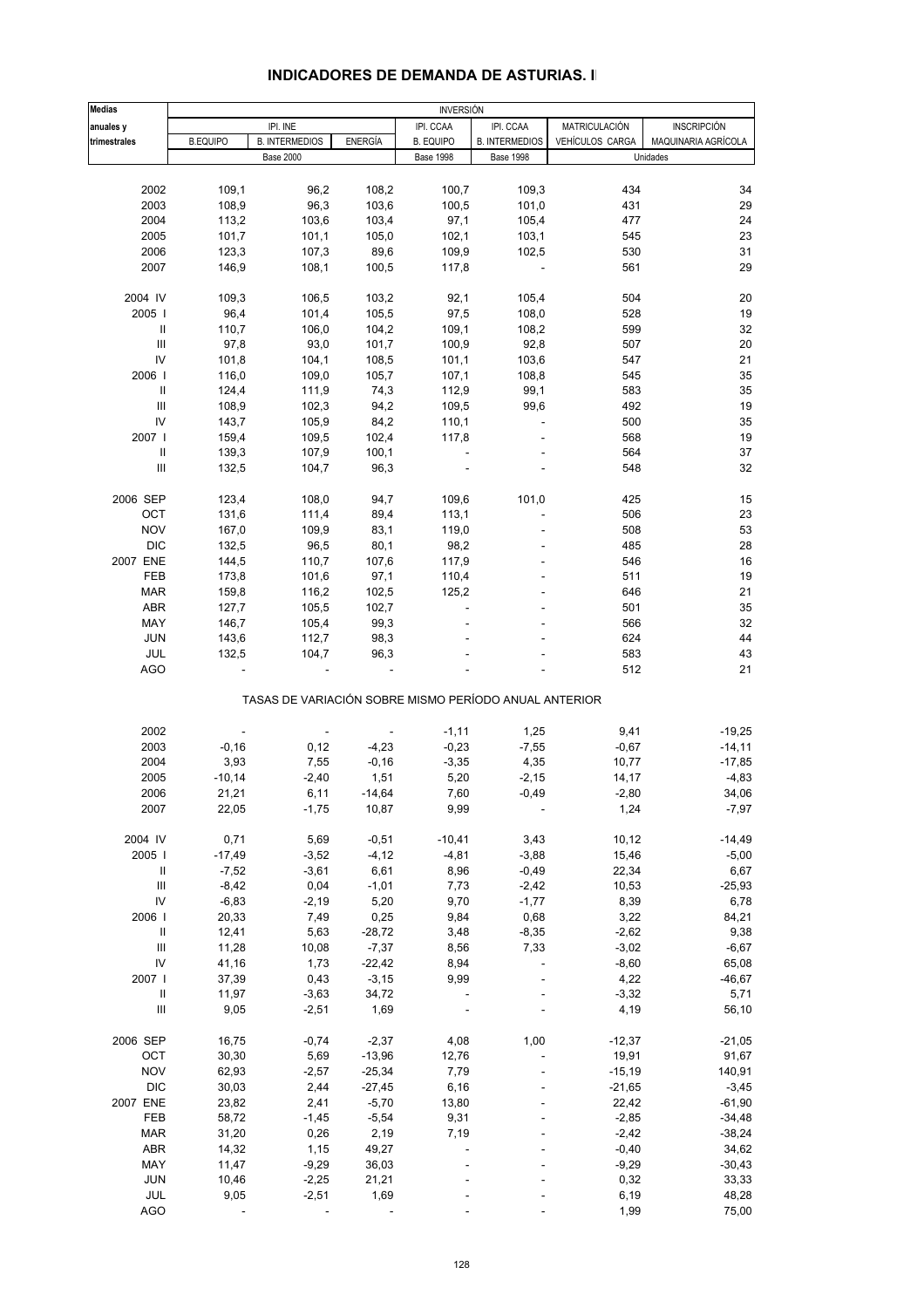# INDICADORES DE DEMANDA DE ASTURIAS. I

| Medias anuales y trimestrales | INVERSIÓN | | | | | | |
|---|---|---|---|---|---|---|---|
| | IPI. INE | | | IPI. CCAA | IPI. CCAA | MATRICULACIÓN | INSCRIPCIÓN |
| | B.EQUIPO | B. INTERMEDIOS | ENERGÍA | B. EQUIPO | B. INTERMEDIOS | VEHÍCULOS CARGA | MAQUINARIA AGRÍCOLA |
| | Base 2000 | | | Base 1998 | Base 1998 | Unidades | |
| 2002 | 109,1 | 96,2 | 108,2 | 100,7 | 109,3 | 434 | 34 |
| 2003 | 108,9 | 96,3 | 103,6 | 100,5 | 101,0 | 431 | 29 |
| 2004 | 113,2 | 103,6 | 103,4 | 97,1 | 105,4 | 477 | 24 |
| 2005 | 101,7 | 101,1 | 105,0 | 102,1 | 103,1 | 545 | 23 |
| 2006 | 123,3 | 107,3 | 89,6 | 109,9 | 102,5 | 530 | 31 |
| 2007 | 146,9 | 108,1 | 100,5 | 117,8 | - | 561 | 29 |
| 2004 IV | 109,3 | 106,5 | 103,2 | 92,1 | 105,4 | 504 | 20 |
| 2005 I | 96,4 | 101,4 | 105,5 | 97,5 | 108,0 | 528 | 19 |
| II | 110,7 | 106,0 | 104,2 | 109,1 | 108,2 | 599 | 32 |
| III | 97,8 | 93,0 | 101,7 | 100,9 | 92,8 | 507 | 20 |
| IV | 101,8 | 104,1 | 108,5 | 101,1 | 103,6 | 547 | 21 |
| 2006 I | 116,0 | 109,0 | 105,7 | 107,1 | 108,8 | 545 | 35 |
| II | 124,4 | 111,9 | 74,3 | 112,9 | 99,1 | 583 | 35 |
| III | 108,9 | 102,3 | 94,2 | 109,5 | 99,6 | 492 | 19 |
| IV | 143,7 | 105,9 | 84,2 | 110,1 | - | 500 | 35 |
| 2007 I | 159,4 | 109,5 | 102,4 | 117,8 | - | 568 | 19 |
| II | 139,3 | 107,9 | 100,1 | - | - | 564 | 37 |
| III | 132,5 | 104,7 | 96,3 | - | - | 548 | 32 |
| 2006 SEP | 123,4 | 108,0 | 94,7 | 109,6 | 101,0 | 425 | 15 |
| OCT | 131,6 | 111,4 | 89,4 | 113,1 | - | 506 | 23 |
| NOV | 167,0 | 109,9 | 83,1 | 119,0 | - | 508 | 53 |
| DIC | 132,5 | 96,5 | 80,1 | 98,2 | - | 485 | 28 |
| 2007 ENE | 144,5 | 110,7 | 107,6 | 117,9 | - | 546 | 16 |
| FEB | 173,8 | 101,6 | 97,1 | 110,4 | - | 511 | 19 |
| MAR | 159,8 | 116,2 | 102,5 | 125,2 | - | 646 | 21 |
| ABR | 127,7 | 105,5 | 102,7 | - | - | 501 | 35 |
| MAY | 146,7 | 105,4 | 99,3 | - | - | 566 | 32 |
| JUN | 143,6 | 112,7 | 98,3 | - | - | 624 | 44 |
| JUL | 132,5 | 104,7 | 96,3 | - | - | 583 | 43 |
| AGO | - | - | - | - | - | 512 | 21 |
| | TASAS DE VARIACIÓN SOBRE MISMO PERÍODO ANUAL ANTERIOR | | | | | | |
| 2002 | - | - | - | -1,11 | 1,25 | 9,41 | -19,25 |
| 2003 | -0,16 | 0,12 | -4,23 | -0,23 | -7,55 | -0,67 | -14,11 |
| 2004 | 3,93 | 7,55 | -0,16 | -3,35 | 4,35 | 10,77 | -17,85 |
| 2005 | -10,14 | -2,40 | 1,51 | 5,20 | -2,15 | 14,17 | -4,83 |
| 2006 | 21,21 | 6,11 | -14,64 | 7,60 | -0,49 | -2,80 | 34,06 |
| 2007 | 22,05 | -1,75 | 10,87 | 9,99 | - | 1,24 | -7,97 |
| 2004 IV | 0,71 | 5,69 | -0,51 | -10,41 | 3,43 | 10,12 | -14,49 |
| 2005 I | -17,49 | -3,52 | -4,12 | -4,81 | -3,88 | 15,46 | -5,00 |
| II | -7,52 | -3,61 | 6,61 | 8,96 | -0,49 | 22,34 | 6,67 |
| III | -8,42 | 0,04 | -1,01 | 7,73 | -2,42 | 10,53 | -25,93 |
| IV | -6,83 | -2,19 | 5,20 | 9,70 | -1,77 | 8,39 | 6,78 |
| 2006 I | 20,33 | 7,49 | 0,25 | 9,84 | 0,68 | 3,22 | 84,21 |
| II | 12,41 | 5,63 | -28,72 | 3,48 | -8,35 | -2,62 | 9,38 |
| III | 11,28 | 10,08 | -7,37 | 8,56 | 7,33 | -3,02 | -6,67 |
| IV | 41,16 | 1,73 | -22,42 | 8,94 | - | -8,60 | 65,08 |
| 2007 I | 37,39 | 0,43 | -3,15 | 9,99 | - | 4,22 | -46,67 |
| II | 11,97 | -3,63 | 34,72 | - | - | -3,32 | 5,71 |
| III | 9,05 | -2,51 | 1,69 | - | - | 4,19 | 56,10 |
| 2006 SEP | 16,75 | -0,74 | -2,37 | 4,08 | 1,00 | -12,37 | -21,05 |
| OCT | 30,30 | 5,69 | -13,96 | 12,76 | - | 19,91 | 91,67 |
| NOV | 62,93 | -2,57 | -25,34 | 7,79 | - | -15,19 | 140,91 |
| DIC | 30,03 | 2,44 | -27,45 | 6,16 | - | -21,65 | -3,45 |
| 2007 ENE | 23,82 | 2,41 | -5,70 | 13,80 | - | 22,42 | -61,90 |
| FEB | 58,72 | -1,45 | -5,54 | 9,31 | - | -2,85 | -34,48 |
| MAR | 31,20 | 0,26 | 2,19 | 7,19 | - | -2,42 | -38,24 |
| ABR | 14,32 | 1,15 | 49,27 | - | - | -0,40 | 34,62 |
| MAY | 11,47 | -9,29 | 36,03 | - | - | -9,29 | -30,43 |
| JUN | 10,46 | -2,25 | 21,21 | - | - | 0,32 | 33,33 |
| JUL | 9,05 | -2,51 | 1,69 | - | - | 6,19 | 48,28 |
| AGO | - | - | - | - | - | 1,99 | 75,00 |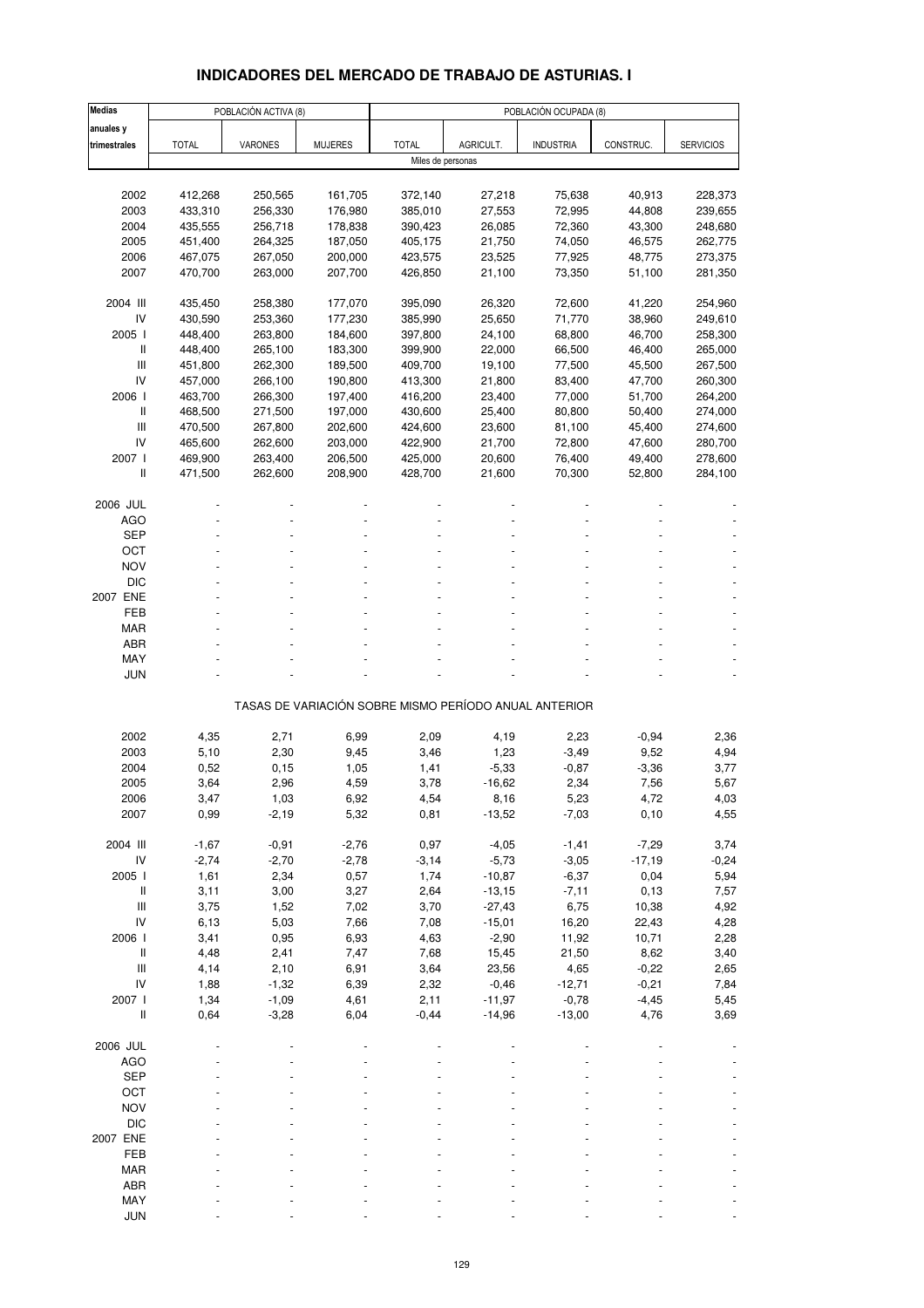# INDICADORES DEL MERCADO DE TRABAJO DE ASTURIAS. I

| Medias anuales y trimestrales | POBLACIÓN ACTIVA (8) | | | POBLACIÓN OCUPADA (8) | | | | |
|---|---|---|---|---|---|---|---|---|
| | TOTAL | VARONES | MUJERES | TOTAL | AGRICULT. | INDUSTRIA | CONSTRUC. | SERVICIOS |
| | Miles de personas | | | | | | | |
| 2002 | 412,268 | 250,565 | 161,705 | 372,140 | 27,218 | 75,638 | 40,913 | 228,373 |
| 2003 | 433,310 | 256,330 | 176,980 | 385,010 | 27,553 | 72,995 | 44,808 | 239,655 |
| 2004 | 435,555 | 256,718 | 178,838 | 390,423 | 26,085 | 72,360 | 43,300 | 248,680 |
| 2005 | 451,400 | 264,325 | 187,050 | 405,175 | 21,750 | 74,050 | 46,575 | 262,775 |
| 2006 | 467,075 | 267,050 | 200,000 | 423,575 | 23,525 | 77,925 | 48,775 | 273,375 |
| 2007 | 470,700 | 263,000 | 207,700 | 426,850 | 21,100 | 73,350 | 51,100 | 281,350 |
| 2004 III | 435,450 | 258,380 | 177,070 | 395,090 | 26,320 | 72,600 | 41,220 | 254,960 |
| IV | 430,590 | 253,360 | 177,230 | 385,990 | 25,650 | 71,770 | 38,960 | 249,610 |
| 2005 I | 448,400 | 263,800 | 184,600 | 397,800 | 24,100 | 68,800 | 46,700 | 258,300 |
| II | 448,400 | 265,100 | 183,300 | 399,900 | 22,000 | 66,500 | 46,400 | 265,000 |
| III | 451,800 | 262,300 | 189,500 | 409,700 | 19,100 | 77,500 | 45,500 | 267,500 |
| IV | 457,000 | 266,100 | 190,800 | 413,300 | 21,800 | 83,400 | 47,700 | 260,300 |
| 2006 I | 463,700 | 266,300 | 197,400 | 416,200 | 23,400 | 77,000 | 51,700 | 264,200 |
| II | 468,500 | 271,500 | 197,000 | 430,600 | 25,400 | 80,800 | 50,400 | 274,000 |
| III | 470,500 | 267,800 | 202,600 | 424,600 | 23,600 | 81,100 | 45,400 | 274,600 |
| IV | 465,600 | 262,600 | 203,000 | 422,900 | 21,700 | 72,800 | 47,600 | 280,700 |
| 2007 I | 469,900 | 263,400 | 206,500 | 425,000 | 20,600 | 76,400 | 49,400 | 278,600 |
| II | 471,500 | 262,600 | 208,900 | 428,700 | 21,600 | 70,300 | 52,800 | 284,100 |
| 2006 JUL | - | - | - | - | - | - | - | - |
| AGO | - | - | - | - | - | - | - | - |
| SEP | - | - | - | - | - | - | - | - |
| OCT | - | - | - | - | - | - | - | - |
| NOV | - | - | - | - | - | - | - | - |
| DIC | - | - | - | - | - | - | - | - |
| 2007 ENE | - | - | - | - | - | - | - | - |
| FEB | - | - | - | - | - | - | - | - |
| MAR | - | - | - | - | - | - | - | - |
| ABR | - | - | - | - | - | - | - | - |
| MAY | - | - | - | - | - | - | - | - |
| JUN | - | - | - | - | - | - | - | - |
| | TASAS DE VARIACIÓN SOBRE MISMO PERÍODO ANUAL ANTERIOR | | | | | | | |
| 2002 | 4,35 | 2,71 | 6,99 | 2,09 | 4,19 | 2,23 | -0,94 | 2,36 |
| 2003 | 5,10 | 2,30 | 9,45 | 3,46 | 1,23 | -3,49 | 9,52 | 4,94 |
| 2004 | 0,52 | 0,15 | 1,05 | 1,41 | -5,33 | -0,87 | -3,36 | 3,77 |
| 2005 | 3,64 | 2,96 | 4,59 | 3,78 | -16,62 | 2,34 | 7,56 | 5,67 |
| 2006 | 3,47 | 1,03 | 6,92 | 4,54 | 8,16 | 5,23 | 4,72 | 4,03 |
| 2007 | 0,99 | -2,19 | 5,32 | 0,81 | -13,52 | -7,03 | 0,10 | 4,55 |
| 2004 III | -1,67 | -0,91 | -2,76 | 0,97 | -4,05 | -1,41 | -7,29 | 3,74 |
| IV | -2,74 | -2,70 | -2,78 | -3,14 | -5,73 | -3,05 | -17,19 | -0,24 |
| 2005 I | 1,61 | 2,34 | 0,57 | 1,74 | -10,87 | -6,37 | 0,04 | 5,94 |
| II | 3,11 | 3,00 | 3,27 | 2,64 | -13,15 | -7,11 | 0,13 | 7,57 |
| III | 3,75 | 1,52 | 7,02 | 3,70 | -27,43 | 6,75 | 10,38 | 4,92 |
| IV | 6,13 | 5,03 | 7,66 | 7,08 | -15,01 | 16,20 | 22,43 | 4,28 |
| 2006 I | 3,41 | 0,95 | 6,93 | 4,63 | -2,90 | 11,92 | 10,71 | 2,28 |
| II | 4,48 | 2,41 | 7,47 | 7,68 | 15,45 | 21,50 | 8,62 | 3,40 |
| III | 4,14 | 2,10 | 6,91 | 3,64 | 23,56 | 4,65 | -0,22 | 2,65 |
| IV | 1,88 | -1,32 | 6,39 | 2,32 | -0,46 | -12,71 | -0,21 | 7,84 |
| 2007 I | 1,34 | -1,09 | 4,61 | 2,11 | -11,97 | -0,78 | -4,45 | 5,45 |
| II | 0,64 | -3,28 | 6,04 | -0,44 | -14,96 | -13,00 | 4,76 | 3,69 |
| 2006 JUL | - | - | - | - | - | - | - | - |
| AGO | - | - | - | - | - | - | - | - |
| SEP | - | - | - | - | - | - | - | - |
| OCT | - | - | - | - | - | - | - | - |
| NOV | - | - | - | - | - | - | - | - |
| DIC | - | - | - | - | - | - | - | - |
| 2007 ENE | - | - | - | - | - | - | - | - |
| FEB | - | - | - | - | - | - | - | - |
| MAR | - | - | - | - | - | - | - | - |
| ABR | - | - | - | - | - | - | - | - |
| MAY | - | - | - | - | - | - | - | - |
| JUN | - | - | - | - | - | - | - | - |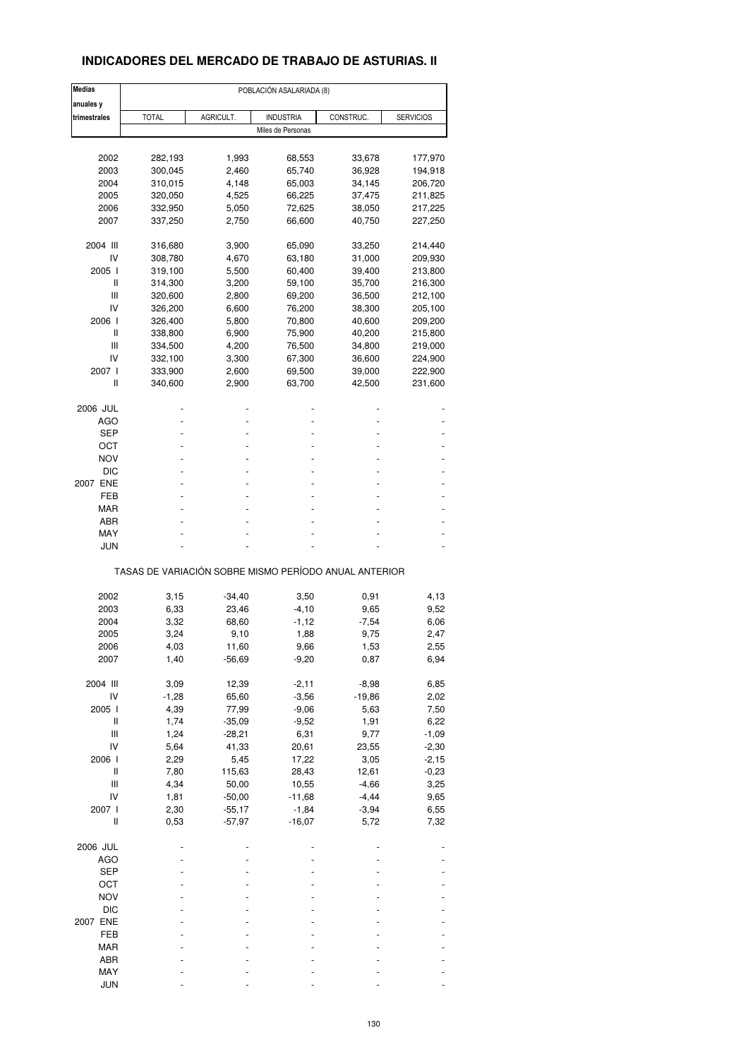## INDICADORES DEL MERCADO DE TRABAJO DE ASTURIAS. II

| Medias anuales y trimestrales | POBLACIÓN ASALARIADA (8) | | | | |
|---|---|---|---|---|---|
| | TOTAL | AGRICULT. | INDUSTRIA | CONSTRUC. | SERVICIOS |
| | Miles de Personas | | | | |
| 2002 | 282,193 | 1,993 | 68,553 | 33,678 | 177,970 |
| 2003 | 300,045 | 2,460 | 65,740 | 36,928 | 194,918 |
| 2004 | 310,015 | 4,148 | 65,003 | 34,145 | 206,720 |
| 2005 | 320,050 | 4,525 | 66,225 | 37,475 | 211,825 |
| 2006 | 332,950 | 5,050 | 72,625 | 38,050 | 217,225 |
| 2007 | 337,250 | 2,750 | 66,600 | 40,750 | 227,250 |
| 2004 III | 316,680 | 3,900 | 65,090 | 33,250 | 214,440 |
| IV | 308,780 | 4,670 | 63,180 | 31,000 | 209,930 |
| 2005 I | 319,100 | 5,500 | 60,400 | 39,400 | 213,800 |
| II | 314,300 | 3,200 | 59,100 | 35,700 | 216,300 |
| III | 320,600 | 2,800 | 69,200 | 36,500 | 212,100 |
| IV | 326,200 | 6,600 | 76,200 | 38,300 | 205,100 |
| 2006 I | 326,400 | 5,800 | 70,800 | 40,600 | 209,200 |
| II | 338,800 | 6,900 | 75,900 | 40,200 | 215,800 |
| III | 334,500 | 4,200 | 76,500 | 34,800 | 219,000 |
| IV | 332,100 | 3,300 | 67,300 | 36,600 | 224,900 |
| 2007 I | 333,900 | 2,600 | 69,500 | 39,000 | 222,900 |
| II | 340,600 | 2,900 | 63,700 | 42,500 | 231,600 |
| 2006 JUL | - | - | - | - | - |
| AGO | - | - | - | - | - |
| SEP | - | - | - | - | - |
| OCT | - | - | - | - | - |
| NOV | - | - | - | - | - |
| DIC | - | - | - | - | - |
| 2007 ENE | - | - | - | - | - |
| FEB | - | - | - | - | - |
| MAR | - | - | - | - | - |
| ABR | - | - | - | - | - |
| MAY | - | - | - | - | - |
| JUN | - | - | - | - | - |

TASAS DE VARIACIÓN SOBRE MISMO PERÍODO ANUAL ANTERIOR

| Medias anuales y trimestrales | TOTAL | AGRICULT. | INDUSTRIA | CONSTRUC. | SERVICIOS |
|---|---|---|---|---|---|
| 2002 | 3,15 | -34,40 | 3,50 | 0,91 | 4,13 |
| 2003 | 6,33 | 23,46 | -4,10 | 9,65 | 9,52 |
| 2004 | 3,32 | 68,60 | -1,12 | -7,54 | 6,06 |
| 2005 | 3,24 | 9,10 | 1,88 | 9,75 | 2,47 |
| 2006 | 4,03 | 11,60 | 9,66 | 1,53 | 2,55 |
| 2007 | 1,40 | -56,69 | -9,20 | 0,87 | 6,94 |
| 2004 III | 3,09 | 12,39 | -2,11 | -8,98 | 6,85 |
| IV | -1,28 | 65,60 | -3,56 | -19,86 | 2,02 |
| 2005 I | 4,39 | 77,99 | -9,06 | 5,63 | 7,50 |
| II | 1,74 | -35,09 | -9,52 | 1,91 | 6,22 |
| III | 1,24 | -28,21 | 6,31 | 9,77 | -1,09 |
| IV | 5,64 | 41,33 | 20,61 | 23,55 | -2,30 |
| 2006 I | 2,29 | 5,45 | 17,22 | 3,05 | -2,15 |
| II | 7,80 | 115,63 | 28,43 | 12,61 | -0,23 |
| III | 4,34 | 50,00 | 10,55 | -4,66 | 3,25 |
| IV | 1,81 | -50,00 | -11,68 | -4,44 | 9,65 |
| 2007 I | 2,30 | -55,17 | -1,84 | -3,94 | 6,55 |
| II | 0,53 | -57,97 | -16,07 | 5,72 | 7,32 |
| 2006 JUL | - | - | - | - | - |
| AGO | - | - | - | - | - |
| SEP | - | - | - | - | - |
| OCT | - | - | - | - | - |
| NOV | - | - | - | - | - |
| DIC | - | - | - | - | - |
| 2007 ENE | - | - | - | - | - |
| FEB | - | - | - | - | - |
| MAR | - | - | - | - | - |
| ABR | - | - | - | - | - |
| MAY | - | - | - | - | - |
| JUN | - | - | - | - | - |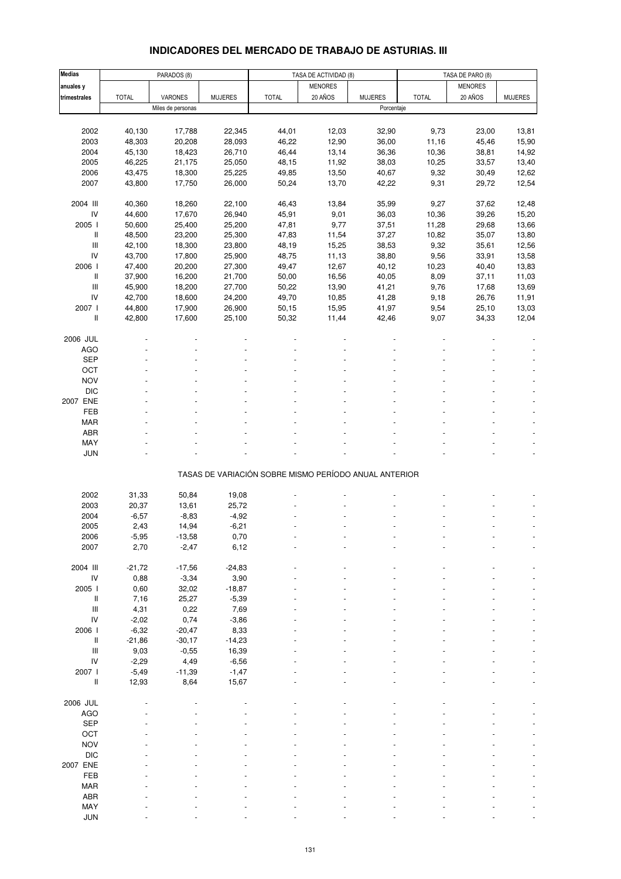## INDICADORES DEL MERCADO DE TRABAJO DE ASTURIAS. III

| Medias anuales y trimestrales | PARADOS (8) | | | TASA DE ACTIVIDAD (8) | | | TASA DE PARO (8) | | |
|---|---|---|---|---|---|---|---|---|---|
| | TOTAL | VARONES | MUJERES | TOTAL | MENORES 20 AÑOS | MUJERES | TOTAL | MENORES 20 AÑOS | MUJERES |
| | Miles de personas | | | Porcentaje | | | | | |
| 2002 | 40,130 | 17,788 | 22,345 | 44,01 | 12,03 | 32,90 | 9,73 | 23,00 | 13,81 |
| 2003 | 48,303 | 20,208 | 28,093 | 46,22 | 12,90 | 36,00 | 11,16 | 45,46 | 15,90 |
| 2004 | 45,130 | 18,423 | 26,710 | 46,44 | 13,14 | 36,36 | 10,36 | 38,81 | 14,92 |
| 2005 | 46,225 | 21,175 | 25,050 | 48,15 | 11,92 | 38,03 | 10,25 | 33,57 | 13,40 |
| 2006 | 43,475 | 18,300 | 25,225 | 49,85 | 13,50 | 40,67 | 9,32 | 30,49 | 12,62 |
| 2007 | 43,800 | 17,750 | 26,000 | 50,24 | 13,70 | 42,22 | 9,31 | 29,72 | 12,54 |
| 2004 III | 40,360 | 18,260 | 22,100 | 46,43 | 13,84 | 35,99 | 9,27 | 37,62 | 12,48 |
| IV | 44,600 | 17,670 | 26,940 | 45,91 | 9,01 | 36,03 | 10,36 | 39,26 | 15,20 |
| 2005 I | 50,600 | 25,400 | 25,200 | 47,81 | 9,77 | 37,51 | 11,28 | 29,68 | 13,66 |
| II | 48,500 | 23,200 | 25,300 | 47,83 | 11,54 | 37,27 | 10,82 | 35,07 | 13,80 |
| III | 42,100 | 18,300 | 23,800 | 48,19 | 15,25 | 38,53 | 9,32 | 35,61 | 12,56 |
| IV | 43,700 | 17,800 | 25,900 | 48,75 | 11,13 | 38,80 | 9,56 | 33,91 | 13,58 |
| 2006 I | 47,400 | 20,200 | 27,300 | 49,47 | 12,67 | 40,12 | 10,23 | 40,40 | 13,83 |
| II | 37,900 | 16,200 | 21,700 | 50,00 | 16,56 | 40,05 | 8,09 | 37,11 | 11,03 |
| III | 45,900 | 18,200 | 27,700 | 50,22 | 13,90 | 41,21 | 9,76 | 17,68 | 13,69 |
| IV | 42,700 | 18,600 | 24,200 | 49,70 | 10,85 | 41,28 | 9,18 | 26,76 | 11,91 |
| 2007 I | 44,800 | 17,900 | 26,900 | 50,15 | 15,95 | 41,97 | 9,54 | 25,10 | 13,03 |
| II | 42,800 | 17,600 | 25,100 | 50,32 | 11,44 | 42,46 | 9,07 | 34,33 | 12,04 |
| 2006 JUL | - | - | - | - | - | - | - | - | - |
| AGO | - | - | - | - | - | - | - | - | - |
| SEP | - | - | - | - | - | - | - | - | - |
| OCT | - | - | - | - | - | - | - | - | - |
| NOV | - | - | - | - | - | - | - | - | - |
| DIC | - | - | - | - | - | - | - | - | - |
| 2007 ENE | - | - | - | - | - | - | - | - | - |
| FEB | - | - | - | - | - | - | - | - | - |
| MAR | - | - | - | - | - | - | - | - | - |
| ABR | - | - | - | - | - | - | - | - | - |
| MAY | - | - | - | - | - | - | - | - | - |
| JUN | - | - | - | - | - | - | - | - | - |
| TASAS DE VARIACIÓN SOBRE MISMO PERÍODO ANUAL ANTERIOR | | | | | | | | | |
| 2002 | 31,33 | 50,84 | 19,08 | - | - | - | - | - | - |
| 2003 | 20,37 | 13,61 | 25,72 | - | - | - | - | - | - |
| 2004 | -6,57 | -8,83 | -4,92 | - | - | - | - | - | - |
| 2005 | 2,43 | 14,94 | -6,21 | - | - | - | - | - | - |
| 2006 | -5,95 | -13,58 | 0,70 | - | - | - | - | - | - |
| 2007 | 2,70 | -2,47 | 6,12 | - | - | - | - | - | - |
| 2004 III | -21,72 | -17,56 | -24,83 | - | - | - | - | - | - |
| IV | 0,88 | -3,34 | 3,90 | - | - | - | - | - | - |
| 2005 I | 0,60 | 32,02 | -18,87 | - | - | - | - | - | - |
| II | 7,16 | 25,27 | -5,39 | - | - | - | - | - | - |
| III | 4,31 | 0,22 | 7,69 | - | - | - | - | - | - |
| IV | -2,02 | 0,74 | -3,86 | - | - | - | - | - | - |
| 2006 I | -6,32 | -20,47 | 8,33 | - | - | - | - | - | - |
| II | -21,86 | -30,17 | -14,23 | - | - | - | - | - | - |
| III | 9,03 | -0,55 | 16,39 | - | - | - | - | - | - |
| IV | -2,29 | 4,49 | -6,56 | - | - | - | - | - | - |
| 2007 I | -5,49 | -11,39 | -1,47 | - | - | - | - | - | - |
| II | 12,93 | 8,64 | 15,67 | - | - | - | - | - | - |
| 2006 JUL | - | - | - | - | - | - | - | - | - |
| AGO | - | - | - | - | - | - | - | - | - |
| SEP | - | - | - | - | - | - | - | - | - |
| OCT | - | - | - | - | - | - | - | - | - |
| NOV | - | - | - | - | - | - | - | - | - |
| DIC | - | - | - | - | - | - | - | - | - |
| 2007 ENE | - | - | - | - | - | - | - | - | - |
| FEB | - | - | - | - | - | - | - | - | - |
| MAR | - | - | - | - | - | - | - | - | - |
| ABR | - | - | - | - | - | - | - | - | - |
| MAY | - | - | - | - | - | - | - | - | - |
| JUN | - | - | - | - | - | - | - | - | - |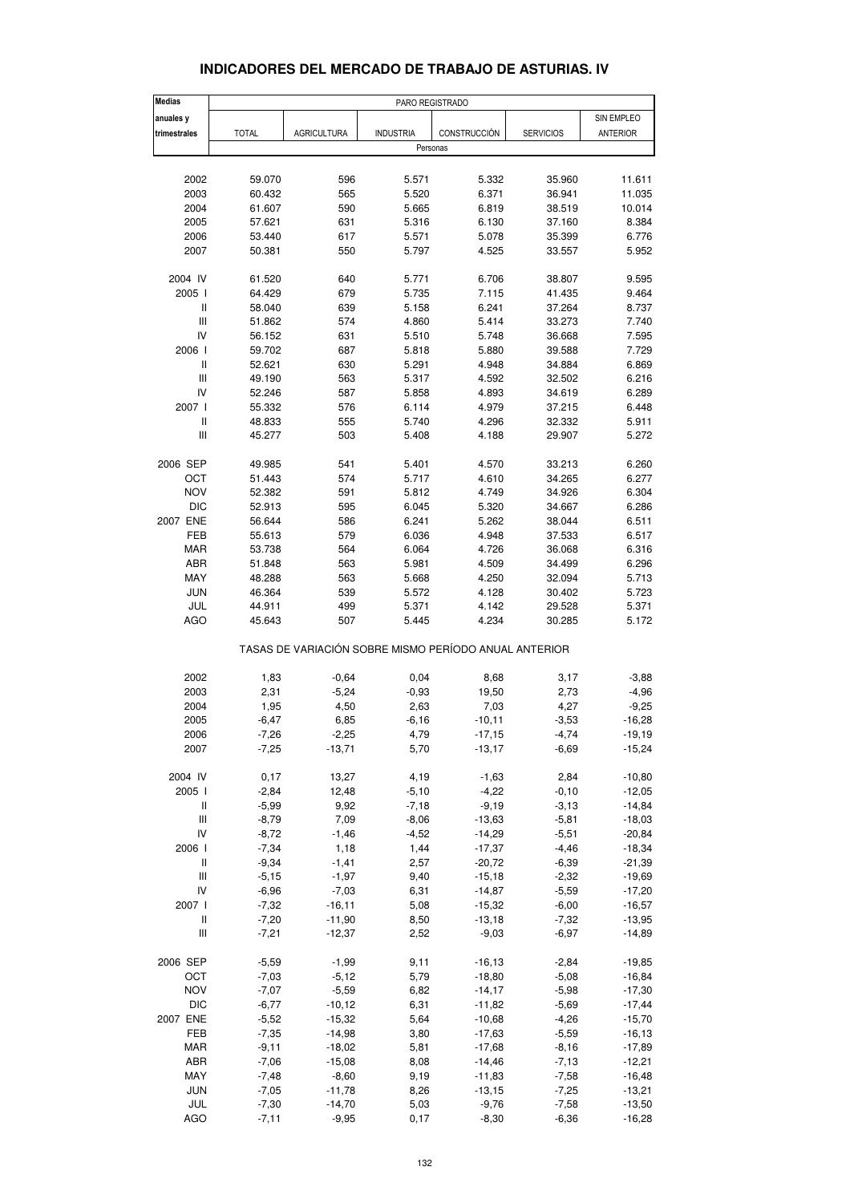# INDICADORES DEL MERCADO DE TRABAJO DE ASTURIAS. IV

| Medias anuales y trimestrales | PARO REGISTRADO | | | | | |
|---|---|---|---|---|---|---|
| | TOTAL | AGRICULTURA | INDUSTRIA | CONSTRUCCIÓN | SERVICIOS | SIN EMPLEO ANTERIOR |
| | Personas | | | | | |
| 2002 | 59.070 | 596 | 5.571 | 5.332 | 35.960 | 11.611 |
| 2003 | 60.432 | 565 | 5.520 | 6.371 | 36.941 | 11.035 |
| 2004 | 61.607 | 590 | 5.665 | 6.819 | 38.519 | 10.014 |
| 2005 | 57.621 | 631 | 5.316 | 6.130 | 37.160 | 8.384 |
| 2006 | 53.440 | 617 | 5.571 | 5.078 | 35.399 | 6.776 |
| 2007 | 50.381 | 550 | 5.797 | 4.525 | 33.557 | 5.952 |
| 2004 IV | 61.520 | 640 | 5.771 | 6.706 | 38.807 | 9.595 |
| 2005 I | 64.429 | 679 | 5.735 | 7.115 | 41.435 | 9.464 |
| II | 58.040 | 639 | 5.158 | 6.241 | 37.264 | 8.737 |
| III | 51.862 | 574 | 4.860 | 5.414 | 33.273 | 7.740 |
| IV | 56.152 | 631 | 5.510 | 5.748 | 36.668 | 7.595 |
| 2006 I | 59.702 | 687 | 5.818 | 5.880 | 39.588 | 7.729 |
| II | 52.621 | 630 | 5.291 | 4.948 | 34.884 | 6.869 |
| III | 49.190 | 563 | 5.317 | 4.592 | 32.502 | 6.216 |
| IV | 52.246 | 587 | 5.858 | 4.893 | 34.619 | 6.289 |
| 2007 I | 55.332 | 576 | 6.114 | 4.979 | 37.215 | 6.448 |
| II | 48.833 | 555 | 5.740 | 4.296 | 32.332 | 5.911 |
| III | 45.277 | 503 | 5.408 | 4.188 | 29.907 | 5.272 |
| 2006 SEP | 49.985 | 541 | 5.401 | 4.570 | 33.213 | 6.260 |
| OCT | 51.443 | 574 | 5.717 | 4.610 | 34.265 | 6.277 |
| NOV | 52.382 | 591 | 5.812 | 4.749 | 34.926 | 6.304 |
| DIC | 52.913 | 595 | 6.045 | 5.320 | 34.667 | 6.286 |
| 2007 ENE | 56.644 | 586 | 6.241 | 5.262 | 38.044 | 6.511 |
| FEB | 55.613 | 579 | 6.036 | 4.948 | 37.533 | 6.517 |
| MAR | 53.738 | 564 | 6.064 | 4.726 | 36.068 | 6.316 |
| ABR | 51.848 | 563 | 5.981 | 4.509 | 34.499 | 6.296 |
| MAY | 48.288 | 563 | 5.668 | 4.250 | 32.094 | 5.713 |
| JUN | 46.364 | 539 | 5.572 | 4.128 | 30.402 | 5.723 |
| JUL | 44.911 | 499 | 5.371 | 4.142 | 29.528 | 5.371 |
| AGO | 45.643 | 507 | 5.445 | 4.234 | 30.285 | 5.172 |
| | TASAS DE VARIACIÓN SOBRE MISMO PERÍODO ANUAL ANTERIOR | | | | | |
| 2002 | 1,83 | -0,64 | 0,04 | 8,68 | 3,17 | -3,88 |
| 2003 | 2,31 | -5,24 | -0,93 | 19,50 | 2,73 | -4,96 |
| 2004 | 1,95 | 4,50 | 2,63 | 7,03 | 4,27 | -9,25 |
| 2005 | -6,47 | 6,85 | -6,16 | -10,11 | -3,53 | -16,28 |
| 2006 | -7,26 | -2,25 | 4,79 | -17,15 | -4,74 | -19,19 |
| 2007 | -7,25 | -13,71 | 5,70 | -13,17 | -6,69 | -15,24 |
| 2004 IV | 0,17 | 13,27 | 4,19 | -1,63 | 2,84 | -10,80 |
| 2005 I | -2,84 | 12,48 | -5,10 | -4,22 | -0,10 | -12,05 |
| II | -5,99 | 9,92 | -7,18 | -9,19 | -3,13 | -14,84 |
| III | -8,79 | 7,09 | -8,06 | -13,63 | -5,81 | -18,03 |
| IV | -8,72 | -1,46 | -4,52 | -14,29 | -5,51 | -20,84 |
| 2006 I | -7,34 | 1,18 | 1,44 | -17,37 | -4,46 | -18,34 |
| II | -9,34 | -1,41 | 2,57 | -20,72 | -6,39 | -21,39 |
| III | -5,15 | -1,97 | 9,40 | -15,18 | -2,32 | -19,69 |
| IV | -6,96 | -7,03 | 6,31 | -14,87 | -5,59 | -17,20 |
| 2007 I | -7,32 | -16,11 | 5,08 | -15,32 | -6,00 | -16,57 |
| II | -7,20 | -11,90 | 8,50 | -13,18 | -7,32 | -13,95 |
| III | -7,21 | -12,37 | 2,52 | -9,03 | -6,97 | -14,89 |
| 2006 SEP | -5,59 | -1,99 | 9,11 | -16,13 | -2,84 | -19,85 |
| OCT | -7,03 | -5,12 | 5,79 | -18,80 | -5,08 | -16,84 |
| NOV | -7,07 | -5,59 | 6,82 | -14,17 | -5,98 | -17,30 |
| DIC | -6,77 | -10,12 | 6,31 | -11,82 | -5,69 | -17,44 |
| 2007 ENE | -5,52 | -15,32 | 5,64 | -10,68 | -4,26 | -15,70 |
| FEB | -7,35 | -14,98 | 3,80 | -17,63 | -5,59 | -16,13 |
| MAR | -9,11 | -18,02 | 5,81 | -17,68 | -8,16 | -17,89 |
| ABR | -7,06 | -15,08 | 8,08 | -14,46 | -7,13 | -12,21 |
| MAY | -7,48 | -8,60 | 9,19 | -11,83 | -7,58 | -16,48 |
| JUN | -7,05 | -11,78 | 8,26 | -13,15 | -7,25 | -13,21 |
| JUL | -7,30 | -14,70 | 5,03 | -9,76 | -7,58 | -13,50 |
| AGO | -7,11 | -9,95 | 0,17 | -8,30 | -6,36 | -16,28 |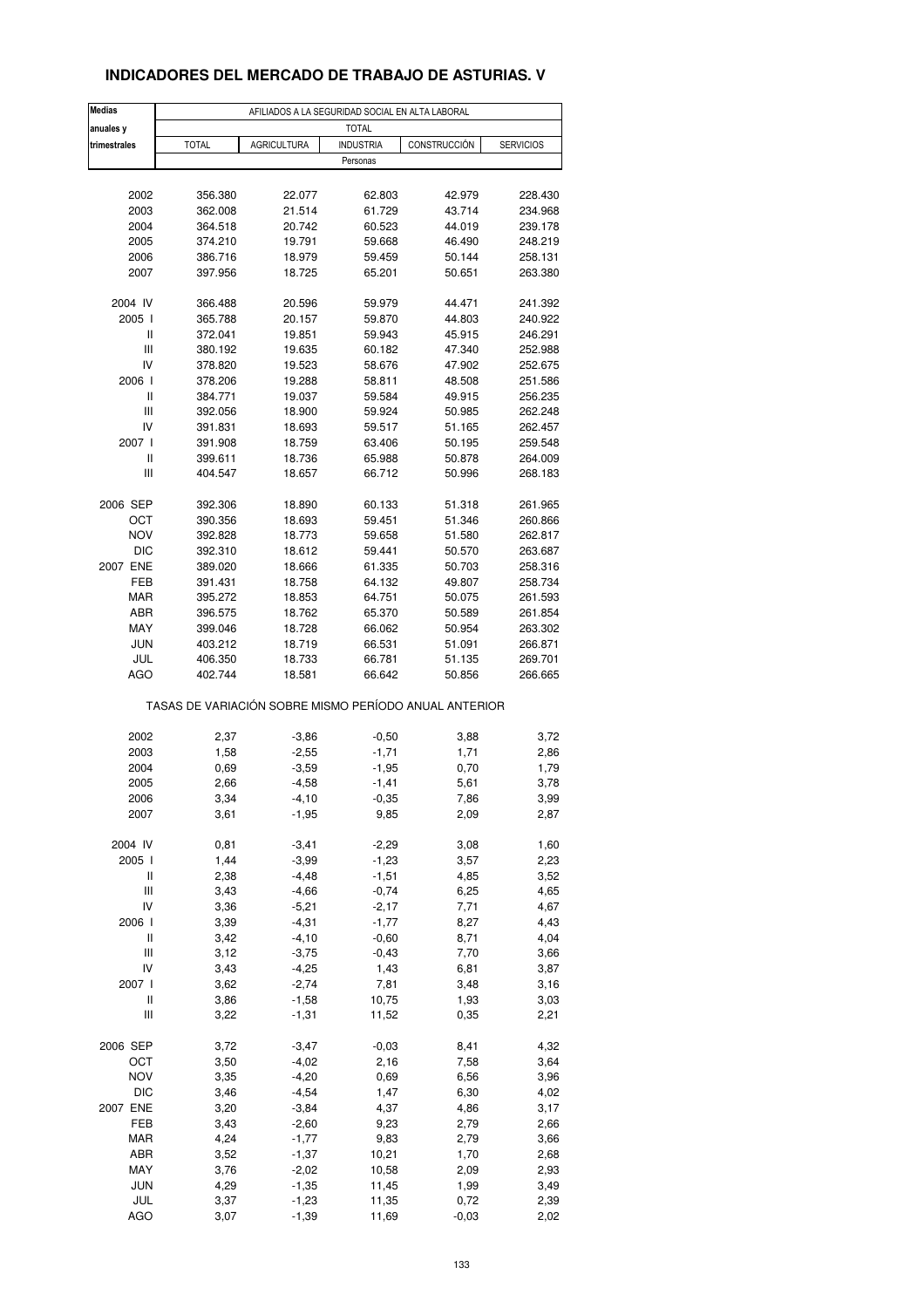## INDICADORES DEL MERCADO DE TRABAJO DE ASTURIAS. V

| Medias anuales y trimestrales | AFILIADOS A LA SEGURIDAD SOCIAL EN ALTA LABORAL | | | | |
|---|---|---|---|---|---|
| | TOTAL | | | | |
| | TOTAL | AGRICULTURA | INDUSTRIA | CONSTRUCCIÓN | SERVICIOS |
| | Personas | | | | |
| 2002 | 356.380 | 22.077 | 62.803 | 42.979 | 228.430 |
| 2003 | 362.008 | 21.514 | 61.729 | 43.714 | 234.968 |
| 2004 | 364.518 | 20.742 | 60.523 | 44.019 | 239.178 |
| 2005 | 374.210 | 19.791 | 59.668 | 46.490 | 248.219 |
| 2006 | 386.716 | 18.979 | 59.459 | 50.144 | 258.131 |
| 2007 | 397.956 | 18.725 | 65.201 | 50.651 | 263.380 |
| 2004 IV | 366.488 | 20.596 | 59.979 | 44.471 | 241.392 |
| 2005 I | 365.788 | 20.157 | 59.870 | 44.803 | 240.922 |
| II | 372.041 | 19.851 | 59.943 | 45.915 | 246.291 |
| III | 380.192 | 19.635 | 60.182 | 47.340 | 252.988 |
| IV | 378.820 | 19.523 | 58.676 | 47.902 | 252.675 |
| 2006 I | 378.206 | 19.288 | 58.811 | 48.508 | 251.586 |
| II | 384.771 | 19.037 | 59.584 | 49.915 | 256.235 |
| III | 392.056 | 18.900 | 59.924 | 50.985 | 262.248 |
| IV | 391.831 | 18.693 | 59.517 | 51.165 | 262.457 |
| 2007 I | 391.908 | 18.759 | 63.406 | 50.195 | 259.548 |
| II | 399.611 | 18.736 | 65.988 | 50.878 | 264.009 |
| III | 404.547 | 18.657 | 66.712 | 50.996 | 268.183 |
| 2006 SEP | 392.306 | 18.890 | 60.133 | 51.318 | 261.965 |
| OCT | 390.356 | 18.693 | 59.451 | 51.346 | 260.866 |
| NOV | 392.828 | 18.773 | 59.658 | 51.580 | 262.817 |
| DIC | 392.310 | 18.612 | 59.441 | 50.570 | 263.687 |
| 2007 ENE | 389.020 | 18.666 | 61.335 | 50.703 | 258.316 |
| FEB | 391.431 | 18.758 | 64.132 | 49.807 | 258.734 |
| MAR | 395.272 | 18.853 | 64.751 | 50.075 | 261.593 |
| ABR | 396.575 | 18.762 | 65.370 | 50.589 | 261.854 |
| MAY | 399.046 | 18.728 | 66.062 | 50.954 | 263.302 |
| JUN | 403.212 | 18.719 | 66.531 | 51.091 | 266.871 |
| JUL | 406.350 | 18.733 | 66.781 | 51.135 | 269.701 |
| AGO | 402.744 | 18.581 | 66.642 | 50.856 | 266.665 |
| | TASAS DE VARIACIÓN SOBRE MISMO PERÍODO ANUAL ANTERIOR | | | | |
| 2002 | 2,37 | -3,86 | -0,50 | 3,88 | 3,72 |
| 2003 | 1,58 | -2,55 | -1,71 | 1,71 | 2,86 |
| 2004 | 0,69 | -3,59 | -1,95 | 0,70 | 1,79 |
| 2005 | 2,66 | -4,58 | -1,41 | 5,61 | 3,78 |
| 2006 | 3,34 | -4,10 | -0,35 | 7,86 | 3,99 |
| 2007 | 3,61 | -1,95 | 9,85 | 2,09 | 2,87 |
| 2004 IV | 0,81 | -3,41 | -2,29 | 3,08 | 1,60 |
| 2005 I | 1,44 | -3,99 | -1,23 | 3,57 | 2,23 |
| II | 2,38 | -4,48 | -1,51 | 4,85 | 3,52 |
| III | 3,43 | -4,66 | -0,74 | 6,25 | 4,65 |
| IV | 3,36 | -5,21 | -2,17 | 7,71 | 4,67 |
| 2006 I | 3,39 | -4,31 | -1,77 | 8,27 | 4,43 |
| II | 3,42 | -4,10 | -0,60 | 8,71 | 4,04 |
| III | 3,12 | -3,75 | -0,43 | 7,70 | 3,66 |
| IV | 3,43 | -4,25 | 1,43 | 6,81 | 3,87 |
| 2007 I | 3,62 | -2,74 | 7,81 | 3,48 | 3,16 |
| II | 3,86 | -1,58 | 10,75 | 1,93 | 3,03 |
| III | 3,22 | -1,31 | 11,52 | 0,35 | 2,21 |
| 2006 SEP | 3,72 | -3,47 | -0,03 | 8,41 | 4,32 |
| OCT | 3,50 | -4,02 | 2,16 | 7,58 | 3,64 |
| NOV | 3,35 | -4,20 | 0,69 | 6,56 | 3,96 |
| DIC | 3,46 | -4,54 | 1,47 | 6,30 | 4,02 |
| 2007 ENE | 3,20 | -3,84 | 4,37 | 4,86 | 3,17 |
| FEB | 3,43 | -2,60 | 9,23 | 2,79 | 2,66 |
| MAR | 4,24 | -1,77 | 9,83 | 2,79 | 3,66 |
| ABR | 3,52 | -1,37 | 10,21 | 1,70 | 2,68 |
| MAY | 3,76 | -2,02 | 10,58 | 2,09 | 2,93 |
| JUN | 4,29 | -1,35 | 11,45 | 1,99 | 3,49 |
| JUL | 3,37 | -1,23 | 11,35 | 0,72 | 2,39 |
| AGO | 3,07 | -1,39 | 11,69 | -0,03 | 2,02 |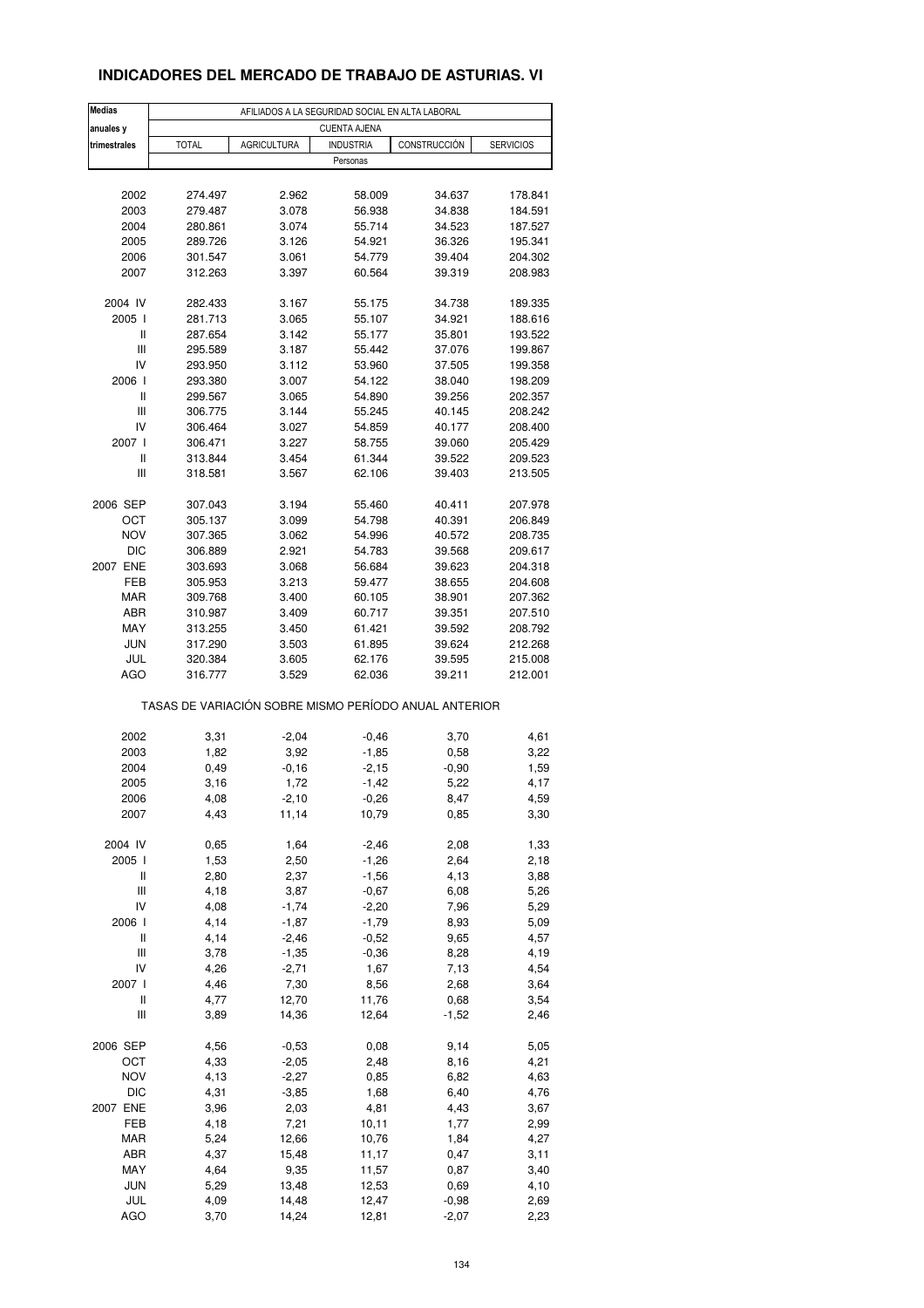# INDICADORES DEL MERCADO DE TRABAJO DE ASTURIAS. VI

| Medias anuales y trimestrales | AFILIADOS A LA SEGURIDAD SOCIAL EN ALTA LABORAL | | | | |
|---|---|---|---|---|---|
| | CUENTA AJENA | | | | |
| | TOTAL | AGRICULTURA | INDUSTRIA | CONSTRUCCIÓN | SERVICIOS |
| | Personas | | | | |
| 2002 | 274.497 | 2.962 | 58.009 | 34.637 | 178.841 |
| 2003 | 279.487 | 3.078 | 56.938 | 34.838 | 184.591 |
| 2004 | 280.861 | 3.074 | 55.714 | 34.523 | 187.527 |
| 2005 | 289.726 | 3.126 | 54.921 | 36.326 | 195.341 |
| 2006 | 301.547 | 3.061 | 54.779 | 39.404 | 204.302 |
| 2007 | 312.263 | 3.397 | 60.564 | 39.319 | 208.983 |
| 2004 IV | 282.433 | 3.167 | 55.175 | 34.738 | 189.335 |
| 2005 I | 281.713 | 3.065 | 55.107 | 34.921 | 188.616 |
| II | 287.654 | 3.142 | 55.177 | 35.801 | 193.522 |
| III | 295.589 | 3.187 | 55.442 | 37.076 | 199.867 |
| IV | 293.950 | 3.112 | 53.960 | 37.505 | 199.358 |
| 2006 I | 293.380 | 3.007 | 54.122 | 38.040 | 198.209 |
| II | 299.567 | 3.065 | 54.890 | 39.256 | 202.357 |
| III | 306.775 | 3.144 | 55.245 | 40.145 | 208.242 |
| IV | 306.464 | 3.027 | 54.859 | 40.177 | 208.400 |
| 2007 I | 306.471 | 3.227 | 58.755 | 39.060 | 205.429 |
| II | 313.844 | 3.454 | 61.344 | 39.522 | 209.523 |
| III | 318.581 | 3.567 | 62.106 | 39.403 | 213.505 |
| 2006 SEP | 307.043 | 3.194 | 55.460 | 40.411 | 207.978 |
| OCT | 305.137 | 3.099 | 54.798 | 40.391 | 206.849 |
| NOV | 307.365 | 3.062 | 54.996 | 40.572 | 208.735 |
| DIC | 306.889 | 2.921 | 54.783 | 39.568 | 209.617 |
| 2007 ENE | 303.693 | 3.068 | 56.684 | 39.623 | 204.318 |
| FEB | 305.953 | 3.213 | 59.477 | 38.655 | 204.608 |
| MAR | 309.768 | 3.400 | 60.105 | 38.901 | 207.362 |
| ABR | 310.987 | 3.409 | 60.717 | 39.351 | 207.510 |
| MAY | 313.255 | 3.450 | 61.421 | 39.592 | 208.792 |
| JUN | 317.290 | 3.503 | 61.895 | 39.624 | 212.268 |
| JUL | 320.384 | 3.605 | 62.176 | 39.595 | 215.008 |
| AGO | 316.777 | 3.529 | 62.036 | 39.211 | 212.001 |
| | TASAS DE VARIACIÓN SOBRE MISMO PERÍODO ANUAL ANTERIOR | | | | |
| 2002 | 3,31 | -2,04 | -0,46 | 3,70 | 4,61 |
| 2003 | 1,82 | 3,92 | -1,85 | 0,58 | 3,22 |
| 2004 | 0,49 | -0,16 | -2,15 | -0,90 | 1,59 |
| 2005 | 3,16 | 1,72 | -1,42 | 5,22 | 4,17 |
| 2006 | 4,08 | -2,10 | -0,26 | 8,47 | 4,59 |
| 2007 | 4,43 | 11,14 | 10,79 | 0,85 | 3,30 |
| 2004 IV | 0,65 | 1,64 | -2,46 | 2,08 | 1,33 |
| 2005 I | 1,53 | 2,50 | -1,26 | 2,64 | 2,18 |
| II | 2,80 | 2,37 | -1,56 | 4,13 | 3,88 |
| III | 4,18 | 3,87 | -0,67 | 6,08 | 5,26 |
| IV | 4,08 | -1,74 | -2,20 | 7,96 | 5,29 |
| 2006 I | 4,14 | -1,87 | -1,79 | 8,93 | 5,09 |
| II | 4,14 | -2,46 | -0,52 | 9,65 | 4,57 |
| III | 3,78 | -1,35 | -0,36 | 8,28 | 4,19 |
| IV | 4,26 | -2,71 | 1,67 | 7,13 | 4,54 |
| 2007 I | 4,46 | 7,30 | 8,56 | 2,68 | 3,64 |
| II | 4,77 | 12,70 | 11,76 | 0,68 | 3,54 |
| III | 3,89 | 14,36 | 12,64 | -1,52 | 2,46 |
| 2006 SEP | 4,56 | -0,53 | 0,08 | 9,14 | 5,05 |
| OCT | 4,33 | -2,05 | 2,48 | 8,16 | 4,21 |
| NOV | 4,13 | -2,27 | 0,85 | 6,82 | 4,63 |
| DIC | 4,31 | -3,85 | 1,68 | 6,40 | 4,76 |
| 2007 ENE | 3,96 | 2,03 | 4,81 | 4,43 | 3,67 |
| FEB | 4,18 | 7,21 | 10,11 | 1,77 | 2,99 |
| MAR | 5,24 | 12,66 | 10,76 | 1,84 | 4,27 |
| ABR | 4,37 | 15,48 | 11,17 | 0,47 | 3,11 |
| MAY | 4,64 | 9,35 | 11,57 | 0,87 | 3,40 |
| JUN | 5,29 | 13,48 | 12,53 | 0,69 | 4,10 |
| JUL | 4,09 | 14,48 | 12,47 | -0,98 | 2,69 |
| AGO | 3,70 | 14,24 | 12,81 | -2,07 | 2,23 |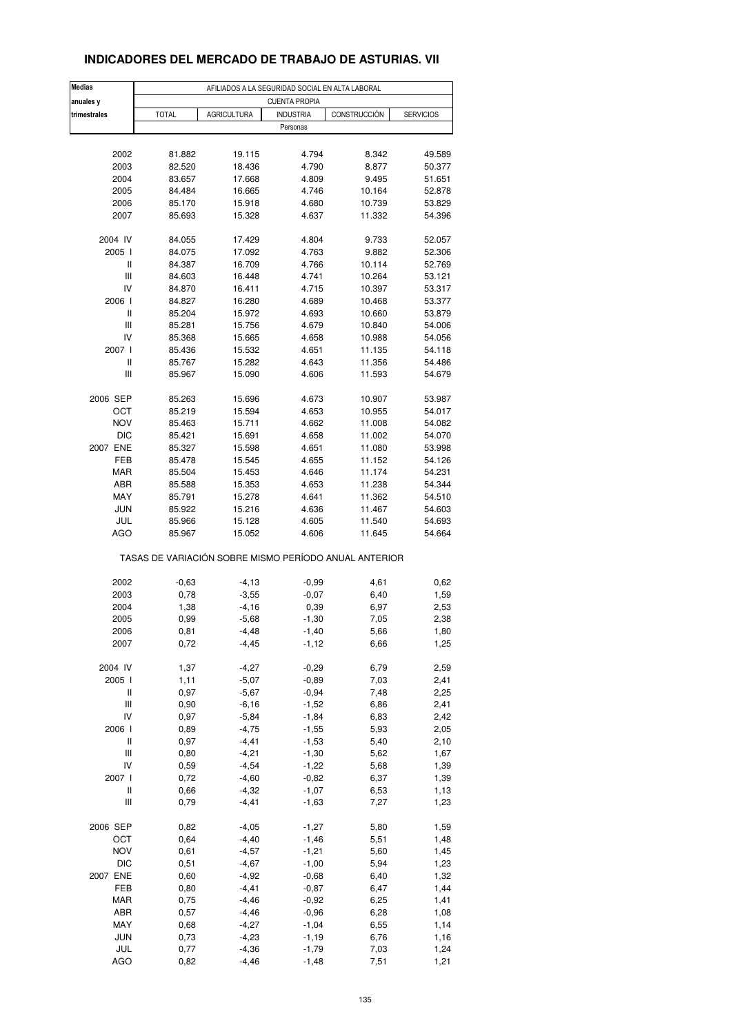## INDICADORES DEL MERCADO DE TRABAJO DE ASTURIAS. VII

| Medias anuales y trimestrales | AFILIADOS A LA SEGURIDAD SOCIAL EN ALTA LABORAL | | | | |
|---|---|---|---|---|---|
| | CUENTA PROPIA | | | | |
| | TOTAL | AGRICULTURA | INDUSTRIA | CONSTRUCCIÓN | SERVICIOS |
| | Personas | | | | |
| 2002 | 81.882 | 19.115 | 4.794 | 8.342 | 49.589 |
| 2003 | 82.520 | 18.436 | 4.790 | 8.877 | 50.377 |
| 2004 | 83.657 | 17.668 | 4.809 | 9.495 | 51.651 |
| 2005 | 84.484 | 16.665 | 4.746 | 10.164 | 52.878 |
| 2006 | 85.170 | 15.918 | 4.680 | 10.739 | 53.829 |
| 2007 | 85.693 | 15.328 | 4.637 | 11.332 | 54.396 |
| 2004 IV | 84.055 | 17.429 | 4.804 | 9.733 | 52.057 |
| 2005 I | 84.075 | 17.092 | 4.763 | 9.882 | 52.306 |
| II | 84.387 | 16.709 | 4.766 | 10.114 | 52.769 |
| III | 84.603 | 16.448 | 4.741 | 10.264 | 53.121 |
| IV | 84.870 | 16.411 | 4.715 | 10.397 | 53.317 |
| 2006 I | 84.827 | 16.280 | 4.689 | 10.468 | 53.377 |
| II | 85.204 | 15.972 | 4.693 | 10.660 | 53.879 |
| III | 85.281 | 15.756 | 4.679 | 10.840 | 54.006 |
| IV | 85.368 | 15.665 | 4.658 | 10.988 | 54.056 |
| 2007 I | 85.436 | 15.532 | 4.651 | 11.135 | 54.118 |
| II | 85.767 | 15.282 | 4.643 | 11.356 | 54.486 |
| III | 85.967 | 15.090 | 4.606 | 11.593 | 54.679 |
| 2006 SEP | 85.263 | 15.696 | 4.673 | 10.907 | 53.987 |
| OCT | 85.219 | 15.594 | 4.653 | 10.955 | 54.017 |
| NOV | 85.463 | 15.711 | 4.662 | 11.008 | 54.082 |
| DIC | 85.421 | 15.691 | 4.658 | 11.002 | 54.070 |
| 2007 ENE | 85.327 | 15.598 | 4.651 | 11.080 | 53.998 |
| FEB | 85.478 | 15.545 | 4.655 | 11.152 | 54.126 |
| MAR | 85.504 | 15.453 | 4.646 | 11.174 | 54.231 |
| ABR | 85.588 | 15.353 | 4.653 | 11.238 | 54.344 |
| MAY | 85.791 | 15.278 | 4.641 | 11.362 | 54.510 |
| JUN | 85.922 | 15.216 | 4.636 | 11.467 | 54.603 |
| JUL | 85.966 | 15.128 | 4.605 | 11.540 | 54.693 |
| AGO | 85.967 | 15.052 | 4.606 | 11.645 | 54.664 |
| | TASAS DE VARIACIÓN SOBRE MISMO PERÍODO ANUAL ANTERIOR | | | | |
| 2002 | -0,63 | -4,13 | -0,99 | 4,61 | 0,62 |
| 2003 | 0,78 | -3,55 | -0,07 | 6,40 | 1,59 |
| 2004 | 1,38 | -4,16 | 0,39 | 6,97 | 2,53 |
| 2005 | 0,99 | -5,68 | -1,30 | 7,05 | 2,38 |
| 2006 | 0,81 | -4,48 | -1,40 | 5,66 | 1,80 |
| 2007 | 0,72 | -4,45 | -1,12 | 6,66 | 1,25 |
| 2004 IV | 1,37 | -4,27 | -0,29 | 6,79 | 2,59 |
| 2005 I | 1,11 | -5,07 | -0,89 | 7,03 | 2,41 |
| II | 0,97 | -5,67 | -0,94 | 7,48 | 2,25 |
| III | 0,90 | -6,16 | -1,52 | 6,86 | 2,41 |
| IV | 0,97 | -5,84 | -1,84 | 6,83 | 2,42 |
| 2006 I | 0,89 | -4,75 | -1,55 | 5,93 | 2,05 |
| II | 0,97 | -4,41 | -1,53 | 5,40 | 2,10 |
| III | 0,80 | -4,21 | -1,30 | 5,62 | 1,67 |
| IV | 0,59 | -4,54 | -1,22 | 5,68 | 1,39 |
| 2007 I | 0,72 | -4,60 | -0,82 | 6,37 | 1,39 |
| II | 0,66 | -4,32 | -1,07 | 6,53 | 1,13 |
| III | 0,79 | -4,41 | -1,63 | 7,27 | 1,23 |
| 2006 SEP | 0,82 | -4,05 | -1,27 | 5,80 | 1,59 |
| OCT | 0,64 | -4,40 | -1,46 | 5,51 | 1,48 |
| NOV | 0,61 | -4,57 | -1,21 | 5,60 | 1,45 |
| DIC | 0,51 | -4,67 | -1,00 | 5,94 | 1,23 |
| 2007 ENE | 0,60 | -4,92 | -0,68 | 6,40 | 1,32 |
| FEB | 0,80 | -4,41 | -0,87 | 6,47 | 1,44 |
| MAR | 0,75 | -4,46 | -0,92 | 6,25 | 1,41 |
| ABR | 0,57 | -4,46 | -0,96 | 6,28 | 1,08 |
| MAY | 0,68 | -4,27 | -1,04 | 6,55 | 1,14 |
| JUN | 0,73 | -4,23 | -1,19 | 6,76 | 1,16 |
| JUL | 0,77 | -4,36 | -1,79 | 7,03 | 1,24 |
| AGO | 0,82 | -4,46 | -1,48 | 7,51 | 1,21 |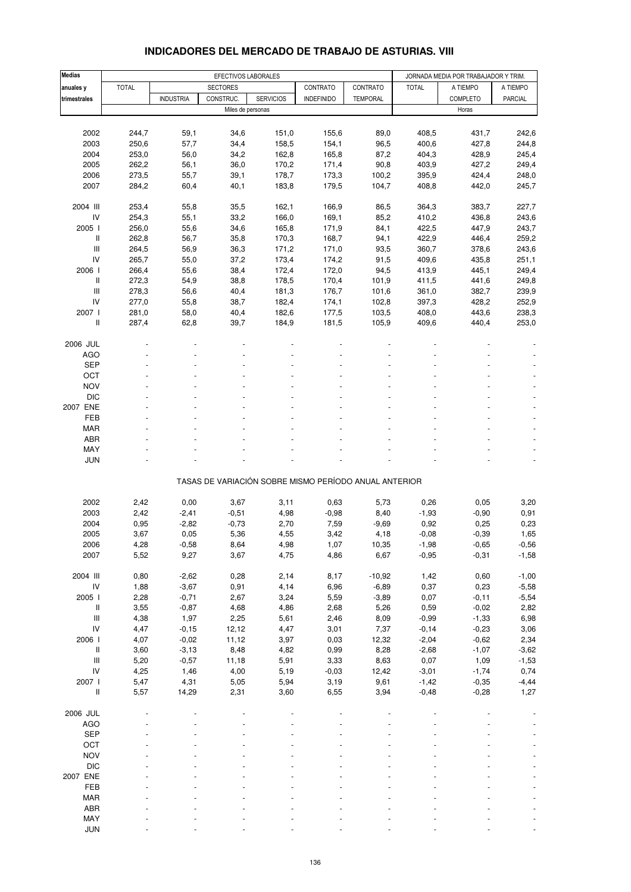# INDICADORES DEL MERCADO DE TRABAJO DE ASTURIAS. VIII

| Medias anuales y trimestrales | EFECTIVOS LABORALES | | | | | | JORNADA MEDIA POR TRABAJADOR Y TRIM. | | |
|---|---|---|---|---|---|---|---|---|---|
| | TOTAL | SECTORES | | | CONTRATO | CONTRATO | TOTAL | A TIEMPO | A TIEMPO |
| | | INDUSTRIA | CONSTRUC. | SERVICIOS | INDEFINIDO | TEMPORAL | | COMPLETO | PARCIAL |
| | Miles de personas | | | | | | Horas | | |
| 2002 | 244,7 | 59,1 | 34,6 | 151,0 | 155,6 | 89,0 | 408,5 | 431,7 | 242,6 |
| 2003 | 250,6 | 57,7 | 34,4 | 158,5 | 154,1 | 96,5 | 400,6 | 427,8 | 244,8 |
| 2004 | 253,0 | 56,0 | 34,2 | 162,8 | 165,8 | 87,2 | 404,3 | 428,9 | 245,4 |
| 2005 | 262,2 | 56,1 | 36,0 | 170,2 | 171,4 | 90,8 | 403,9 | 427,2 | 249,4 |
| 2006 | 273,5 | 55,7 | 39,1 | 178,7 | 173,3 | 100,2 | 395,9 | 424,4 | 248,0 |
| 2007 | 284,2 | 60,4 | 40,1 | 183,8 | 179,5 | 104,7 | 408,8 | 442,0 | 245,7 |
| 2004 III | 253,4 | 55,8 | 35,5 | 162,1 | 166,9 | 86,5 | 364,3 | 383,7 | 227,7 |
| IV | 254,3 | 55,1 | 33,2 | 166,0 | 169,1 | 85,2 | 410,2 | 436,8 | 243,6 |
| 2005 I | 256,0 | 55,6 | 34,6 | 165,8 | 171,9 | 84,1 | 422,5 | 447,9 | 243,7 |
| II | 262,8 | 56,7 | 35,8 | 170,3 | 168,7 | 94,1 | 422,9 | 446,4 | 259,2 |
| III | 264,5 | 56,9 | 36,3 | 171,2 | 171,0 | 93,5 | 360,7 | 378,6 | 243,6 |
| IV | 265,7 | 55,0 | 37,2 | 173,4 | 174,2 | 91,5 | 409,6 | 435,8 | 251,1 |
| 2006 I | 266,4 | 55,6 | 38,4 | 172,4 | 172,0 | 94,5 | 413,9 | 445,1 | 249,4 |
| II | 272,3 | 54,9 | 38,8 | 178,5 | 170,4 | 101,9 | 411,5 | 441,6 | 249,8 |
| III | 278,3 | 56,6 | 40,4 | 181,3 | 176,7 | 101,6 | 361,0 | 382,7 | 239,9 |
| IV | 277,0 | 55,8 | 38,7 | 182,4 | 174,1 | 102,8 | 397,3 | 428,2 | 252,9 |
| 2007 I | 281,0 | 58,0 | 40,4 | 182,6 | 177,5 | 103,5 | 408,0 | 443,6 | 238,3 |
| II | 287,4 | 62,8 | 39,7 | 184,9 | 181,5 | 105,9 | 409,6 | 440,4 | 253,0 |
| 2006 JUL | - | - | - | - | - | - | - | - | - |
| AGO | - | - | - | - | - | - | - | - | - |
| SEP | - | - | - | - | - | - | - | - | - |
| OCT | - | - | - | - | - | - | - | - | - |
| NOV | - | - | - | - | - | - | - | - | - |
| DIC | - | - | - | - | - | - | - | - | - |
| 2007 ENE | - | - | - | - | - | - | - | - | - |
| FEB | - | - | - | - | - | - | - | - | - |
| MAR | - | - | - | - | - | - | - | - | - |
| ABR | - | - | - | - | - | - | - | - | - |
| MAY | - | - | - | - | - | - | - | - | - |
| JUN | - | - | - | - | - | - | - | - | - |
| | TASAS DE VARIACIÓN SOBRE MISMO PERÍODO ANUAL ANTERIOR | | | | | | | | |
| 2002 | 2,42 | 0,00 | 3,67 | 3,11 | 0,63 | 5,73 | 0,26 | 0,05 | 3,20 |
| 2003 | 2,42 | -2,41 | -0,51 | 4,98 | -0,98 | 8,40 | -1,93 | -0,90 | 0,91 |
| 2004 | 0,95 | -2,82 | -0,73 | 2,70 | 7,59 | -9,69 | 0,92 | 0,25 | 0,23 |
| 2005 | 3,67 | 0,05 | 5,36 | 4,55 | 3,42 | 4,18 | -0,08 | -0,39 | 1,65 |
| 2006 | 4,28 | -0,58 | 8,64 | 4,98 | 1,07 | 10,35 | -1,98 | -0,65 | -0,56 |
| 2007 | 5,52 | 9,27 | 3,67 | 4,75 | 4,86 | 6,67 | -0,95 | -0,31 | -1,58 |
| 2004 III | 0,80 | -2,62 | 0,28 | 2,14 | 8,17 | -10,92 | 1,42 | 0,60 | -1,00 |
| IV | 1,88 | -3,67 | 0,91 | 4,14 | 6,96 | -6,89 | 0,37 | 0,23 | -5,58 |
| 2005 I | 2,28 | -0,71 | 2,67 | 3,24 | 5,59 | -3,89 | 0,07 | -0,11 | -5,54 |
| II | 3,55 | -0,87 | 4,68 | 4,86 | 2,68 | 5,26 | 0,59 | -0,02 | 2,82 |
| III | 4,38 | 1,97 | 2,25 | 5,61 | 2,46 | 8,09 | -0,99 | -1,33 | 6,98 |
| IV | 4,47 | -0,15 | 12,12 | 4,47 | 3,01 | 7,37 | -0,14 | -0,23 | 3,06 |
| 2006 I | 4,07 | -0,02 | 11,12 | 3,97 | 0,03 | 12,32 | -2,04 | -0,62 | 2,34 |
| II | 3,60 | -3,13 | 8,48 | 4,82 | 0,99 | 8,28 | -2,68 | -1,07 | -3,62 |
| III | 5,20 | -0,57 | 11,18 | 5,91 | 3,33 | 8,63 | 0,07 | 1,09 | -1,53 |
| IV | 4,25 | 1,46 | 4,00 | 5,19 | -0,03 | 12,42 | -3,01 | -1,74 | 0,74 |
| 2007 I | 5,47 | 4,31 | 5,05 | 5,94 | 3,19 | 9,61 | -1,42 | -0,35 | -4,44 |
| II | 5,57 | 14,29 | 2,31 | 3,60 | 6,55 | 3,94 | -0,48 | -0,28 | 1,27 |
| 2006 JUL | - | - | - | - | - | - | - | - | - |
| AGO | - | - | - | - | - | - | - | - | - |
| SEP | - | - | - | - | - | - | - | - | - |
| OCT | - | - | - | - | - | - | - | - | - |
| NOV | - | - | - | - | - | - | - | - | - |
| DIC | - | - | - | - | - | - | - | - | - |
| 2007 ENE | - | - | - | - | - | - | - | - | - |
| FEB | - | - | - | - | - | - | - | - | - |
| MAR | - | - | - | - | - | - | - | - | - |
| ABR | - | - | - | - | - | - | - | - | - |
| MAY | - | - | - | - | - | - | - | - | - |
| JUN | - | - | - | - | - | - | - | - | - |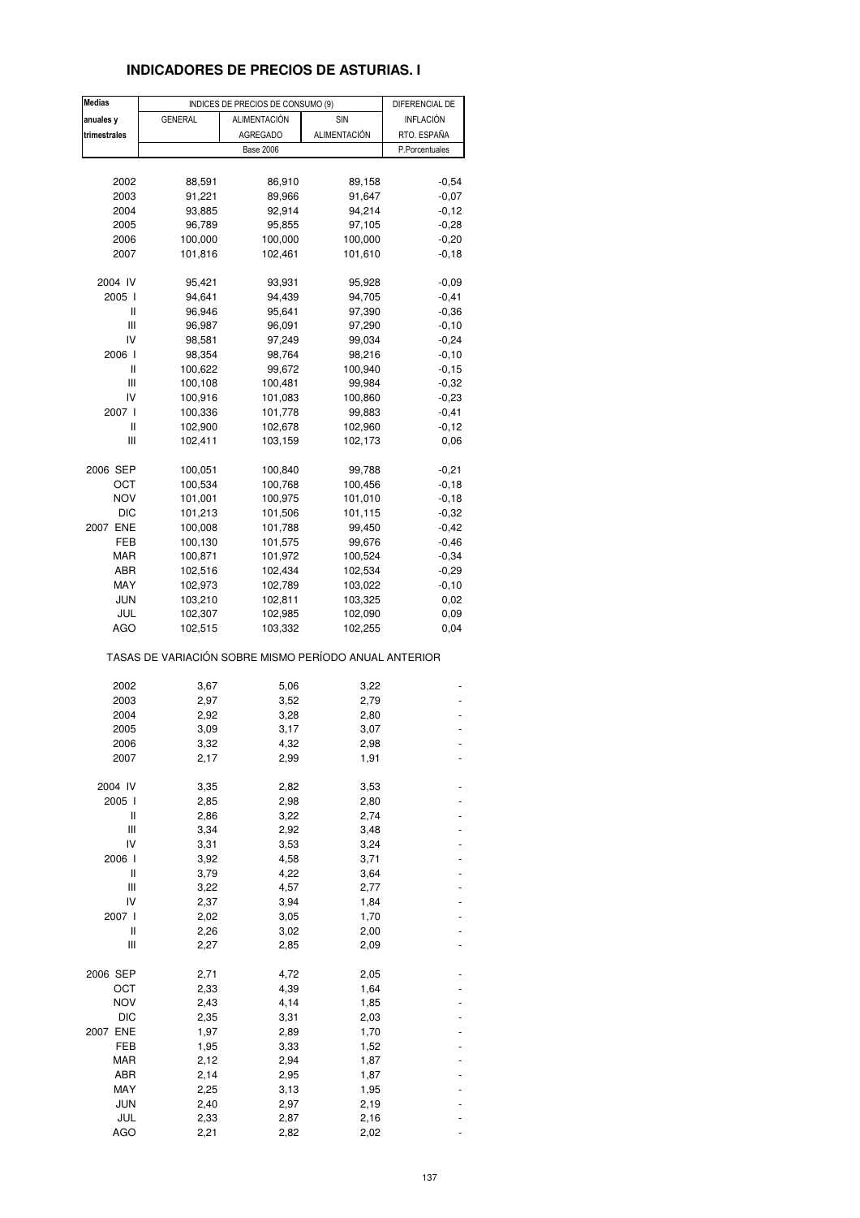## INDICADORES DE PRECIOS DE ASTURIAS. I

| Medias anuales y trimestrales | INDICES DE PRECIOS DE CONSUMO (9) | | | DIFERENCIAL DE INFLACIÓN RTO. ESPAÑA |
|---|---|---|---|---|
| | GENERAL | ALIMENTACIÓN AGREGADO | SIN ALIMENTACIÓN | |
| | Base 2006 | | | P.Porcentuales |
| 2002 | 88,591 | 86,910 | 89,158 | -0,54 |
| 2003 | 91,221 | 89,966 | 91,647 | -0,07 |
| 2004 | 93,885 | 92,914 | 94,214 | -0,12 |
| 2005 | 96,789 | 95,855 | 97,105 | -0,28 |
| 2006 | 100,000 | 100,000 | 100,000 | -0,20 |
| 2007 | 101,816 | 102,461 | 101,610 | -0,18 |
| 2004 IV | 95,421 | 93,931 | 95,928 | -0,09 |
| 2005 I | 94,641 | 94,439 | 94,705 | -0,41 |
| II | 96,946 | 95,641 | 97,390 | -0,36 |
| III | 96,987 | 96,091 | 97,290 | -0,10 |
| IV | 98,581 | 97,249 | 99,034 | -0,24 |
| 2006 I | 98,354 | 98,764 | 98,216 | -0,10 |
| II | 100,622 | 99,672 | 100,940 | -0,15 |
| III | 100,108 | 100,481 | 99,984 | -0,32 |
| IV | 100,916 | 101,083 | 100,860 | -0,23 |
| 2007 I | 100,336 | 101,778 | 99,883 | -0,41 |
| II | 102,900 | 102,678 | 102,960 | -0,12 |
| III | 102,411 | 103,159 | 102,173 | 0,06 |
| 2006 SEP | 100,051 | 100,840 | 99,788 | -0,21 |
| OCT | 100,534 | 100,768 | 100,456 | -0,18 |
| NOV | 101,001 | 100,975 | 101,010 | -0,18 |
| DIC | 101,213 | 101,506 | 101,115 | -0,32 |
| 2007 ENE | 100,008 | 101,788 | 99,450 | -0,42 |
| FEB | 100,130 | 101,575 | 99,676 | -0,46 |
| MAR | 100,871 | 101,972 | 100,524 | -0,34 |
| ABR | 102,516 | 102,434 | 102,534 | -0,29 |
| MAY | 102,973 | 102,789 | 103,022 | -0,10 |
| JUN | 103,210 | 102,811 | 103,325 | 0,02 |
| JUL | 102,307 | 102,985 | 102,090 | 0,09 |
| AGO | 102,515 | 103,332 | 102,255 | 0,04 |
| TASAS DE VARIACIÓN SOBRE MISMO PERÍODO ANUAL ANTERIOR | | | | |
| 2002 | 3,67 | 5,06 | 3,22 | - |
| 2003 | 2,97 | 3,52 | 2,79 | - |
| 2004 | 2,92 | 3,28 | 2,80 | - |
| 2005 | 3,09 | 3,17 | 3,07 | - |
| 2006 | 3,32 | 4,32 | 2,98 | - |
| 2007 | 2,17 | 2,99 | 1,91 | - |
| 2004 IV | 3,35 | 2,82 | 3,53 | - |
| 2005 I | 2,85 | 2,98 | 2,80 | - |
| II | 2,86 | 3,22 | 2,74 | - |
| III | 3,34 | 2,92 | 3,48 | - |
| IV | 3,31 | 3,53 | 3,24 | - |
| 2006 I | 3,92 | 4,58 | 3,71 | - |
| II | 3,79 | 4,22 | 3,64 | - |
| III | 3,22 | 4,57 | 2,77 | - |
| IV | 2,37 | 3,94 | 1,84 | - |
| 2007 I | 2,02 | 3,05 | 1,70 | - |
| II | 2,26 | 3,02 | 2,00 | - |
| III | 2,27 | 2,85 | 2,09 | - |
| 2006 SEP | 2,71 | 4,72 | 2,05 | - |
| OCT | 2,33 | 4,39 | 1,64 | - |
| NOV | 2,43 | 4,14 | 1,85 | - |
| DIC | 2,35 | 3,31 | 2,03 | - |
| 2007 ENE | 1,97 | 2,89 | 1,70 | - |
| FEB | 1,95 | 3,33 | 1,52 | - |
| MAR | 2,12 | 2,94 | 1,87 | - |
| ABR | 2,14 | 2,95 | 1,87 | - |
| MAY | 2,25 | 3,13 | 1,95 | - |
| JUN | 2,40 | 2,97 | 2,19 | - |
| JUL | 2,33 | 2,87 | 2,16 | - |
| AGO | 2,21 | 2,82 | 2,02 | - |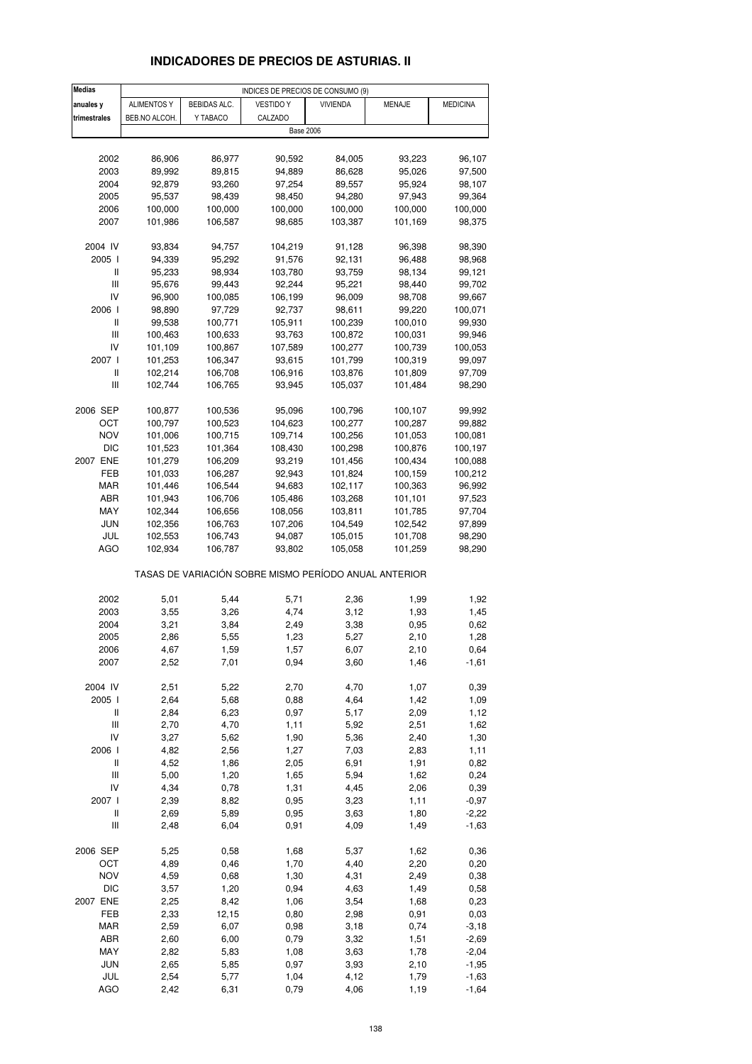# INDICADORES DE PRECIOS DE ASTURIAS. II

| Medias anuales y trimestrales | INDICES DE PRECIOS DE CONSUMO (9) | | | | | |
|---|---|---|---|---|---|---|
| | ALIMENTOS Y BEB.NO ALCOH. | BEBIDAS ALC. Y TABACO | VESTIDO Y CALZADO | VIVIENDA | MENAJE | MEDICINA |
| | Base 2006 | | | | | |
| 2002 | 86,906 | 86,977 | 90,592 | 84,005 | 93,223 | 96,107 |
| 2003 | 89,992 | 89,815 | 94,889 | 86,628 | 95,026 | 97,500 |
| 2004 | 92,879 | 93,260 | 97,254 | 89,557 | 95,924 | 98,107 |
| 2005 | 95,537 | 98,439 | 98,450 | 94,280 | 97,943 | 99,364 |
| 2006 | 100,000 | 100,000 | 100,000 | 100,000 | 100,000 | 100,000 |
| 2007 | 101,986 | 106,587 | 98,685 | 103,387 | 101,169 | 98,375 |
| 2004 IV | 93,834 | 94,757 | 104,219 | 91,128 | 96,398 | 98,390 |
| 2005 I | 94,339 | 95,292 | 91,576 | 92,131 | 96,488 | 98,968 |
| II | 95,233 | 98,934 | 103,780 | 93,759 | 98,134 | 99,121 |
| III | 95,676 | 99,443 | 92,244 | 95,221 | 98,440 | 99,702 |
| IV | 96,900 | 100,085 | 106,199 | 96,009 | 98,708 | 99,667 |
| 2006 I | 98,890 | 97,729 | 92,737 | 98,611 | 99,220 | 100,071 |
| II | 99,538 | 100,771 | 105,911 | 100,239 | 100,010 | 99,930 |
| III | 100,463 | 100,633 | 93,763 | 100,872 | 100,031 | 99,946 |
| IV | 101,109 | 100,867 | 107,589 | 100,277 | 100,739 | 100,053 |
| 2007 I | 101,253 | 106,347 | 93,615 | 101,799 | 100,319 | 99,097 |
| II | 102,214 | 106,708 | 106,916 | 103,876 | 101,809 | 97,709 |
| III | 102,744 | 106,765 | 93,945 | 105,037 | 101,484 | 98,290 |
| 2006 SEP | 100,877 | 100,536 | 95,096 | 100,796 | 100,107 | 99,992 |
| OCT | 100,797 | 100,523 | 104,623 | 100,277 | 100,287 | 99,882 |
| NOV | 101,006 | 100,715 | 109,714 | 100,256 | 101,053 | 100,081 |
| DIC | 101,523 | 101,364 | 108,430 | 100,298 | 100,876 | 100,197 |
| 2007 ENE | 101,279 | 106,209 | 93,219 | 101,456 | 100,434 | 100,088 |
| FEB | 101,033 | 106,287 | 92,943 | 101,824 | 100,159 | 100,212 |
| MAR | 101,446 | 106,544 | 94,683 | 102,117 | 100,363 | 96,992 |
| ABR | 101,943 | 106,706 | 105,486 | 103,268 | 101,101 | 97,523 |
| MAY | 102,344 | 106,656 | 108,056 | 103,811 | 101,785 | 97,704 |
| JUN | 102,356 | 106,763 | 107,206 | 104,549 | 102,542 | 97,899 |
| JUL | 102,553 | 106,743 | 94,087 | 105,015 | 101,708 | 98,290 |
| AGO | 102,934 | 106,787 | 93,802 | 105,058 | 101,259 | 98,290 |
| | TASAS DE VARIACIÓN SOBRE MISMO PERÍODO ANUAL ANTERIOR | | | | | |
| 2002 | 5,01 | 5,44 | 5,71 | 2,36 | 1,99 | 1,92 |
| 2003 | 3,55 | 3,26 | 4,74 | 3,12 | 1,93 | 1,45 |
| 2004 | 3,21 | 3,84 | 2,49 | 3,38 | 0,95 | 0,62 |
| 2005 | 2,86 | 5,55 | 1,23 | 5,27 | 2,10 | 1,28 |
| 2006 | 4,67 | 1,59 | 1,57 | 6,07 | 2,10 | 0,64 |
| 2007 | 2,52 | 7,01 | 0,94 | 3,60 | 1,46 | -1,61 |
| 2004 IV | 2,51 | 5,22 | 2,70 | 4,70 | 1,07 | 0,39 |
| 2005 I | 2,64 | 5,68 | 0,88 | 4,64 | 1,42 | 1,09 |
| II | 2,84 | 6,23 | 0,97 | 5,17 | 2,09 | 1,12 |
| III | 2,70 | 4,70 | 1,11 | 5,92 | 2,51 | 1,62 |
| IV | 3,27 | 5,62 | 1,90 | 5,36 | 2,40 | 1,30 |
| 2006 I | 4,82 | 2,56 | 1,27 | 7,03 | 2,83 | 1,11 |
| II | 4,52 | 1,86 | 2,05 | 6,91 | 1,91 | 0,82 |
| III | 5,00 | 1,20 | 1,65 | 5,94 | 1,62 | 0,24 |
| IV | 4,34 | 0,78 | 1,31 | 4,45 | 2,06 | 0,39 |
| 2007 I | 2,39 | 8,82 | 0,95 | 3,23 | 1,11 | -0,97 |
| II | 2,69 | 5,89 | 0,95 | 3,63 | 1,80 | -2,22 |
| III | 2,48 | 6,04 | 0,91 | 4,09 | 1,49 | -1,63 |
| 2006 SEP | 5,25 | 0,58 | 1,68 | 5,37 | 1,62 | 0,36 |
| OCT | 4,89 | 0,46 | 1,70 | 4,40 | 2,20 | 0,20 |
| NOV | 4,59 | 0,68 | 1,30 | 4,31 | 2,49 | 0,38 |
| DIC | 3,57 | 1,20 | 0,94 | 4,63 | 1,49 | 0,58 |
| 2007 ENE | 2,25 | 8,42 | 1,06 | 3,54 | 1,68 | 0,23 |
| FEB | 2,33 | 12,15 | 0,80 | 2,98 | 0,91 | 0,03 |
| MAR | 2,59 | 6,07 | 0,98 | 3,18 | 0,74 | -3,18 |
| ABR | 2,60 | 6,00 | 0,79 | 3,32 | 1,51 | -2,69 |
| MAY | 2,82 | 5,83 | 1,08 | 3,63 | 1,78 | -2,04 |
| JUN | 2,65 | 5,85 | 0,97 | 3,93 | 2,10 | -1,95 |
| JUL | 2,54 | 5,77 | 1,04 | 4,12 | 1,79 | -1,63 |
| AGO | 2,42 | 6,31 | 0,79 | 4,06 | 1,19 | -1,64 |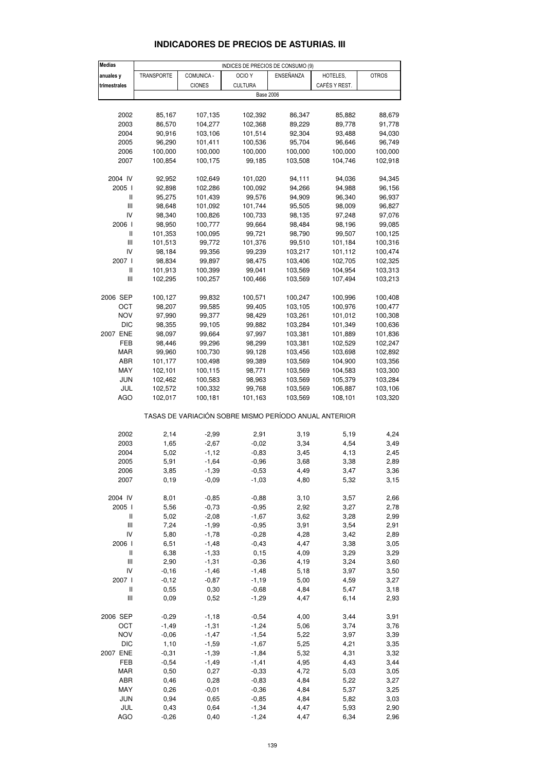# INDICADORES DE PRECIOS DE ASTURIAS. III

| Medias anuales y trimestrales | INDICES DE PRECIOS DE CONSUMO (9) | | | | | |
|---|---|---|---|---|---|---|
| | TRANSPORTE | COMUNICA - CIONES | OCIO Y CULTURA | ENSEÑANZA | HOTELES, CAFÉS Y REST. | OTROS |
| | Base 2006 | | | | | |
| 2002 | 85,167 | 107,135 | 102,392 | 86,347 | 85,882 | 88,679 |
| 2003 | 86,570 | 104,277 | 102,368 | 89,229 | 89,778 | 91,778 |
| 2004 | 90,916 | 103,106 | 101,514 | 92,304 | 93,488 | 94,030 |
| 2005 | 96,290 | 101,411 | 100,536 | 95,704 | 96,646 | 96,749 |
| 2006 | 100,000 | 100,000 | 100,000 | 100,000 | 100,000 | 100,000 |
| 2007 | 100,854 | 100,175 | 99,185 | 103,508 | 104,746 | 102,918 |
| 2004 IV | 92,952 | 102,649 | 101,020 | 94,111 | 94,036 | 94,345 |
| 2005 I | 92,898 | 102,286 | 100,092 | 94,266 | 94,988 | 96,156 |
| II | 95,275 | 101,439 | 99,576 | 94,909 | 96,340 | 96,937 |
| III | 98,648 | 101,092 | 101,744 | 95,505 | 98,009 | 96,827 |
| IV | 98,340 | 100,826 | 100,733 | 98,135 | 97,248 | 97,076 |
| 2006 I | 98,950 | 100,777 | 99,664 | 98,484 | 98,196 | 99,085 |
| II | 101,353 | 100,095 | 99,721 | 98,790 | 99,507 | 100,125 |
| III | 101,513 | 99,772 | 101,376 | 99,510 | 101,184 | 100,316 |
| IV | 98,184 | 99,356 | 99,239 | 103,217 | 101,112 | 100,474 |
| 2007 I | 98,834 | 99,897 | 98,475 | 103,406 | 102,705 | 102,325 |
| II | 101,913 | 100,399 | 99,041 | 103,569 | 104,954 | 103,313 |
| III | 102,295 | 100,257 | 100,466 | 103,569 | 107,494 | 103,213 |
| 2006 SEP | 100,127 | 99,832 | 100,571 | 100,247 | 100,996 | 100,408 |
| OCT | 98,207 | 99,585 | 99,405 | 103,105 | 100,976 | 100,477 |
| NOV | 97,990 | 99,377 | 98,429 | 103,261 | 101,012 | 100,308 |
| DIC | 98,355 | 99,105 | 99,882 | 103,284 | 101,349 | 100,636 |
| 2007 ENE | 98,097 | 99,664 | 97,997 | 103,381 | 101,889 | 101,836 |
| FEB | 98,446 | 99,296 | 98,299 | 103,381 | 102,529 | 102,247 |
| MAR | 99,960 | 100,730 | 99,128 | 103,456 | 103,698 | 102,892 |
| ABR | 101,177 | 100,498 | 99,389 | 103,569 | 104,900 | 103,356 |
| MAY | 102,101 | 100,115 | 98,771 | 103,569 | 104,583 | 103,300 |
| JUN | 102,462 | 100,583 | 98,963 | 103,569 | 105,379 | 103,284 |
| JUL | 102,572 | 100,332 | 99,768 | 103,569 | 106,887 | 103,106 |
| AGO | 102,017 | 100,181 | 101,163 | 103,569 | 108,101 | 103,320 |
| | TASAS DE VARIACIÓN SOBRE MISMO PERÍODO ANUAL ANTERIOR | | | | | |
| 2002 | 2,14 | -2,99 | 2,91 | 3,19 | 5,19 | 4,24 |
| 2003 | 1,65 | -2,67 | -0,02 | 3,34 | 4,54 | 3,49 |
| 2004 | 5,02 | -1,12 | -0,83 | 3,45 | 4,13 | 2,45 |
| 2005 | 5,91 | -1,64 | -0,96 | 3,68 | 3,38 | 2,89 |
| 2006 | 3,85 | -1,39 | -0,53 | 4,49 | 3,47 | 3,36 |
| 2007 | 0,19 | -0,09 | -1,03 | 4,80 | 5,32 | 3,15 |
| 2004 IV | 8,01 | -0,85 | -0,88 | 3,10 | 3,57 | 2,66 |
| 2005 I | 5,56 | -0,73 | -0,95 | 2,92 | 3,27 | 2,78 |
| II | 5,02 | -2,08 | -1,67 | 3,62 | 3,28 | 2,99 |
| III | 7,24 | -1,99 | -0,95 | 3,91 | 3,54 | 2,91 |
| IV | 5,80 | -1,78 | -0,28 | 4,28 | 3,42 | 2,89 |
| 2006 I | 6,51 | -1,48 | -0,43 | 4,47 | 3,38 | 3,05 |
| II | 6,38 | -1,33 | 0,15 | 4,09 | 3,29 | 3,29 |
| III | 2,90 | -1,31 | -0,36 | 4,19 | 3,24 | 3,60 |
| IV | -0,16 | -1,46 | -1,48 | 5,18 | 3,97 | 3,50 |
| 2007 I | -0,12 | -0,87 | -1,19 | 5,00 | 4,59 | 3,27 |
| II | 0,55 | 0,30 | -0,68 | 4,84 | 5,47 | 3,18 |
| III | 0,09 | 0,52 | -1,29 | 4,47 | 6,14 | 2,93 |
| 2006 SEP | -0,29 | -1,18 | -0,54 | 4,00 | 3,44 | 3,91 |
| OCT | -1,49 | -1,31 | -1,24 | 5,06 | 3,74 | 3,76 |
| NOV | -0,06 | -1,47 | -1,54 | 5,22 | 3,97 | 3,39 |
| DIC | 1,10 | -1,59 | -1,67 | 5,25 | 4,21 | 3,35 |
| 2007 ENE | -0,31 | -1,39 | -1,84 | 5,32 | 4,31 | 3,32 |
| FEB | -0,54 | -1,49 | -1,41 | 4,95 | 4,43 | 3,44 |
| MAR | 0,50 | 0,27 | -0,33 | 4,72 | 5,03 | 3,05 |
| ABR | 0,46 | 0,28 | -0,83 | 4,84 | 5,22 | 3,27 |
| MAY | 0,26 | -0,01 | -0,36 | 4,84 | 5,37 | 3,25 |
| JUN | 0,94 | 0,65 | -0,85 | 4,84 | 5,82 | 3,03 |
| JUL | 0,43 | 0,64 | -1,34 | 4,47 | 5,93 | 2,90 |
| AGO | -0,26 | 0,40 | -1,24 | 4,47 | 6,34 | 2,96 |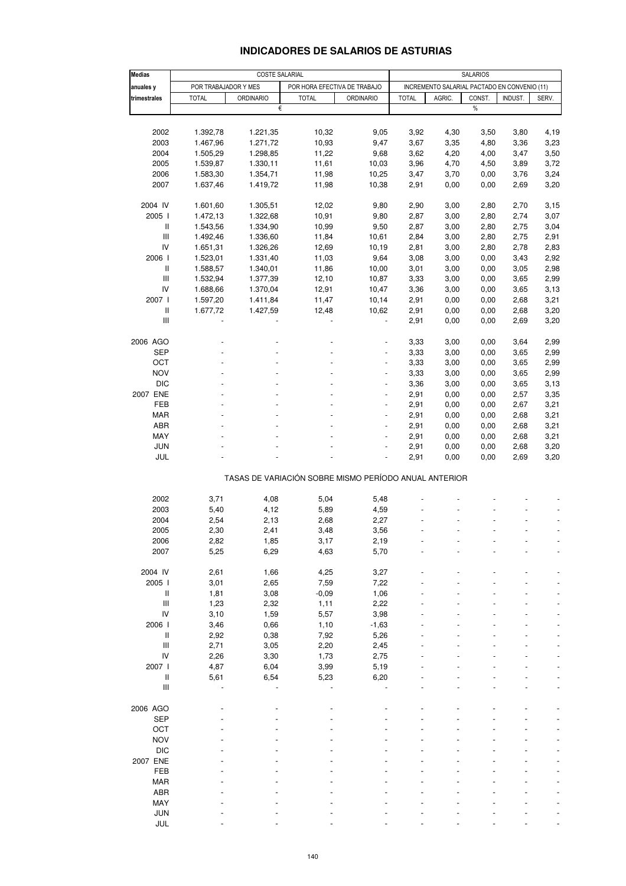## INDICADORES DE SALARIOS DE ASTURIAS

| Medias anuales y trimestrales | COSTE SALARIAL | | | | SALARIOS | | | | |
|---|---|---|---|---|---|---|---|---|---|
| | POR TRABAJADOR Y MES | | POR HORA EFECTIVA DE TRABAJO | | INCREMENTO SALARIAL PACTADO EN CONVENIO (11) | | | | |
| | TOTAL | ORDINARIO | TOTAL | ORDINARIO | TOTAL | AGRIC. | CONST. | INDUST. | SERV. |
| | € | | | | % | | | | |
| 2002 | 1.392,78 | 1.221,35 | 10,32 | 9,05 | 3,92 | 4,30 | 3,50 | 3,80 | 4,19 |
| 2003 | 1.467,96 | 1.271,72 | 10,93 | 9,47 | 3,67 | 3,35 | 4,80 | 3,36 | 3,23 |
| 2004 | 1.505,29 | 1.298,85 | 11,22 | 9,68 | 3,62 | 4,20 | 4,00 | 3,47 | 3,50 |
| 2005 | 1.539,87 | 1.330,11 | 11,61 | 10,03 | 3,96 | 4,70 | 4,50 | 3,89 | 3,72 |
| 2006 | 1.583,30 | 1.354,71 | 11,98 | 10,25 | 3,47 | 3,70 | 0,00 | 3,76 | 3,24 |
| 2007 | 1.637,46 | 1.419,72 | 11,98 | 10,38 | 2,91 | 0,00 | 0,00 | 2,69 | 3,20 |
| 2004 IV | 1.601,60 | 1.305,51 | 12,02 | 9,80 | 2,90 | 3,00 | 2,80 | 2,70 | 3,15 |
| 2005 I | 1.472,13 | 1.322,68 | 10,91 | 9,80 | 2,87 | 3,00 | 2,80 | 2,74 | 3,07 |
| II | 1.543,56 | 1.334,90 | 10,99 | 9,50 | 2,87 | 3,00 | 2,80 | 2,75 | 3,04 |
| III | 1.492,46 | 1.336,60 | 11,84 | 10,61 | 2,84 | 3,00 | 2,80 | 2,75 | 2,91 |
| IV | 1.651,31 | 1.326,26 | 12,69 | 10,19 | 2,81 | 3,00 | 2,80 | 2,78 | 2,83 |
| 2006 I | 1.523,01 | 1.331,40 | 11,03 | 9,64 | 3,08 | 3,00 | 0,00 | 3,43 | 2,92 |
| II | 1.588,57 | 1.340,01 | 11,86 | 10,00 | 3,01 | 3,00 | 0,00 | 3,05 | 2,98 |
| III | 1.532,94 | 1.377,39 | 12,10 | 10,87 | 3,33 | 3,00 | 0,00 | 3,65 | 2,99 |
| IV | 1.688,66 | 1.370,04 | 12,91 | 10,47 | 3,36 | 3,00 | 0,00 | 3,65 | 3,13 |
| 2007 I | 1.597,20 | 1.411,84 | 11,47 | 10,14 | 2,91 | 0,00 | 0,00 | 2,68 | 3,21 |
| II | 1.677,72 | 1.427,59 | 12,48 | 10,62 | 2,91 | 0,00 | 0,00 | 2,68 | 3,20 |
| III | - | - | - | - | 2,91 | 0,00 | 0,00 | 2,69 | 3,20 |
| 2006 AGO | - | - | - | - | 3,33 | 3,00 | 0,00 | 3,64 | 2,99 |
| SEP | - | - | - | - | 3,33 | 3,00 | 0,00 | 3,65 | 2,99 |
| OCT | - | - | - | - | 3,33 | 3,00 | 0,00 | 3,65 | 2,99 |
| NOV | - | - | - | - | 3,33 | 3,00 | 0,00 | 3,65 | 2,99 |
| DIC | - | - | - | - | 3,36 | 3,00 | 0,00 | 3,65 | 3,13 |
| 2007 ENE | - | - | - | - | 2,91 | 0,00 | 0,00 | 2,57 | 3,35 |
| FEB | - | - | - | - | 2,91 | 0,00 | 0,00 | 2,67 | 3,21 |
| MAR | - | - | - | - | 2,91 | 0,00 | 0,00 | 2,68 | 3,21 |
| ABR | - | - | - | - | 2,91 | 0,00 | 0,00 | 2,68 | 3,21 |
| MAY | - | - | - | - | 2,91 | 0,00 | 0,00 | 2,68 | 3,21 |
| JUN | - | - | - | - | 2,91 | 0,00 | 0,00 | 2,68 | 3,20 |
| JUL | - | - | - | - | 2,91 | 0,00 | 0,00 | 2,69 | 3,20 |
| | TASAS DE VARIACIÓN SOBRE MISMO PERÍODO ANUAL ANTERIOR | | | | | | | | |
| 2002 | 3,71 | 4,08 | 5,04 | 5,48 | - | - | - | - | - |
| 2003 | 5,40 | 4,12 | 5,89 | 4,59 | - | - | - | - | - |
| 2004 | 2,54 | 2,13 | 2,68 | 2,27 | - | - | - | - | - |
| 2005 | 2,30 | 2,41 | 3,48 | 3,56 | - | - | - | - | - |
| 2006 | 2,82 | 1,85 | 3,17 | 2,19 | - | - | - | - | - |
| 2007 | 5,25 | 6,29 | 4,63 | 5,70 | - | - | - | - | - |
| 2004 IV | 2,61 | 1,66 | 4,25 | 3,27 | - | - | - | - | - |
| 2005 I | 3,01 | 2,65 | 7,59 | 7,22 | - | - | - | - | - |
| II | 1,81 | 3,08 | -0,09 | 1,06 | - | - | - | - | - |
| III | 1,23 | 2,32 | 1,11 | 2,22 | - | - | - | - | - |
| IV | 3,10 | 1,59 | 5,57 | 3,98 | - | - | - | - | - |
| 2006 I | 3,46 | 0,66 | 1,10 | -1,63 | - | - | - | - | - |
| II | 2,92 | 0,38 | 7,92 | 5,26 | - | - | - | - | - |
| III | 2,71 | 3,05 | 2,20 | 2,45 | - | - | - | - | - |
| IV | 2,26 | 3,30 | 1,73 | 2,75 | - | - | - | - | - |
| 2007 I | 4,87 | 6,04 | 3,99 | 5,19 | - | - | - | - | - |
| II | 5,61 | 6,54 | 5,23 | 6,20 | - | - | - | - | - |
| III | - | - | - | - | - | - | - | - | - |
| 2006 AGO | - | - | - | - | - | - | - | - | - |
| SEP | - | - | - | - | - | - | - | - | - |
| OCT | - | - | - | - | - | - | - | - | - |
| NOV | - | - | - | - | - | - | - | - | - |
| DIC | - | - | - | - | - | - | - | - | - |
| 2007 ENE | - | - | - | - | - | - | - | - | - |
| FEB | - | - | - | - | - | - | - | - | - |
| MAR | - | - | - | - | - | - | - | - | - |
| ABR | - | - | - | - | - | - | - | - | - |
| MAY | - | - | - | - | - | - | - | - | - |
| JUN | - | - | - | - | - | - | - | - | - |
| JUL | - | - | - | - | - | - | - | - | - |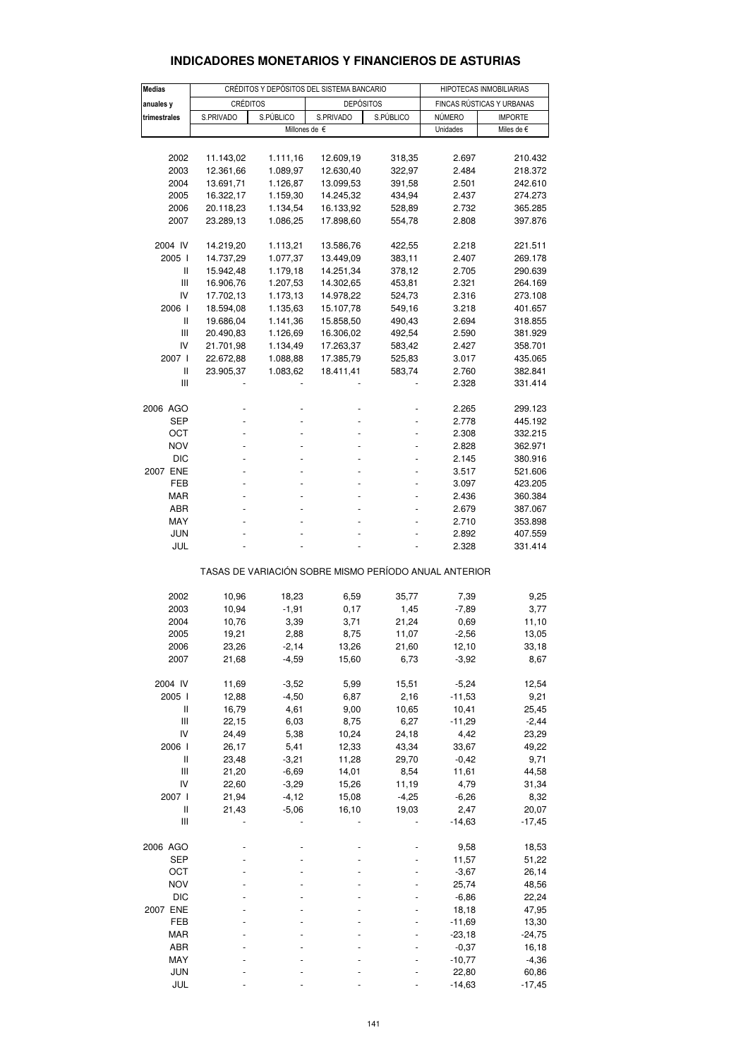# INDICADORES MONETARIOS Y FINANCIEROS DE ASTURIAS

| Medias anuales y trimestrales | CRÉDITOS Y DEPÓSITOS DEL SISTEMA BANCARIO | | | | HIPOTECAS INMOBILIARIAS | |
|---|---|---|---|---|---|---|
| | CRÉDITOS | | DEPÓSITOS | | FINCAS RÚSTICAS Y URBANAS | |
| | S.PRIVADO | S.PÚBLICO | S.PRIVADO | S.PÚBLICO | NÚMERO | IMPORTE |
| | Millones de € | | | | Unidades | Miles de € |
| 2002 | 11.143,02 | 1.111,16 | 12.609,19 | 318,35 | 2.697 | 210.432 |
| 2003 | 12.361,66 | 1.089,97 | 12.630,40 | 322,97 | 2.484 | 218.372 |
| 2004 | 13.691,71 | 1.126,87 | 13.099,53 | 391,58 | 2.501 | 242.610 |
| 2005 | 16.322,17 | 1.159,30 | 14.245,32 | 434,94 | 2.437 | 274.273 |
| 2006 | 20.118,23 | 1.134,54 | 16.133,92 | 528,89 | 2.732 | 365.285 |
| 2007 | 23.289,13 | 1.086,25 | 17.898,60 | 554,78 | 2.808 | 397.876 |
| 2004 IV | 14.219,20 | 1.113,21 | 13.586,76 | 422,55 | 2.218 | 221.511 |
| 2005 I | 14.737,29 | 1.077,37 | 13.449,09 | 383,11 | 2.407 | 269.178 |
| II | 15.942,48 | 1.179,18 | 14.251,34 | 378,12 | 2.705 | 290.639 |
| III | 16.906,76 | 1.207,53 | 14.302,65 | 453,81 | 2.321 | 264.169 |
| IV | 17.702,13 | 1.173,13 | 14.978,22 | 524,73 | 2.316 | 273.108 |
| 2006 I | 18.594,08 | 1.135,63 | 15.107,78 | 549,16 | 3.218 | 401.657 |
| II | 19.686,04 | 1.141,36 | 15.858,50 | 490,43 | 2.694 | 318.855 |
| III | 20.490,83 | 1.126,69 | 16.306,02 | 492,54 | 2.590 | 381.929 |
| IV | 21.701,98 | 1.134,49 | 17.263,37 | 583,42 | 2.427 | 358.701 |
| 2007 I | 22.672,88 | 1.088,88 | 17.385,79 | 525,83 | 3.017 | 435.065 |
| II | 23.905,37 | 1.083,62 | 18.411,41 | 583,74 | 2.760 | 382.841 |
| III | - | - | - | - | 2.328 | 331.414 |
| 2006 AGO | - | - | - | - | 2.265 | 299.123 |
| SEP | - | - | - | - | 2.778 | 445.192 |
| OCT | - | - | - | - | 2.308 | 332.215 |
| NOV | - | - | - | - | 2.828 | 362.971 |
| DIC | - | - | - | - | 2.145 | 380.916 |
| 2007 ENE | - | - | - | - | 3.517 | 521.606 |
| FEB | - | - | - | - | 3.097 | 423.205 |
| MAR | - | - | - | - | 2.436 | 360.384 |
| ABR | - | - | - | - | 2.679 | 387.067 |
| MAY | - | - | - | - | 2.710 | 353.898 |
| JUN | - | - | - | - | 2.892 | 407.559 |
| JUL | - | - | - | - | 2.328 | 331.414 |
| | TASAS DE VARIACIÓN SOBRE MISMO PERÍODO ANUAL ANTERIOR | | | | | |
| 2002 | 10,96 | 18,23 | 6,59 | 35,77 | 7,39 | 9,25 |
| 2003 | 10,94 | -1,91 | 0,17 | 1,45 | -7,89 | 3,77 |
| 2004 | 10,76 | 3,39 | 3,71 | 21,24 | 0,69 | 11,10 |
| 2005 | 19,21 | 2,88 | 8,75 | 11,07 | -2,56 | 13,05 |
| 2006 | 23,26 | -2,14 | 13,26 | 21,60 | 12,10 | 33,18 |
| 2007 | 21,68 | -4,59 | 15,60 | 6,73 | -3,92 | 8,67 |
| 2004 IV | 11,69 | -3,52 | 5,99 | 15,51 | -5,24 | 12,54 |
| 2005 I | 12,88 | -4,50 | 6,87 | 2,16 | -11,53 | 9,21 |
| II | 16,79 | 4,61 | 9,00 | 10,65 | 10,41 | 25,45 |
| III | 22,15 | 6,03 | 8,75 | 6,27 | -11,29 | -2,44 |
| IV | 24,49 | 5,38 | 10,24 | 24,18 | 4,42 | 23,29 |
| 2006 I | 26,17 | 5,41 | 12,33 | 43,34 | 33,67 | 49,22 |
| II | 23,48 | -3,21 | 11,28 | 29,70 | -0,42 | 9,71 |
| III | 21,20 | -6,69 | 14,01 | 8,54 | 11,61 | 44,58 |
| IV | 22,60 | -3,29 | 15,26 | 11,19 | 4,79 | 31,34 |
| 2007 I | 21,94 | -4,12 | 15,08 | -4,25 | -6,26 | 8,32 |
| II | 21,43 | -5,06 | 16,10 | 19,03 | 2,47 | 20,07 |
| III | - | - | - | - | -14,63 | -17,45 |
| 2006 AGO | - | - | - | - | 9,58 | 18,53 |
| SEP | - | - | - | - | 11,57 | 51,22 |
| OCT | - | - | - | - | -3,67 | 26,14 |
| NOV | - | - | - | - | 25,74 | 48,56 |
| DIC | - | - | - | - | -6,86 | 22,24 |
| 2007 ENE | - | - | - | - | 18,18 | 47,95 |
| FEB | - | - | - | - | -11,69 | 13,30 |
| MAR | - | - | - | - | -23,18 | -24,75 |
| ABR | - | - | - | - | -0,37 | 16,18 |
| MAY | - | - | - | - | -10,77 | -4,36 |
| JUN | - | - | - | - | 22,80 | 60,86 |
| JUL | - | - | - | - | -14,63 | -17,45 |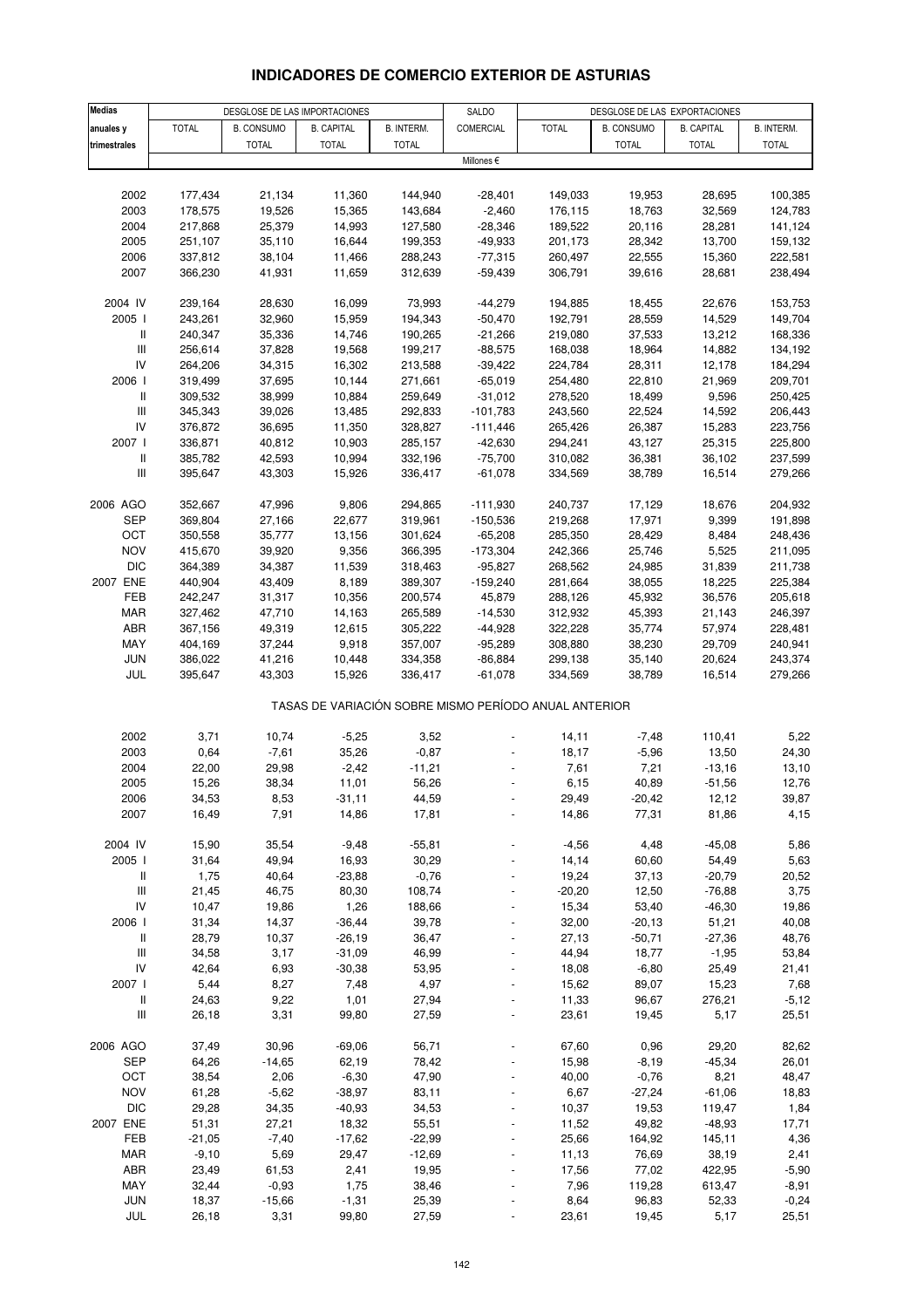## INDICADORES DE COMERCIO EXTERIOR DE ASTURIAS

| Medias anuales y trimestrales | DESGLOSE DE LAS IMPORTACIONES | | | | SALDO | DESGLOSE DE LAS EXPORTACIONES | | | |
|---|---|---|---|---|---|---|---|---|---|
| | TOTAL | B. CONSUMO TOTAL | B. CAPITAL TOTAL | B. INTERM. TOTAL | COMERCIAL | TOTAL | B. CONSUMO TOTAL | B. CAPITAL TOTAL | B. INTERM. TOTAL |
| | | | | | Millones € | | | | |
| 2002 | 177,434 | 21,134 | 11,360 | 144,940 | -28,401 | 149,033 | 19,953 | 28,695 | 100,385 |
| 2003 | 178,575 | 19,526 | 15,365 | 143,684 | -2,460 | 176,115 | 18,763 | 32,569 | 124,783 |
| 2004 | 217,868 | 25,379 | 14,993 | 127,580 | -28,346 | 189,522 | 20,116 | 28,281 | 141,124 |
| 2005 | 251,107 | 35,110 | 16,644 | 199,353 | -49,933 | 201,173 | 28,342 | 13,700 | 159,132 |
| 2006 | 337,812 | 38,104 | 11,466 | 288,243 | -77,315 | 260,497 | 22,555 | 15,360 | 222,581 |
| 2007 | 366,230 | 41,931 | 11,659 | 312,639 | -59,439 | 306,791 | 39,616 | 28,681 | 238,494 |
| 2004 IV | 239,164 | 28,630 | 16,099 | 73,993 | -44,279 | 194,885 | 18,455 | 22,676 | 153,753 |
| 2005 I | 243,261 | 32,960 | 15,959 | 194,343 | -50,470 | 192,791 | 28,559 | 14,529 | 149,704 |
| II | 240,347 | 35,336 | 14,746 | 190,265 | -21,266 | 219,080 | 37,533 | 13,212 | 168,336 |
| III | 256,614 | 37,828 | 19,568 | 199,217 | -88,575 | 168,038 | 18,964 | 14,882 | 134,192 |
| IV | 264,206 | 34,315 | 16,302 | 213,588 | -39,422 | 224,784 | 28,311 | 12,178 | 184,294 |
| 2006 I | 319,499 | 37,695 | 10,144 | 271,661 | -65,019 | 254,480 | 22,810 | 21,969 | 209,701 |
| II | 309,532 | 38,999 | 10,884 | 259,649 | -31,012 | 278,520 | 18,499 | 9,596 | 250,425 |
| III | 345,343 | 39,026 | 13,485 | 292,833 | -101,783 | 243,560 | 22,524 | 14,592 | 206,443 |
| IV | 376,872 | 36,695 | 11,350 | 328,827 | -111,446 | 265,426 | 26,387 | 15,283 | 223,756 |
| 2007 I | 336,871 | 40,812 | 10,903 | 285,157 | -42,630 | 294,241 | 43,127 | 25,315 | 225,800 |
| II | 385,782 | 42,593 | 10,994 | 332,196 | -75,700 | 310,082 | 36,381 | 36,102 | 237,599 |
| III | 395,647 | 43,303 | 15,926 | 336,417 | -61,078 | 334,569 | 38,789 | 16,514 | 279,266 |
| 2006 AGO | 352,667 | 47,996 | 9,806 | 294,865 | -111,930 | 240,737 | 17,129 | 18,676 | 204,932 |
| SEP | 369,804 | 27,166 | 22,677 | 319,961 | -150,536 | 219,268 | 17,971 | 9,399 | 191,898 |
| OCT | 350,558 | 35,777 | 13,156 | 301,624 | -65,208 | 285,350 | 28,429 | 8,484 | 248,436 |
| NOV | 415,670 | 39,920 | 9,356 | 366,395 | -173,304 | 242,366 | 25,746 | 5,525 | 211,095 |
| DIC | 364,389 | 34,387 | 11,539 | 318,463 | -95,827 | 268,562 | 24,985 | 31,839 | 211,738 |
| 2007 ENE | 440,904 | 43,409 | 8,189 | 389,307 | -159,240 | 281,664 | 38,055 | 18,225 | 225,384 |
| FEB | 242,247 | 31,317 | 10,356 | 200,574 | 45,879 | 288,126 | 45,932 | 36,576 | 205,618 |
| MAR | 327,462 | 47,710 | 14,163 | 265,589 | -14,530 | 312,932 | 45,393 | 21,143 | 246,397 |
| ABR | 367,156 | 49,319 | 12,615 | 305,222 | -44,928 | 322,228 | 35,774 | 57,974 | 228,481 |
| MAY | 404,169 | 37,244 | 9,918 | 357,007 | -95,289 | 308,880 | 38,230 | 29,709 | 240,941 |
| JUN | 386,022 | 41,216 | 10,448 | 334,358 | -86,884 | 299,138 | 35,140 | 20,624 | 243,374 |
| JUL | 395,647 | 43,303 | 15,926 | 336,417 | -61,078 | 334,569 | 38,789 | 16,514 | 279,266 |
| | | | | | TASAS DE VARIACIÓN SOBRE MISMO PERÍODO ANUAL ANTERIOR | | | | |
| 2002 | 3,71 | 10,74 | -5,25 | 3,52 | - | 14,11 | -7,48 | 110,41 | 5,22 |
| 2003 | 0,64 | -7,61 | 35,26 | -0,87 | - | 18,17 | -5,96 | 13,50 | 24,30 |
| 2004 | 22,00 | 29,98 | -2,42 | -11,21 | - | 7,61 | 7,21 | -13,16 | 13,10 |
| 2005 | 15,26 | 38,34 | 11,01 | 56,26 | - | 6,15 | 40,89 | -51,56 | 12,76 |
| 2006 | 34,53 | 8,53 | -31,11 | 44,59 | - | 29,49 | -20,42 | 12,12 | 39,87 |
| 2007 | 16,49 | 7,91 | 14,86 | 17,81 | - | 14,86 | 77,31 | 81,86 | 4,15 |
| 2004 IV | 15,90 | 35,54 | -9,48 | -55,81 | - | -4,56 | 4,48 | -45,08 | 5,86 |
| 2005 I | 31,64 | 49,94 | 16,93 | 30,29 | - | 14,14 | 60,60 | 54,49 | 5,63 |
| II | 1,75 | 40,64 | -23,88 | -0,76 | - | 19,24 | 37,13 | -20,79 | 20,52 |
| III | 21,45 | 46,75 | 80,30 | 108,74 | - | -20,20 | 12,50 | -76,88 | 3,75 |
| IV | 10,47 | 19,86 | 1,26 | 188,66 | - | 15,34 | 53,40 | -46,30 | 19,86 |
| 2006 I | 31,34 | 14,37 | -36,44 | 39,78 | - | 32,00 | -20,13 | 51,21 | 40,08 |
| II | 28,79 | 10,37 | -26,19 | 36,47 | - | 27,13 | -50,71 | -27,36 | 48,76 |
| III | 34,58 | 3,17 | -31,09 | 46,99 | - | 44,94 | 18,77 | -1,95 | 53,84 |
| IV | 42,64 | 6,93 | -30,38 | 53,95 | - | 18,08 | -6,80 | 25,49 | 21,41 |
| 2007 I | 5,44 | 8,27 | 7,48 | 4,97 | - | 15,62 | 89,07 | 15,23 | 7,68 |
| II | 24,63 | 9,22 | 1,01 | 27,94 | - | 11,33 | 96,67 | 276,21 | -5,12 |
| III | 26,18 | 3,31 | 99,80 | 27,59 | - | 23,61 | 19,45 | 5,17 | 25,51 |
| 2006 AGO | 37,49 | 30,96 | -69,06 | 56,71 | - | 67,60 | 0,96 | 29,20 | 82,62 |
| SEP | 64,26 | -14,65 | 62,19 | 78,42 | - | 15,98 | -8,19 | -45,34 | 26,01 |
| OCT | 38,54 | 2,06 | -6,30 | 47,90 | - | 40,00 | -0,76 | 8,21 | 48,47 |
| NOV | 61,28 | -5,62 | -38,97 | 83,11 | - | 6,67 | -27,24 | -61,06 | 18,83 |
| DIC | 29,28 | 34,35 | -40,93 | 34,53 | - | 10,37 | 19,53 | 119,47 | 1,84 |
| 2007 ENE | 51,31 | 27,21 | 18,32 | 55,51 | - | 11,52 | 49,82 | -48,93 | 17,71 |
| FEB | -21,05 | -7,40 | -17,62 | -22,99 | - | 25,66 | 164,92 | 145,11 | 4,36 |
| MAR | -9,10 | 5,69 | 29,47 | -12,69 | - | 11,13 | 76,69 | 38,19 | 2,41 |
| ABR | 23,49 | 61,53 | 2,41 | 19,95 | - | 17,56 | 77,02 | 422,95 | -5,90 |
| MAY | 32,44 | -0,93 | 1,75 | 38,46 | - | 7,96 | 119,28 | 613,47 | -8,91 |
| JUN | 18,37 | -15,66 | -1,31 | 25,39 | - | 8,64 | 96,83 | 52,33 | -0,24 |
| JUL | 26,18 | 3,31 | 99,80 | 27,59 | - | 23,61 | 19,45 | 5,17 | 25,51 |